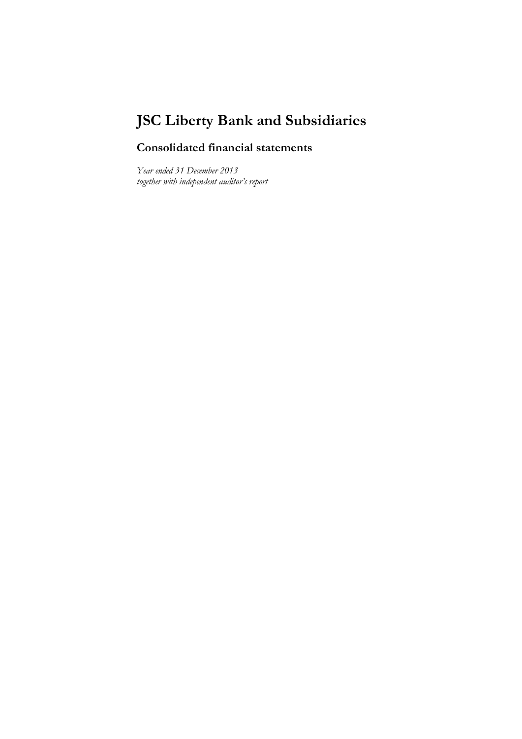# JSC Liberty Bank and Subsidiaries

## Consolidated financial statements

*Year ended 31 December 2013*
*together with independent auditor's report*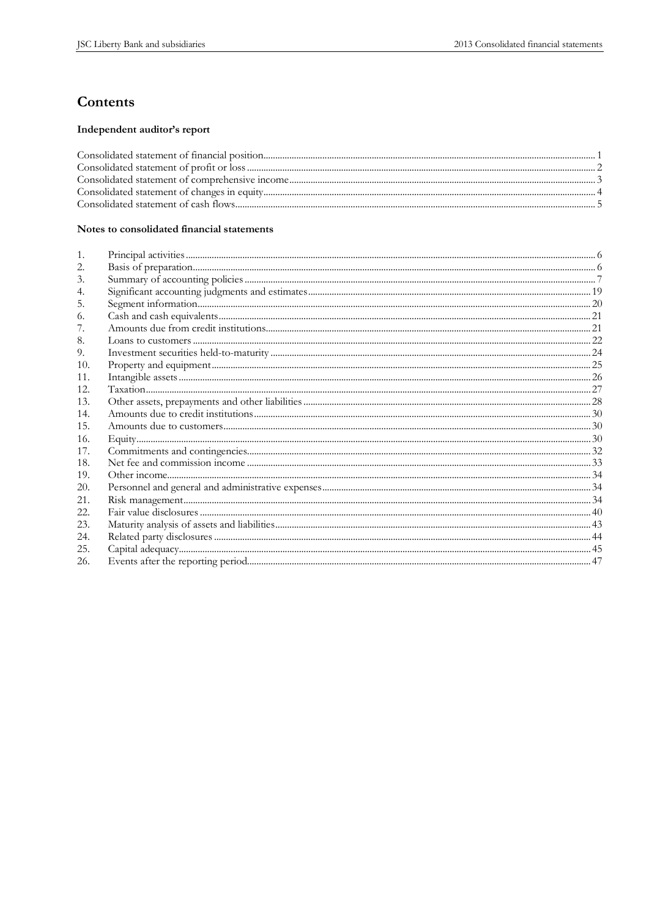# Contents

### Independent auditor's report

| | |
|---|---|
| Consolidated statement of financial position | 1 |
| Consolidated statement of profit or loss | 2 |
| Consolidated statement of comprehensive income | 3 |
| Consolidated statement of changes in equity | 4 |
| Consolidated statement of cash flows | 5 |

### Notes to consolidated financial statements

| | | |
|---|---|---|
| 1. | Principal activities | 6 |
| 2. | Basis of preparation | 6 |
| 3. | Summary of accounting policies | 7 |
| 4. | Significant accounting judgments and estimates | 19 |
| 5. | Segment information | 20 |
| 6. | Cash and cash equivalents | 21 |
| 7. | Amounts due from credit institutions | 21 |
| 8. | Loans to customers | 22 |
| 9. | Investment securities held-to-maturity | 24 |
| 10. | Property and equipment | 25 |
| 11. | Intangible assets | 26 |
| 12. | Taxation | 27 |
| 13. | Other assets, prepayments and other liabilities | 28 |
| 14. | Amounts due to credit institutions | 30 |
| 15. | Amounts due to customers | 30 |
| 16. | Equity | 30 |
| 17. | Commitments and contingencies | 32 |
| 18. | Net fee and commission income | 33 |
| 19. | Other income | 34 |
| 20. | Personnel and general and administrative expenses | 34 |
| 21. | Risk management | 34 |
| 22. | Fair value disclosures | 40 |
| 23. | Maturity analysis of assets and liabilities | 43 |
| 24. | Related party disclosures | 44 |
| 25. | Capital adequacy | 45 |
| 26. | Events after the reporting period | 47 |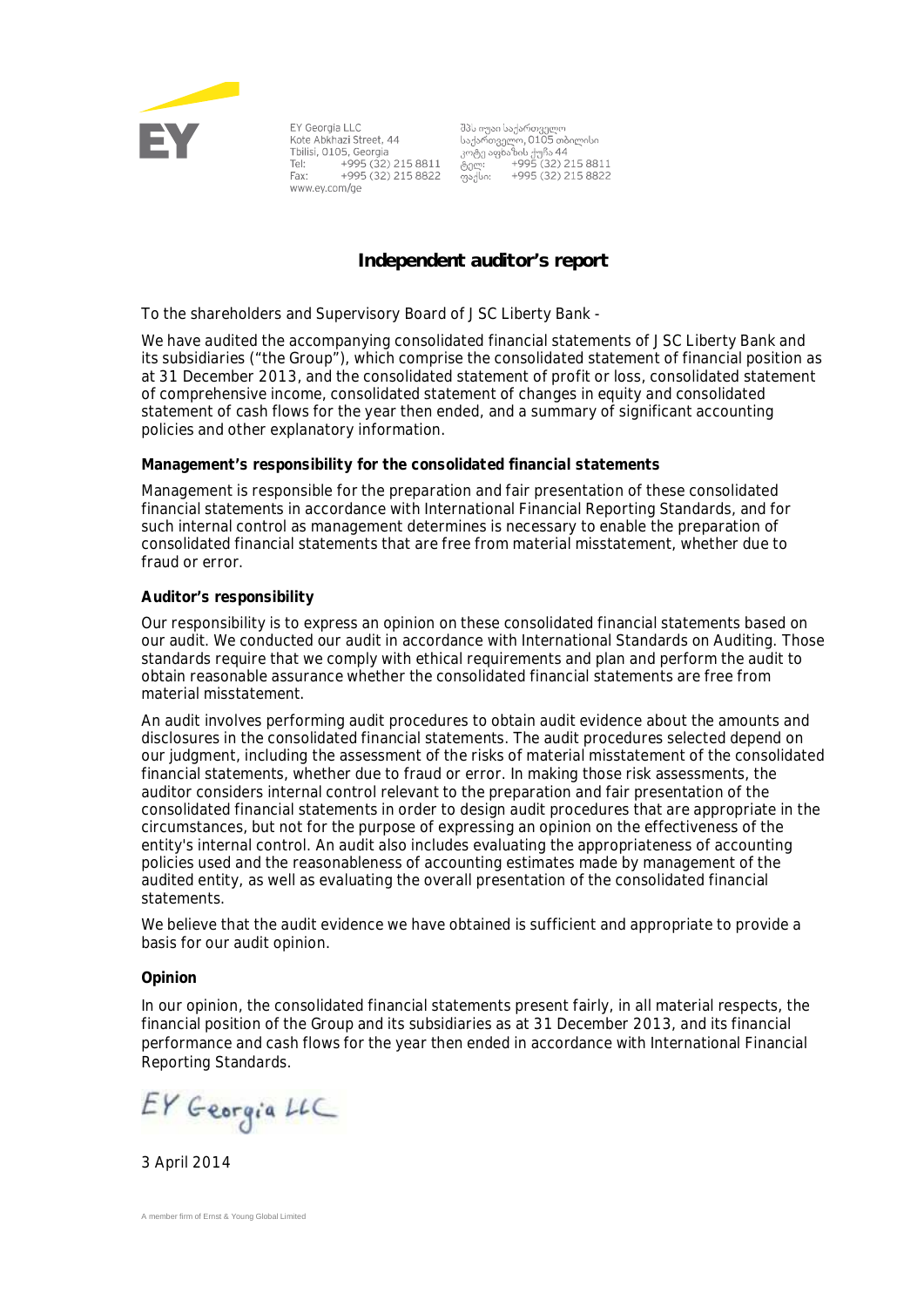EY Georgia LLC
Kote Abkhazi Street, 44
Tbilisi, 0105, Georgia
Tel: +995 (32) 215 8811
Fax: +995 (32) 215 8822
www.ey.com/ge

შპს ერნსთ ენდ იანგი საქართველო
საქართველო, 0105 თბილისი
კოტე აფხაზის ქუჩა 44
ტელ: +995 (32) 215 8811
ფაქსი: +995 (32) 215 8822

# Independent auditor's report

To the shareholders and Supervisory Board of JSC Liberty Bank -

We have audited the accompanying consolidated financial statements of JSC Liberty Bank and its subsidiaries ("the Group"), which comprise the consolidated statement of financial position as at 31 December 2013, and the consolidated statement of profit or loss, consolidated statement of comprehensive income, consolidated statement of changes in equity and consolidated statement of cash flows for the year then ended, and a summary of significant accounting policies and other explanatory information.

**Management's responsibility for the consolidated financial statements**

Management is responsible for the preparation and fair presentation of these consolidated financial statements in accordance with International Financial Reporting Standards, and for such internal control as management determines is necessary to enable the preparation of consolidated financial statements that are free from material misstatement, whether due to fraud or error.

**Auditor's responsibility**

Our responsibility is to express an opinion on these consolidated financial statements based on our audit. We conducted our audit in accordance with International Standards on Auditing. Those standards require that we comply with ethical requirements and plan and perform the audit to obtain reasonable assurance whether the consolidated financial statements are free from material misstatement.

An audit involves performing audit procedures to obtain audit evidence about the amounts and disclosures in the consolidated financial statements. The audit procedures selected depend on our judgment, including the assessment of the risks of material misstatement of the consolidated financial statements, whether due to fraud or error. In making those risk assessments, the auditor considers internal control relevant to the preparation and fair presentation of the consolidated financial statements in order to design audit procedures that are appropriate in the circumstances, but not for the purpose of expressing an opinion on the effectiveness of the entity's internal control. An audit also includes evaluating the appropriateness of accounting policies used and the reasonableness of accounting estimates made by management of the audited entity, as well as evaluating the overall presentation of the consolidated financial statements.

We believe that the audit evidence we have obtained is sufficient and appropriate to provide a basis for our audit opinion.

**Opinion**

In our opinion, the consolidated financial statements present fairly, in all material respects, the financial position of the Group and its subsidiaries as at 31 December 2013, and its financial performance and cash flows for the year then ended in accordance with International Financial Reporting Standards.

EY Georgia LLC

3 April 2014

A member firm of Ernst & Young Global Limited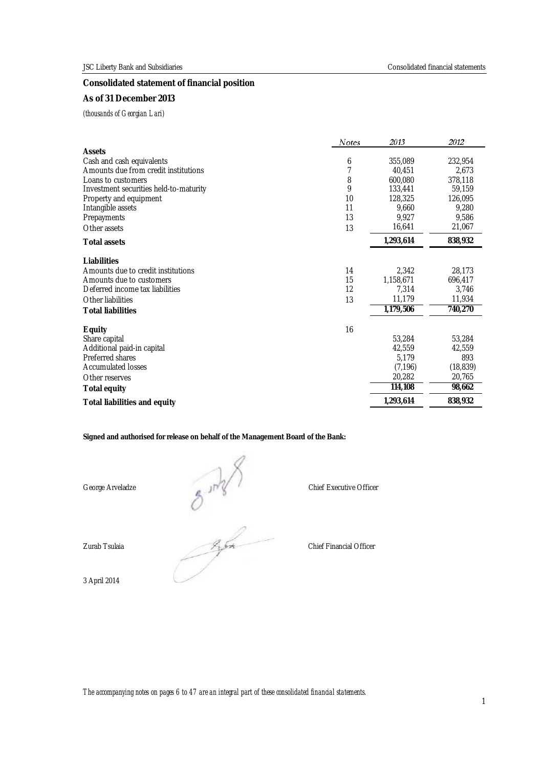## Consolidated statement of financial position

### As of 31 December 2013

*(thousands of Georgian Lari)*

| | Notes | 2013 | 2012 |
|---|---|---|---|
| **Assets** | | | |
| Cash and cash equivalents | 6 | 355,089 | 232,954 |
| Amounts due from credit institutions | 7 | 40,451 | 2,673 |
| Loans to customers | 8 | 600,080 | 378,118 |
| Investment securities held-to-maturity | 9 | 133,441 | 59,159 |
| Property and equipment | 10 | 128,325 | 126,095 |
| Intangible assets | 11 | 9,660 | 9,280 |
| Prepayments | 13 | 9,927 | 9,586 |
| Other assets | 13 | 16,641 | 21,067 |
| **Total assets** | | **1,293,614** | **838,932** |
| **Liabilities** | | | |
| Amounts due to credit institutions | 14 | 2,342 | 28,173 |
| Amounts due to customers | 15 | 1,158,671 | 696,417 |
| Deferred income tax liabilities | 12 | 7,314 | 3,746 |
| Other liabilities | 13 | 11,179 | 11,934 |
| **Total liabilities** | | **1,179,506** | **740,270** |
| **Equity** | 16 | | |
| Share capital | | 53,284 | 53,284 |
| Additional paid-in capital | | 42,559 | 42,559 |
| Preferred shares | | 5,179 | 893 |
| Accumulated losses | | (7,196) | (18,839) |
| Other reserves | | 20,282 | 20,765 |
| **Total equity** | | **114,108** | **98,662** |
| **Total liabilities and equity** | | **1,293,614** | **838,932** |

**Signed and authorised for release on behalf of the Management Board of the Bank:**

George Arveladze — Chief Executive Officer

Zurab Tsulaia — Chief Financial Officer

3 April 2014

*The accompanying notes on pages 6 to 47 are an integral part of these consolidated financial statements.*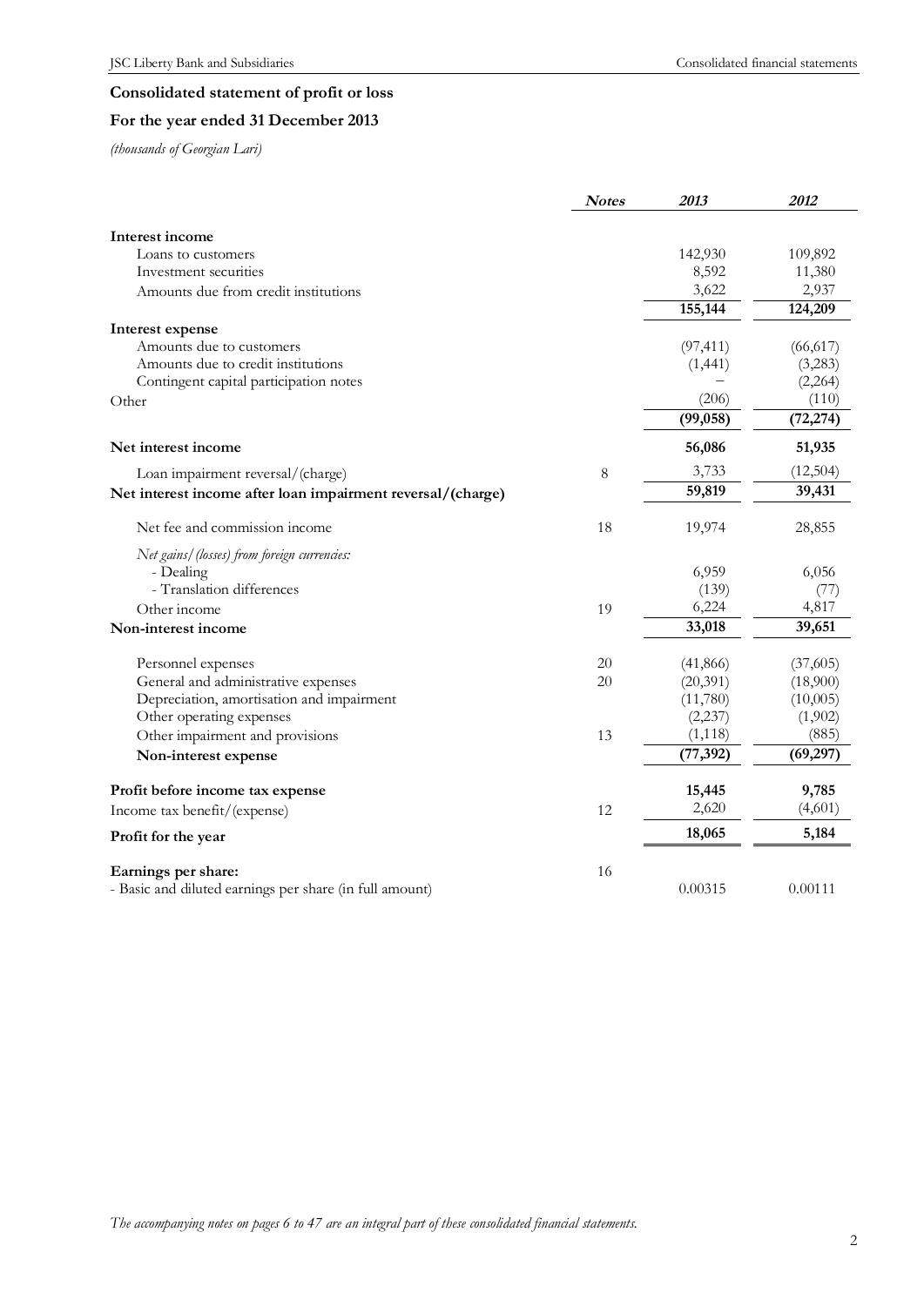## Consolidated statement of profit or loss

## For the year ended 31 December 2013

*(thousands of Georgian Lari)*

| | *Notes* | *2013* | *2012* |
|---|---|---|---|
| **Interest income** | | | |
| Loans to customers | | 142,930 | 109,892 |
| Investment securities | | 8,592 | 11,380 |
| Amounts due from credit institutions | | 3,622 | 2,937 |
| | | **155,144** | **124,209** |
| **Interest expense** | | | |
| Amounts due to customers | | (97,411) | (66,617) |
| Amounts due to credit institutions | | (1,441) | (3,283) |
| Contingent capital participation notes | | – | (2,264) |
| Other | | (206) | (110) |
| | | **(99,058)** | **(72,274)** |
| **Net interest income** | | **56,086** | **51,935** |
| Loan impairment reversal/(charge) | 8 | 3,733 | (12,504) |
| **Net interest income after loan impairment reversal/(charge)** | | **59,819** | **39,431** |
| Net fee and commission income | 18 | 19,974 | 28,855 |
| *Net gains/(losses) from foreign currencies:* | | | |
| - Dealing | | 6,959 | 6,056 |
| - Translation differences | | (139) | (77) |
| Other income | 19 | 6,224 | 4,817 |
| **Non-interest income** | | **33,018** | **39,651** |
| Personnel expenses | 20 | (41,866) | (37,605) |
| General and administrative expenses | 20 | (20,391) | (18,900) |
| Depreciation, amortisation and impairment | | (11,780) | (10,005) |
| Other operating expenses | | (2,237) | (1,902) |
| Other impairment and provisions | 13 | (1,118) | (885) |
| **Non-interest expense** | | **(77,392)** | **(69,297)** |
| **Profit before income tax expense** | | **15,445** | **9,785** |
| Income tax benefit/(expense) | 12 | 2,620 | (4,601) |
| **Profit for the year** | | **18,065** | **5,184** |
| **Earnings per share:** | 16 | | |
| - Basic and diluted earnings per share (in full amount) | | 0.00315 | 0.00111 |

*The accompanying notes on pages 6 to 47 are an integral part of these consolidated financial statements.*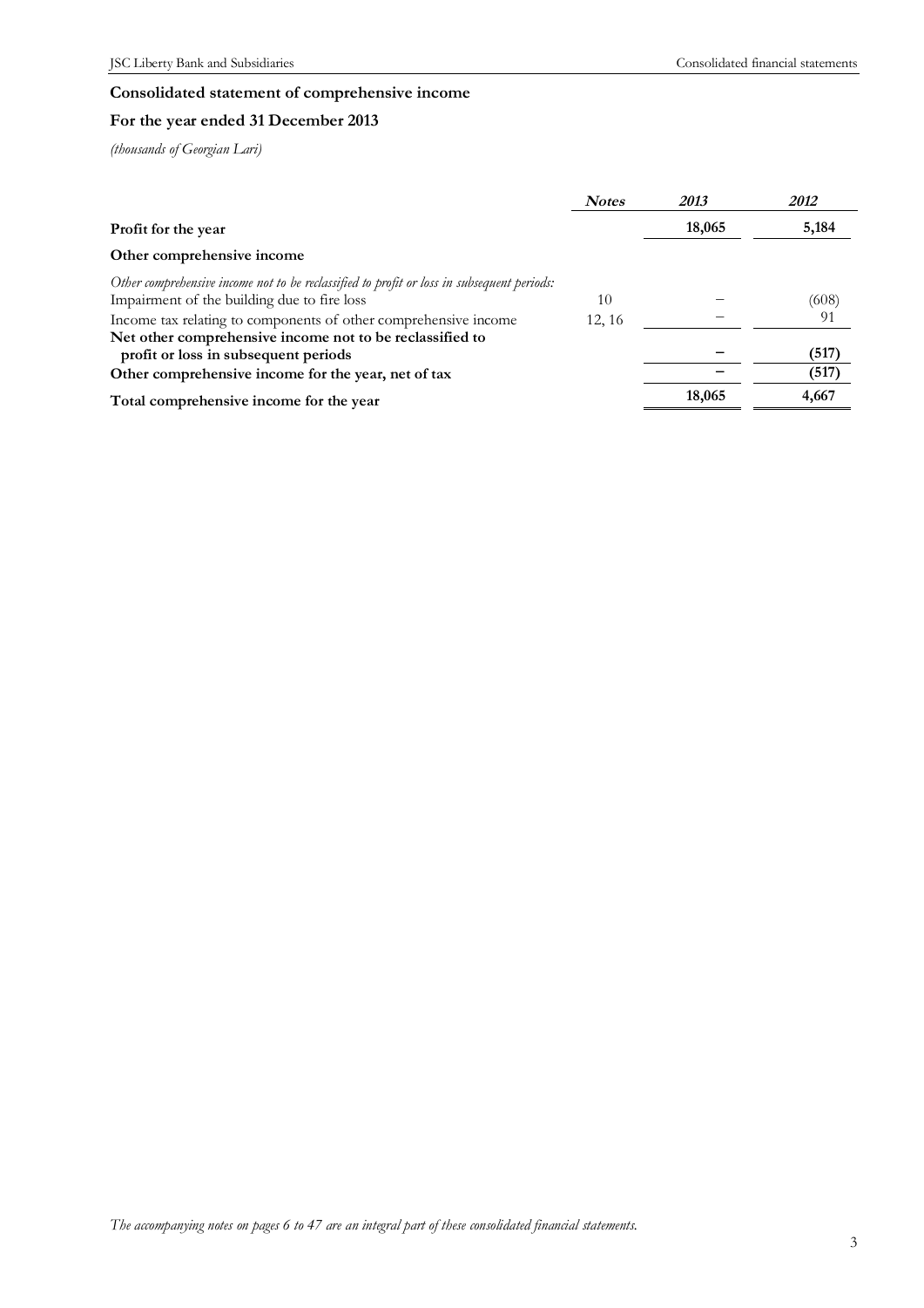## Consolidated statement of comprehensive income

### For the year ended 31 December 2013

*(thousands of Georgian Lari)*

| | *Notes* | *2013* | *2012* |
|---|---|---|---|
| **Profit for the year** | | **18,065** | **5,184** |
| **Other comprehensive income** | | | |
| *Other comprehensive income not to be reclassified to profit or loss in subsequent periods:* | | | |
| Impairment of the building due to fire loss | 10 | – | (608) |
| Income tax relating to components of other comprehensive income | 12, 16 | – | 91 |
| **Net other comprehensive income not to be reclassified to profit or loss in subsequent periods** | | **–** | **(517)** |
| **Other comprehensive income for the year, net of tax** | | **–** | **(517)** |
| **Total comprehensive income for the year** | | **18,065** | **4,667** |

*The accompanying notes on pages 6 to 47 are an integral part of these consolidated financial statements.*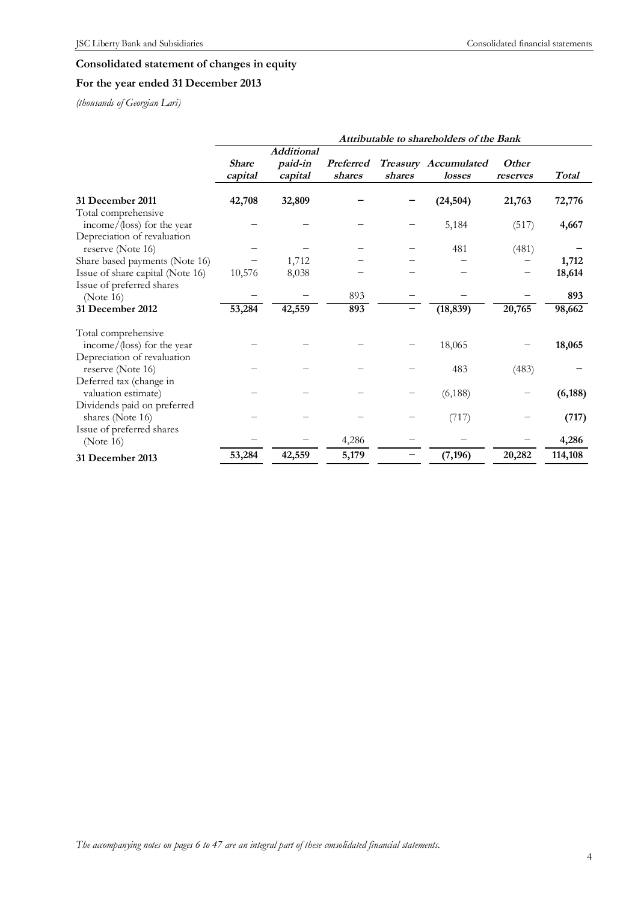## Consolidated statement of changes in equity

## For the year ended 31 December 2013

*(thousands of Georgian Lari)*

| | Attributable to shareholders of the Bank | | | | | | |
|---|---|---|---|---|---|---|---|
| | ***Share capital*** | ***Additional paid-in capital*** | ***Preferred shares*** | ***Treasury shares*** | ***Accumulated losses*** | ***Other reserves*** | ***Total*** |
| **31 December 2011** | **42,708** | **32,809** | **–** | **–** | **(24,504)** | **21,763** | **72,776** |
| Total comprehensive income/(loss) for the year | – | – | – | – | 5,184 | (517) | **4,667** |
| Depreciation of revaluation reserve (Note 16) | – | – | – | – | 481 | (481) | **–** |
| Share based payments (Note 16) | – | 1,712 | – | – | – | – | **1,712** |
| Issue of share capital (Note 16) | 10,576 | 8,038 | – | – | – | – | **18,614** |
| Issue of preferred shares (Note 16) | – | – | 893 | – | – | – | **893** |
| **31 December 2012** | **53,284** | **42,559** | **893** | **–** | **(18,839)** | **20,765** | **98,662** |
| Total comprehensive income/(loss) for the year | – | – | – | – | 18,065 | – | **18,065** |
| Depreciation of revaluation reserve (Note 16) | – | – | – | – | 483 | (483) | **–** |
| Deferred tax (change in valuation estimate) | – | – | – | – | (6,188) | – | **(6,188)** |
| Dividends paid on preferred shares (Note 16) | – | – | – | – | (717) | – | **(717)** |
| Issue of preferred shares (Note 16) | – | – | 4,286 | – | – | – | **4,286** |
| **31 December 2013** | **53,284** | **42,559** | **5,179** | **–** | **(7,196)** | **20,282** | **114,108** |

*The accompanying notes on pages 6 to 47 are an integral part of these consolidated financial statements.*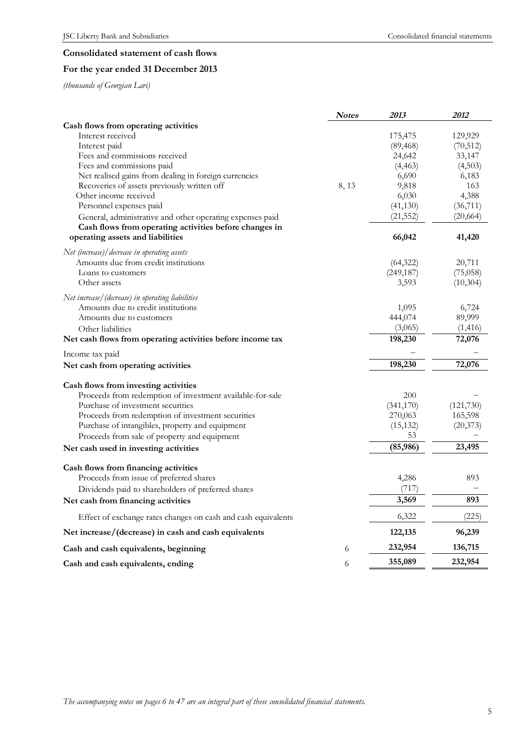## Consolidated statement of cash flows

## For the year ended 31 December 2013

*(thousands of Georgian Lari)*

| | *Notes* | *2013* | *2012* |
|---|---|---|---|
| **Cash flows from operating activities** | | | |
| Interest received | | 175,475 | 129,929 |
| Interest paid | | (89,468) | (70,512) |
| Fees and commissions received | | 24,642 | 33,147 |
| Fees and commissions paid | | (4,463) | (4,503) |
| Net realised gains from dealing in foreign currencies | | 6,690 | 6,183 |
| Recoveries of assets previously written off | 8, 13 | 9,818 | 163 |
| Other income received | | 6,030 | 4,388 |
| Personnel expenses paid | | (41,130) | (36,711) |
| General, administrative and other operating expenses paid | | (21,552) | (20,664) |
| **Cash flows from operating activities before changes in operating assets and liabilities** | | **66,042** | **41,420** |
| *Net (increase)/decrease in operating assets* | | | |
| Amounts due from credit institutions | | (64,322) | 20,711 |
| Loans to customers | | (249,187) | (75,058) |
| Other assets | | 3,593 | (10,304) |
| *Net increase/(decrease) in operating liabilities* | | | |
| Amounts due to credit institutions | | 1,095 | 6,724 |
| Amounts due to customers | | 444,074 | 89,999 |
| Other liabilities | | (3,065) | (1,416) |
| **Net cash flows from operating activities before income tax** | | **198,230** | **72,076** |
| Income tax paid | | – | – |
| **Net cash from operating activities** | | **198,230** | **72,076** |
| **Cash flows from investing activities** | | | |
| Proceeds from redemption of investment available-for-sale | | 200 | – |
| Purchase of investment securities | | (341,170) | (121,730) |
| Proceeds from redemption of investment securities | | 270,063 | 165,598 |
| Purchase of intangibles, property and equipment | | (15,132) | (20,373) |
| Proceeds from sale of property and equipment | | 53 | – |
| **Net cash used in investing activities** | | **(85,986)** | **23,495** |
| **Cash flows from financing activities** | | | |
| Proceeds from issue of preferred shares | | 4,286 | 893 |
| Dividends paid to shareholders of preferred shares | | (717) | – |
| **Net cash from financing activities** | | **3,569** | **893** |
| Effect of exchange rates changes on cash and cash equivalents | | 6,322 | (225) |
| **Net increase/(decrease) in cash and cash equivalents** | | **122,135** | **96,239** |
| **Cash and cash equivalents, beginning** | 6 | **232,954** | **136,715** |
| **Cash and cash equivalents, ending** | 6 | **355,089** | **232,954** |

*The accompanying notes on pages 6 to 47 are an integral part of these consolidated financial statements.*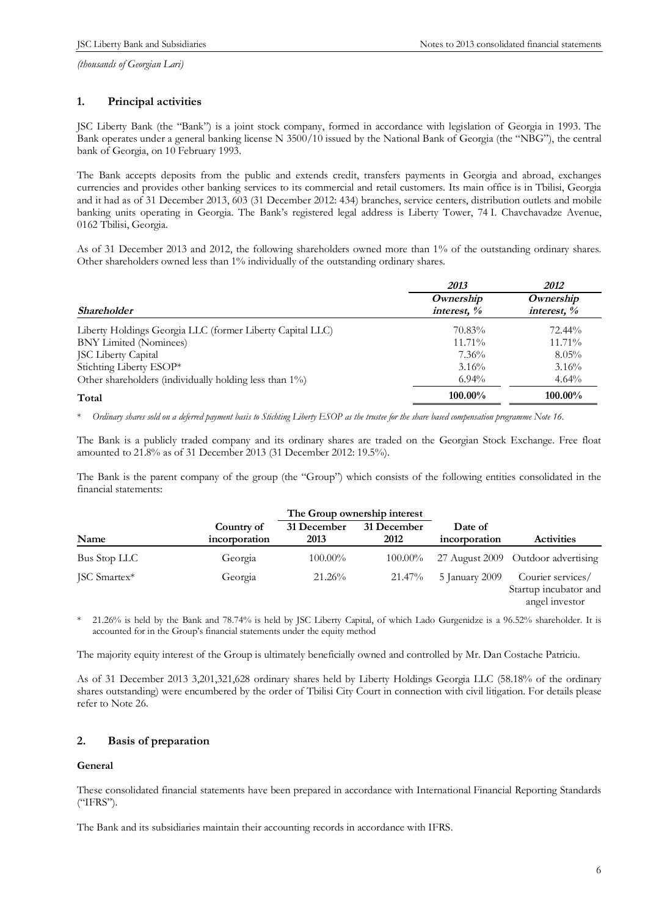*(thousands of Georgian Lari)*

## 1. Principal activities

JSC Liberty Bank (the "Bank") is a joint stock company, formed in accordance with legislation of Georgia in 1993. The Bank operates under a general banking license N 3500/10 issued by the National Bank of Georgia (the "NBG"), the central bank of Georgia, on 10 February 1993.

The Bank accepts deposits from the public and extends credit, transfers payments in Georgia and abroad, exchanges currencies and provides other banking services to its commercial and retail customers. Its main office is in Tbilisi, Georgia and it had as of 31 December 2013, 603 (31 December 2012: 434) branches, service centers, distribution outlets and mobile banking units operating in Georgia. The Bank's registered legal address is Liberty Tower, 74 I. Chavchavadze Avenue, 0162 Tbilisi, Georgia.

As of 31 December 2013 and 2012, the following shareholders owned more than 1% of the outstanding ordinary shares. Other shareholders owned less than 1% individually of the outstanding ordinary shares.

| *Shareholder* | *2013* *Ownership interest, %* | *2012* *Ownership interest, %* |
|---|---|---|
| Liberty Holdings Georgia LLC (former Liberty Capital LLC) | 70.83% | 72.44% |
| BNY Limited (Nominees) | 11.71% | 11.71% |
| JSC Liberty Capital | 7.36% | 8.05% |
| Stichting Liberty ESOP* | 3.16% | 3.16% |
| Other shareholders (individually holding less than 1%) | 6.94% | 4.64% |
| **Total** | **100.00%** | **100.00%** |

\* *Ordinary shares sold on a deferred payment basis to Stichting Liberty ESOP as the trustee for the share based compensation programme Note 16.*

The Bank is a publicly traded company and its ordinary shares are traded on the Georgian Stock Exchange. Free float amounted to 21.8% as of 31 December 2013 (31 December 2012: 19.5%).

The Bank is the parent company of the group (the "Group") which consists of the following entities consolidated in the financial statements:

| Name | Country of incorporation | The Group ownership interest 31 December 2013 | 31 December 2012 | Date of incorporation | Activities |
|---|---|---|---|---|---|
| Bus Stop LLC | Georgia | 100.00% | 100.00% | 27 August 2009 | Outdoor advertising |
| JSC Smartex* | Georgia | 21.26% | 21.47% | 5 January 2009 | Courier services/ Startup incubator and angel investor |

\* 21.26% is held by the Bank and 78.74% is held by JSC Liberty Capital, of which Lado Gurgenidze is a 96.52% shareholder. It is accounted for in the Group's financial statements under the equity method

The majority equity interest of the Group is ultimately beneficially owned and controlled by Mr. Dan Costache Patriciu.

As of 31 December 2013 3,201,321,628 ordinary shares held by Liberty Holdings Georgia LLC (58.18% of the ordinary shares outstanding) were encumbered by the order of Tbilisi City Court in connection with civil litigation. For details please refer to Note 26.

## 2. Basis of preparation

### General

These consolidated financial statements have been prepared in accordance with International Financial Reporting Standards ("IFRS").

The Bank and its subsidiaries maintain their accounting records in accordance with IFRS.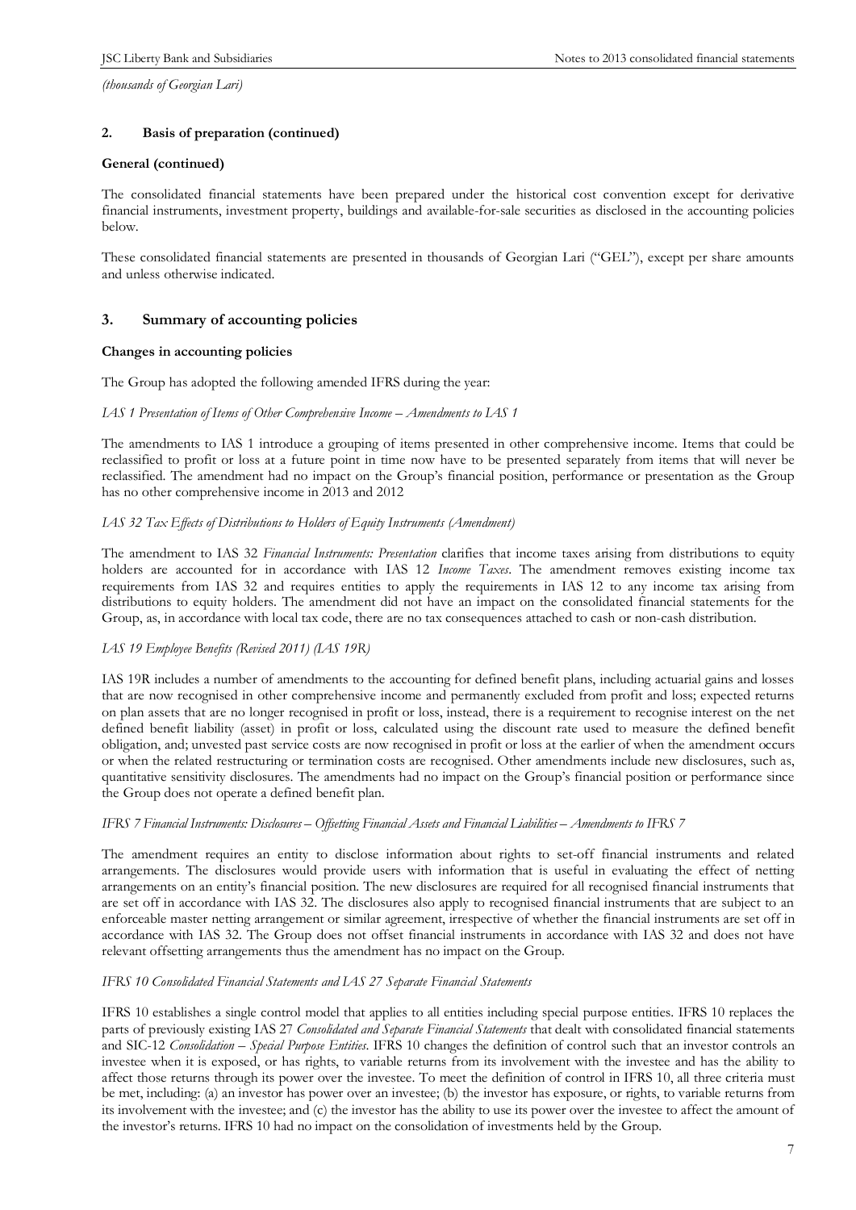*(thousands of Georgian Lari)*

## 2. Basis of preparation (continued)

### General (continued)

The consolidated financial statements have been prepared under the historical cost convention except for derivative financial instruments, investment property, buildings and available-for-sale securities as disclosed in the accounting policies below.

These consolidated financial statements are presented in thousands of Georgian Lari ("GEL"), except per share amounts and unless otherwise indicated.

## 3. Summary of accounting policies

### Changes in accounting policies

The Group has adopted the following amended IFRS during the year:

*IAS 1 Presentation of Items of Other Comprehensive Income – Amendments to IAS 1*

The amendments to IAS 1 introduce a grouping of items presented in other comprehensive income. Items that could be reclassified to profit or loss at a future point in time now have to be presented separately from items that will never be reclassified. The amendment had no impact on the Group's financial position, performance or presentation as the Group has no other comprehensive income in 2013 and 2012

*IAS 32 Tax Effects of Distributions to Holders of Equity Instruments (Amendment)*

The amendment to IAS 32 *Financial Instruments: Presentation* clarifies that income taxes arising from distributions to equity holders are accounted for in accordance with IAS 12 *Income Taxes*. The amendment removes existing income tax requirements from IAS 32 and requires entities to apply the requirements in IAS 12 to any income tax arising from distributions to equity holders. The amendment did not have an impact on the consolidated financial statements for the Group, as, in accordance with local tax code, there are no tax consequences attached to cash or non-cash distribution.

*IAS 19 Employee Benefits (Revised 2011) (IAS 19R)*

IAS 19R includes a number of amendments to the accounting for defined benefit plans, including actuarial gains and losses that are now recognised in other comprehensive income and permanently excluded from profit and loss; expected returns on plan assets that are no longer recognised in profit or loss, instead, there is a requirement to recognise interest on the net defined benefit liability (asset) in profit or loss, calculated using the discount rate used to measure the defined benefit obligation, and; unvested past service costs are now recognised in profit or loss at the earlier of when the amendment occurs or when the related restructuring or termination costs are recognised. Other amendments include new disclosures, such as, quantitative sensitivity disclosures. The amendments had no impact on the Group's financial position or performance since the Group does not operate a defined benefit plan.

*IFRS 7 Financial Instruments: Disclosures – Offsetting Financial Assets and Financial Liabilities – Amendments to IFRS 7*

The amendment requires an entity to disclose information about rights to set-off financial instruments and related arrangements. The disclosures would provide users with information that is useful in evaluating the effect of netting arrangements on an entity's financial position. The new disclosures are required for all recognised financial instruments that are set off in accordance with IAS 32. The disclosures also apply to recognised financial instruments that are subject to an enforceable master netting arrangement or similar agreement, irrespective of whether the financial instruments are set off in accordance with IAS 32. The Group does not offset financial instruments in accordance with IAS 32 and does not have relevant offsetting arrangements thus the amendment has no impact on the Group.

*IFRS 10 Consolidated Financial Statements and IAS 27 Separate Financial Statements*

IFRS 10 establishes a single control model that applies to all entities including special purpose entities. IFRS 10 replaces the parts of previously existing IAS 27 *Consolidated and Separate Financial Statements* that dealt with consolidated financial statements and SIC-12 *Consolidation – Special Purpose Entities*. IFRS 10 changes the definition of control such that an investor controls an investee when it is exposed, or has rights, to variable returns from its involvement with the investee and has the ability to affect those returns through its power over the investee. To meet the definition of control in IFRS 10, all three criteria must be met, including: (a) an investor has power over an investee; (b) the investor has exposure, or rights, to variable returns from its involvement with the investee; and (c) the investor has the ability to use its power over the investee to affect the amount of the investor's returns. IFRS 10 had no impact on the consolidation of investments held by the Group.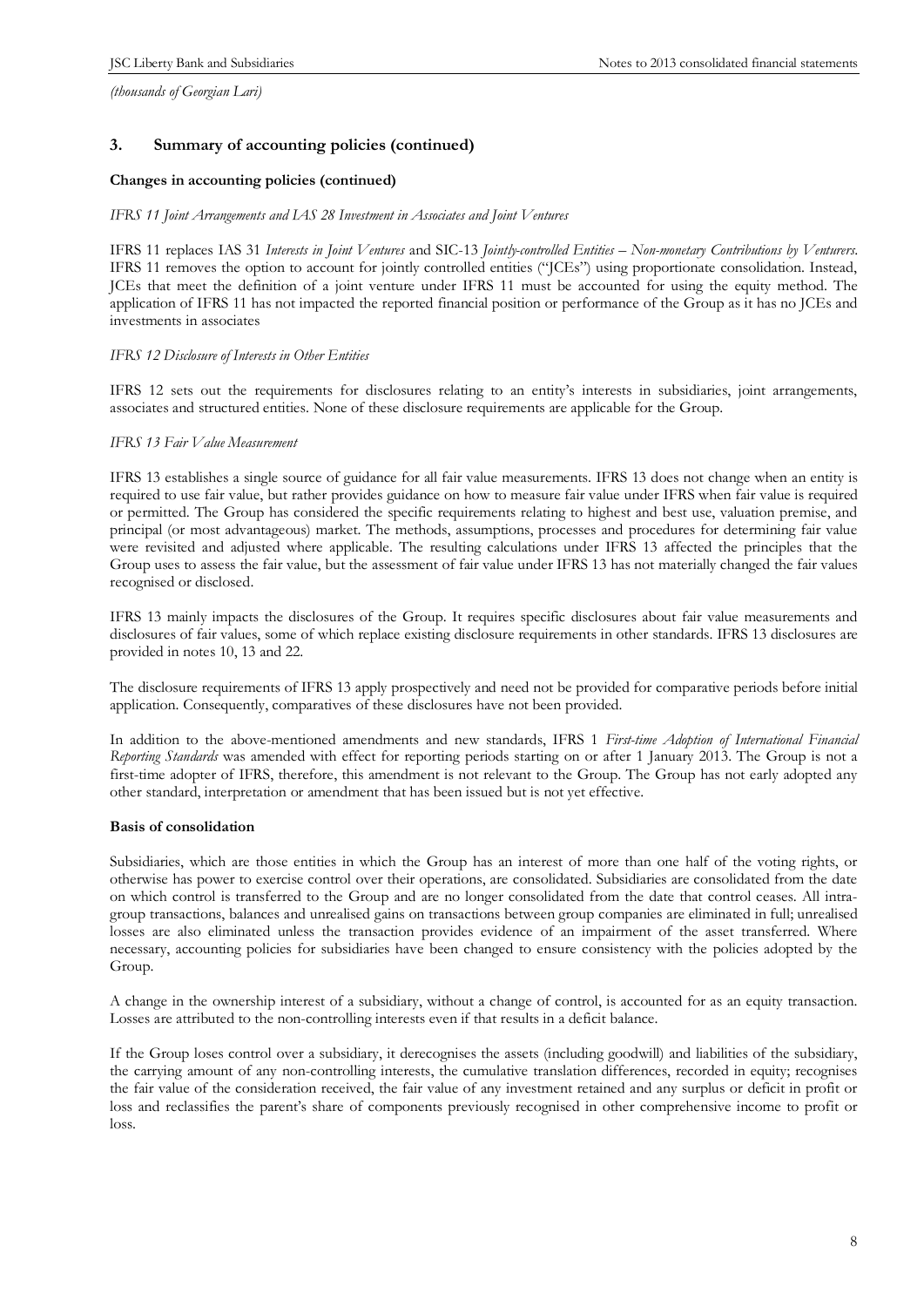*(thousands of Georgian Lari)*

## 3. Summary of accounting policies (continued)

### Changes in accounting policies (continued)

*IFRS 11 Joint Arrangements and IAS 28 Investment in Associates and Joint Ventures*

IFRS 11 replaces IAS 31 *Interests in Joint Ventures* and SIC-13 *Jointly-controlled Entities – Non-monetary Contributions by Venturers*. IFRS 11 removes the option to account for jointly controlled entities ("JCEs") using proportionate consolidation. Instead, JCEs that meet the definition of a joint venture under IFRS 11 must be accounted for using the equity method. The application of IFRS 11 has not impacted the reported financial position or performance of the Group as it has no JCEs and investments in associates

*IFRS 12 Disclosure of Interests in Other Entities*

IFRS 12 sets out the requirements for disclosures relating to an entity's interests in subsidiaries, joint arrangements, associates and structured entities. None of these disclosure requirements are applicable for the Group.

*IFRS 13 Fair Value Measurement*

IFRS 13 establishes a single source of guidance for all fair value measurements. IFRS 13 does not change when an entity is required to use fair value, but rather provides guidance on how to measure fair value under IFRS when fair value is required or permitted. The Group has considered the specific requirements relating to highest and best use, valuation premise, and principal (or most advantageous) market. The methods, assumptions, processes and procedures for determining fair value were revisited and adjusted where applicable. The resulting calculations under IFRS 13 affected the principles that the Group uses to assess the fair value, but the assessment of fair value under IFRS 13 has not materially changed the fair values recognised or disclosed.

IFRS 13 mainly impacts the disclosures of the Group. It requires specific disclosures about fair value measurements and disclosures of fair values, some of which replace existing disclosure requirements in other standards. IFRS 13 disclosures are provided in notes 10, 13 and 22.

The disclosure requirements of IFRS 13 apply prospectively and need not be provided for comparative periods before initial application. Consequently, comparatives of these disclosures have not been provided.

In addition to the above-mentioned amendments and new standards, IFRS 1 *First-time Adoption of International Financial Reporting Standards* was amended with effect for reporting periods starting on or after 1 January 2013. The Group is not a first-time adopter of IFRS, therefore, this amendment is not relevant to the Group. The Group has not early adopted any other standard, interpretation or amendment that has been issued but is not yet effective.

### Basis of consolidation

Subsidiaries, which are those entities in which the Group has an interest of more than one half of the voting rights, or otherwise has power to exercise control over their operations, are consolidated. Subsidiaries are consolidated from the date on which control is transferred to the Group and are no longer consolidated from the date that control ceases. All intra-group transactions, balances and unrealised gains on transactions between group companies are eliminated in full; unrealised losses are also eliminated unless the transaction provides evidence of an impairment of the asset transferred. Where necessary, accounting policies for subsidiaries have been changed to ensure consistency with the policies adopted by the Group.

A change in the ownership interest of a subsidiary, without a change of control, is accounted for as an equity transaction. Losses are attributed to the non-controlling interests even if that results in a deficit balance.

If the Group loses control over a subsidiary, it derecognises the assets (including goodwill) and liabilities of the subsidiary, the carrying amount of any non-controlling interests, the cumulative translation differences, recorded in equity; recognises the fair value of the consideration received, the fair value of any investment retained and any surplus or deficit in profit or loss and reclassifies the parent's share of components previously recognised in other comprehensive income to profit or loss.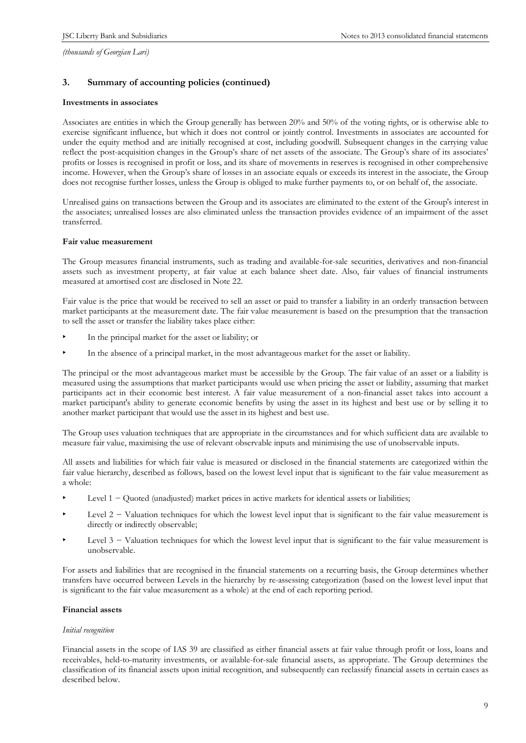*(thousands of Georgian Lari)*

## 3. Summary of accounting policies (continued)

**Investments in associates**

Associates are entities in which the Group generally has between 20% and 50% of the voting rights, or is otherwise able to exercise significant influence, but which it does not control or jointly control. Investments in associates are accounted for under the equity method and are initially recognised at cost, including goodwill. Subsequent changes in the carrying value reflect the post-acquisition changes in the Group's share of net assets of the associate. The Group's share of its associates' profits or losses is recognised in profit or loss, and its share of movements in reserves is recognised in other comprehensive income. However, when the Group's share of losses in an associate equals or exceeds its interest in the associate, the Group does not recognise further losses, unless the Group is obliged to make further payments to, or on behalf of, the associate.

Unrealised gains on transactions between the Group and its associates are eliminated to the extent of the Group's interest in the associates; unrealised losses are also eliminated unless the transaction provides evidence of an impairment of the asset transferred.

**Fair value measurement**

The Group measures financial instruments, such as trading and available-for-sale securities, derivatives and non-financial assets such as investment property, at fair value at each balance sheet date. Also, fair values of financial instruments measured at amortised cost are disclosed in Note 22.

Fair value is the price that would be received to sell an asset or paid to transfer a liability in an orderly transaction between market participants at the measurement date. The fair value measurement is based on the presumption that the transaction to sell the asset or transfer the liability takes place either:

- In the principal market for the asset or liability; or
- In the absence of a principal market, in the most advantageous market for the asset or liability.

The principal or the most advantageous market must be accessible by the Group. The fair value of an asset or a liability is measured using the assumptions that market participants would use when pricing the asset or liability, assuming that market participants act in their economic best interest. A fair value measurement of a non-financial asset takes into account a market participant's ability to generate economic benefits by using the asset in its highest and best use or by selling it to another market participant that would use the asset in its highest and best use.

The Group uses valuation techniques that are appropriate in the circumstances and for which sufficient data are available to measure fair value, maximising the use of relevant observable inputs and minimising the use of unobservable inputs.

All assets and liabilities for which fair value is measured or disclosed in the financial statements are categorized within the fair value hierarchy, described as follows, based on the lowest level input that is significant to the fair value measurement as a whole:

- Level 1 − Quoted (unadjusted) market prices in active markets for identical assets or liabilities;
- Level 2 − Valuation techniques for which the lowest level input that is significant to the fair value measurement is directly or indirectly observable;
- Level 3 − Valuation techniques for which the lowest level input that is significant to the fair value measurement is unobservable.

For assets and liabilities that are recognised in the financial statements on a recurring basis, the Group determines whether transfers have occurred between Levels in the hierarchy by re-assessing categorization (based on the lowest level input that is significant to the fair value measurement as a whole) at the end of each reporting period.

**Financial assets**

*Initial recognition*

Financial assets in the scope of IAS 39 are classified as either financial assets at fair value through profit or loss, loans and receivables, held-to-maturity investments, or available-for-sale financial assets, as appropriate. The Group determines the classification of its financial assets upon initial recognition, and subsequently can reclassify financial assets in certain cases as described below.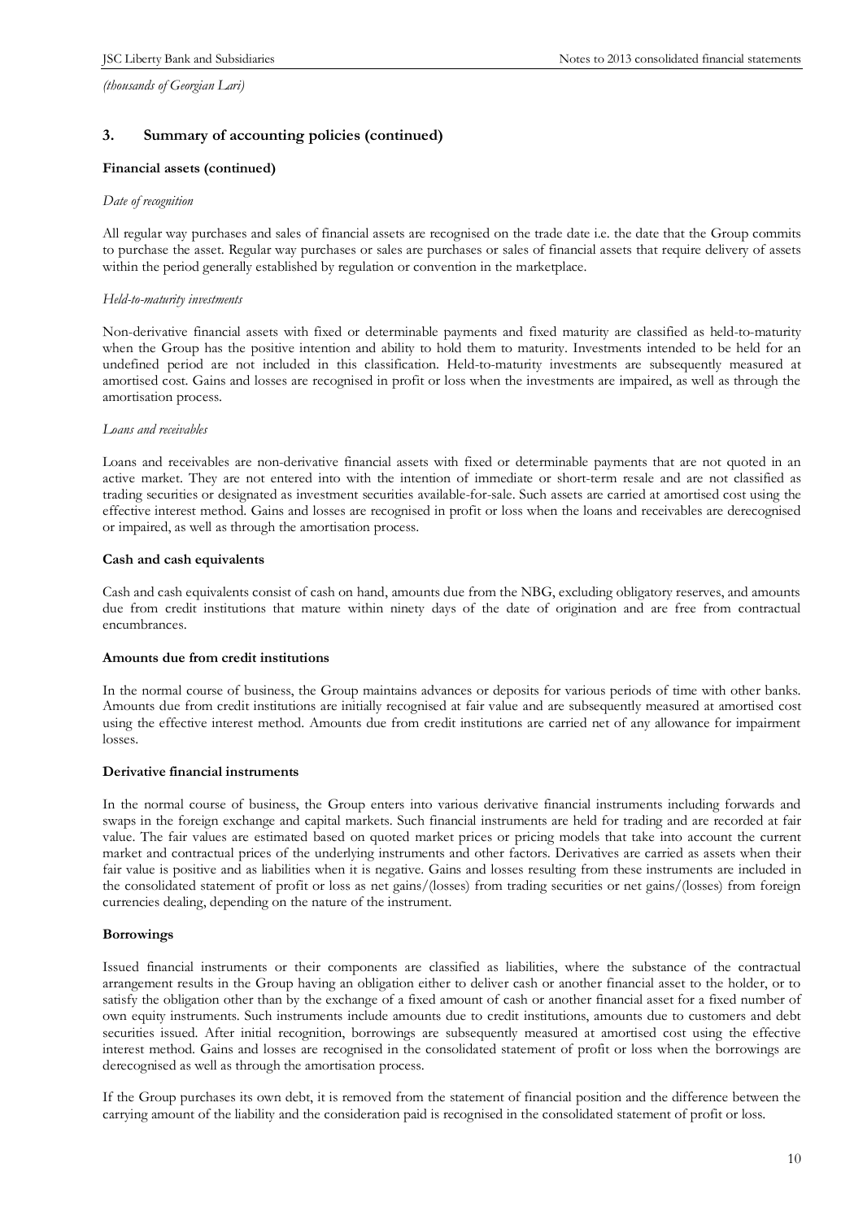*(thousands of Georgian Lari)*

## 3. Summary of accounting policies (continued)

**Financial assets (continued)**

*Date of recognition*

All regular way purchases and sales of financial assets are recognised on the trade date i.e. the date that the Group commits to purchase the asset. Regular way purchases or sales are purchases or sales of financial assets that require delivery of assets within the period generally established by regulation or convention in the marketplace.

*Held-to-maturity investments*

Non-derivative financial assets with fixed or determinable payments and fixed maturity are classified as held-to-maturity when the Group has the positive intention and ability to hold them to maturity. Investments intended to be held for an undefined period are not included in this classification. Held-to-maturity investments are subsequently measured at amortised cost. Gains and losses are recognised in profit or loss when the investments are impaired, as well as through the amortisation process.

*Loans and receivables*

Loans and receivables are non-derivative financial assets with fixed or determinable payments that are not quoted in an active market. They are not entered into with the intention of immediate or short-term resale and are not classified as trading securities or designated as investment securities available-for-sale. Such assets are carried at amortised cost using the effective interest method. Gains and losses are recognised in profit or loss when the loans and receivables are derecognised or impaired, as well as through the amortisation process.

**Cash and cash equivalents**

Cash and cash equivalents consist of cash on hand, amounts due from the NBG, excluding obligatory reserves, and amounts due from credit institutions that mature within ninety days of the date of origination and are free from contractual encumbrances.

**Amounts due from credit institutions**

In the normal course of business, the Group maintains advances or deposits for various periods of time with other banks. Amounts due from credit institutions are initially recognised at fair value and are subsequently measured at amortised cost using the effective interest method. Amounts due from credit institutions are carried net of any allowance for impairment losses.

**Derivative financial instruments**

In the normal course of business, the Group enters into various derivative financial instruments including forwards and swaps in the foreign exchange and capital markets. Such financial instruments are held for trading and are recorded at fair value. The fair values are estimated based on quoted market prices or pricing models that take into account the current market and contractual prices of the underlying instruments and other factors. Derivatives are carried as assets when their fair value is positive and as liabilities when it is negative. Gains and losses resulting from these instruments are included in the consolidated statement of profit or loss as net gains/(losses) from trading securities or net gains/(losses) from foreign currencies dealing, depending on the nature of the instrument.

**Borrowings**

Issued financial instruments or their components are classified as liabilities, where the substance of the contractual arrangement results in the Group having an obligation either to deliver cash or another financial asset to the holder, or to satisfy the obligation other than by the exchange of a fixed amount of cash or another financial asset for a fixed number of own equity instruments. Such instruments include amounts due to credit institutions, amounts due to customers and debt securities issued. After initial recognition, borrowings are subsequently measured at amortised cost using the effective interest method. Gains and losses are recognised in the consolidated statement of profit or loss when the borrowings are derecognised as well as through the amortisation process.

If the Group purchases its own debt, it is removed from the statement of financial position and the difference between the carrying amount of the liability and the consideration paid is recognised in the consolidated statement of profit or loss.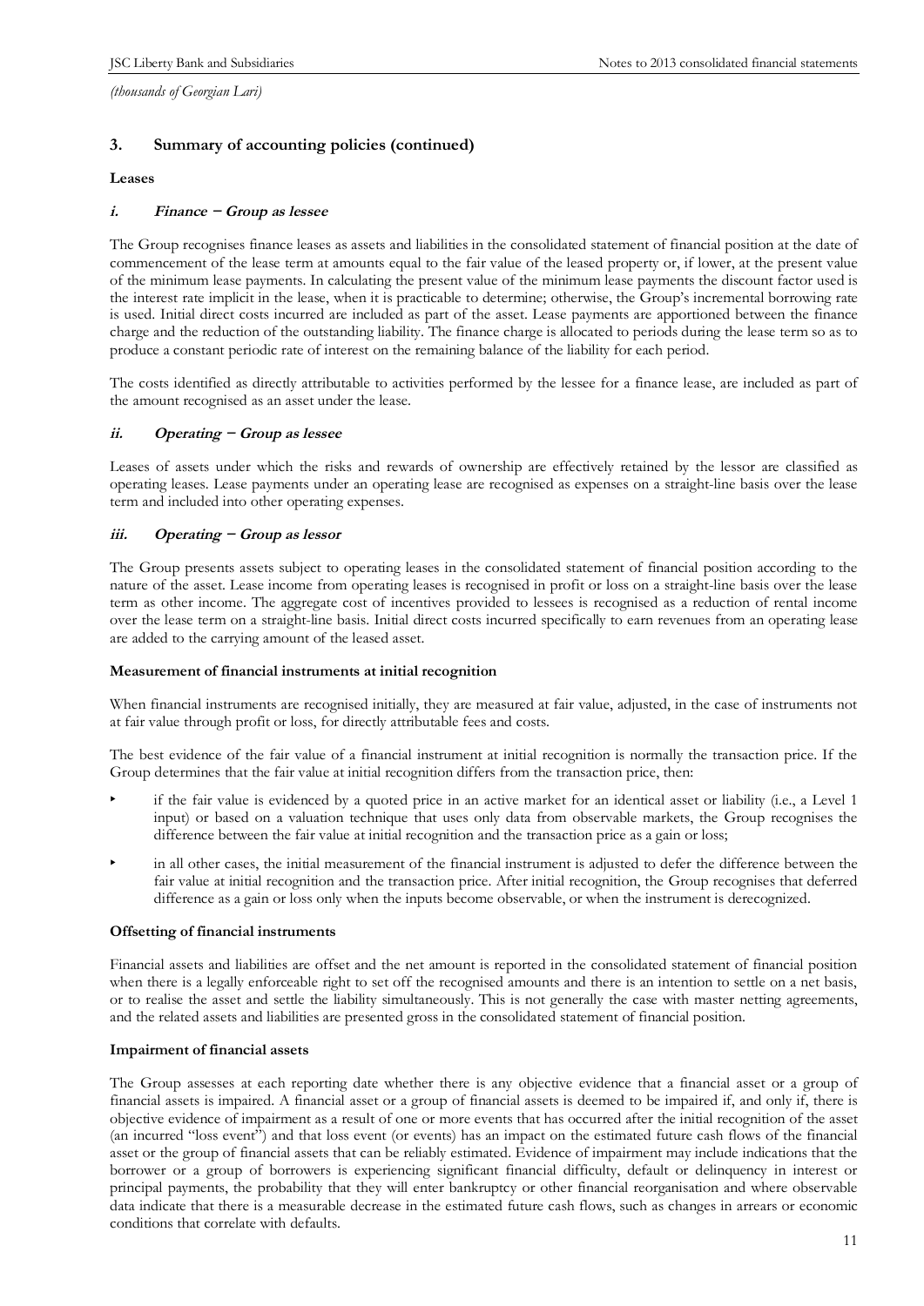*(thousands of Georgian Lari)*

## 3. Summary of accounting policies (continued)

**Leases**

***i. Finance – Group as lessee***

The Group recognises finance leases as assets and liabilities in the consolidated statement of financial position at the date of commencement of the lease term at amounts equal to the fair value of the leased property or, if lower, at the present value of the minimum lease payments. In calculating the present value of the minimum lease payments the discount factor used is the interest rate implicit in the lease, when it is practicable to determine; otherwise, the Group's incremental borrowing rate is used. Initial direct costs incurred are included as part of the asset. Lease payments are apportioned between the finance charge and the reduction of the outstanding liability. The finance charge is allocated to periods during the lease term so as to produce a constant periodic rate of interest on the remaining balance of the liability for each period.

The costs identified as directly attributable to activities performed by the lessee for a finance lease, are included as part of the amount recognised as an asset under the lease.

***ii. Operating – Group as lessee***

Leases of assets under which the risks and rewards of ownership are effectively retained by the lessor are classified as operating leases. Lease payments under an operating lease are recognised as expenses on a straight-line basis over the lease term and included into other operating expenses.

***iii. Operating – Group as lessor***

The Group presents assets subject to operating leases in the consolidated statement of financial position according to the nature of the asset. Lease income from operating leases is recognised in profit or loss on a straight-line basis over the lease term as other income. The aggregate cost of incentives provided to lessees is recognised as a reduction of rental income over the lease term on a straight-line basis. Initial direct costs incurred specifically to earn revenues from an operating lease are added to the carrying amount of the leased asset.

**Measurement of financial instruments at initial recognition**

When financial instruments are recognised initially, they are measured at fair value, adjusted, in the case of instruments not at fair value through profit or loss, for directly attributable fees and costs.

The best evidence of the fair value of a financial instrument at initial recognition is normally the transaction price. If the Group determines that the fair value at initial recognition differs from the transaction price, then:

- if the fair value is evidenced by a quoted price in an active market for an identical asset or liability (i.e., a Level 1 input) or based on a valuation technique that uses only data from observable markets, the Group recognises the difference between the fair value at initial recognition and the transaction price as a gain or loss;
- in all other cases, the initial measurement of the financial instrument is adjusted to defer the difference between the fair value at initial recognition and the transaction price. After initial recognition, the Group recognises that deferred difference as a gain or loss only when the inputs become observable, or when the instrument is derecognized.

**Offsetting of financial instruments**

Financial assets and liabilities are offset and the net amount is reported in the consolidated statement of financial position when there is a legally enforceable right to set off the recognised amounts and there is an intention to settle on a net basis, or to realise the asset and settle the liability simultaneously. This is not generally the case with master netting agreements, and the related assets and liabilities are presented gross in the consolidated statement of financial position.

**Impairment of financial assets**

The Group assesses at each reporting date whether there is any objective evidence that a financial asset or a group of financial assets is impaired. A financial asset or a group of financial assets is deemed to be impaired if, and only if, there is objective evidence of impairment as a result of one or more events that has occurred after the initial recognition of the asset (an incurred "loss event") and that loss event (or events) has an impact on the estimated future cash flows of the financial asset or the group of financial assets that can be reliably estimated. Evidence of impairment may include indications that the borrower or a group of borrowers is experiencing significant financial difficulty, default or delinquency in interest or principal payments, the probability that they will enter bankruptcy or other financial reorganisation and where observable data indicate that there is a measurable decrease in the estimated future cash flows, such as changes in arrears or economic conditions that correlate with defaults.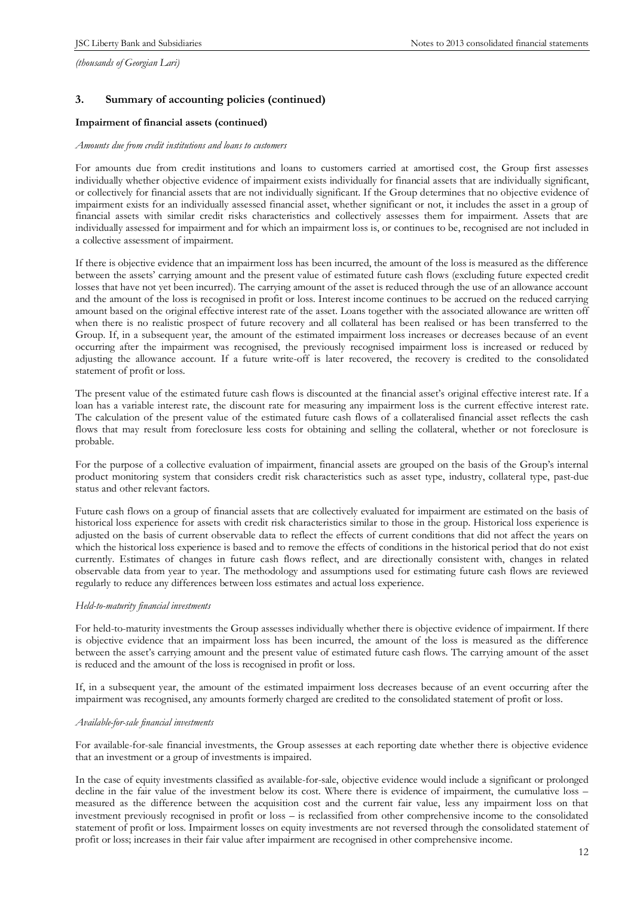*(thousands of Georgian Lari)*

## 3. Summary of accounting policies (continued)

### Impairment of financial assets (continued)

*Amounts due from credit institutions and loans to customers*

For amounts due from credit institutions and loans to customers carried at amortised cost, the Group first assesses individually whether objective evidence of impairment exists individually for financial assets that are individually significant, or collectively for financial assets that are not individually significant. If the Group determines that no objective evidence of impairment exists for an individually assessed financial asset, whether significant or not, it includes the asset in a group of financial assets with similar credit risks characteristics and collectively assesses them for impairment. Assets that are individually assessed for impairment and for which an impairment loss is, or continues to be, recognised are not included in a collective assessment of impairment.

If there is objective evidence that an impairment loss has been incurred, the amount of the loss is measured as the difference between the assets' carrying amount and the present value of estimated future cash flows (excluding future expected credit losses that have not yet been incurred). The carrying amount of the asset is reduced through the use of an allowance account and the amount of the loss is recognised in profit or loss. Interest income continues to be accrued on the reduced carrying amount based on the original effective interest rate of the asset. Loans together with the associated allowance are written off when there is no realistic prospect of future recovery and all collateral has been realised or has been transferred to the Group. If, in a subsequent year, the amount of the estimated impairment loss increases or decreases because of an event occurring after the impairment was recognised, the previously recognised impairment loss is increased or reduced by adjusting the allowance account. If a future write-off is later recovered, the recovery is credited to the consolidated statement of profit or loss.

The present value of the estimated future cash flows is discounted at the financial asset's original effective interest rate. If a loan has a variable interest rate, the discount rate for measuring any impairment loss is the current effective interest rate. The calculation of the present value of the estimated future cash flows of a collateralised financial asset reflects the cash flows that may result from foreclosure less costs for obtaining and selling the collateral, whether or not foreclosure is probable.

For the purpose of a collective evaluation of impairment, financial assets are grouped on the basis of the Group's internal product monitoring system that considers credit risk characteristics such as asset type, industry, collateral type, past-due status and other relevant factors.

Future cash flows on a group of financial assets that are collectively evaluated for impairment are estimated on the basis of historical loss experience for assets with credit risk characteristics similar to those in the group. Historical loss experience is adjusted on the basis of current observable data to reflect the effects of current conditions that did not affect the years on which the historical loss experience is based and to remove the effects of conditions in the historical period that do not exist currently. Estimates of changes in future cash flows reflect, and are directionally consistent with, changes in related observable data from year to year. The methodology and assumptions used for estimating future cash flows are reviewed regularly to reduce any differences between loss estimates and actual loss experience.

*Held-to-maturity financial investments*

For held-to-maturity investments the Group assesses individually whether there is objective evidence of impairment. If there is objective evidence that an impairment loss has been incurred, the amount of the loss is measured as the difference between the asset's carrying amount and the present value of estimated future cash flows. The carrying amount of the asset is reduced and the amount of the loss is recognised in profit or loss.

If, in a subsequent year, the amount of the estimated impairment loss decreases because of an event occurring after the impairment was recognised, any amounts formerly charged are credited to the consolidated statement of profit or loss.

*Available-for-sale financial investments*

For available-for-sale financial investments, the Group assesses at each reporting date whether there is objective evidence that an investment or a group of investments is impaired.

In the case of equity investments classified as available-for-sale, objective evidence would include a significant or prolonged decline in the fair value of the investment below its cost. Where there is evidence of impairment, the cumulative loss – measured as the difference between the acquisition cost and the current fair value, less any impairment loss on that investment previously recognised in profit or loss – is reclassified from other comprehensive income to the consolidated statement of profit or loss. Impairment losses on equity investments are not reversed through the consolidated statement of profit or loss; increases in their fair value after impairment are recognised in other comprehensive income.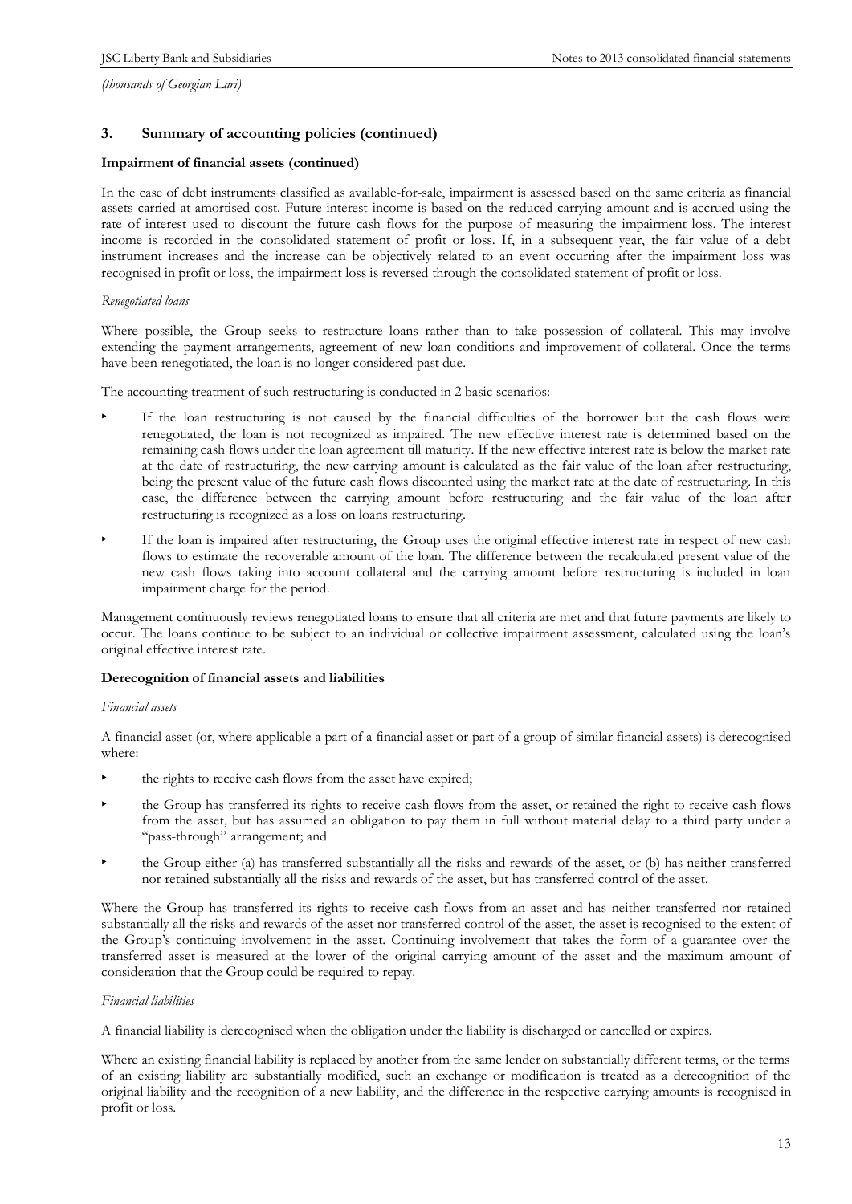*(thousands of Georgian Lari)*

## 3. Summary of accounting policies (continued)

### Impairment of financial assets (continued)

In the case of debt instruments classified as available-for-sale, impairment is assessed based on the same criteria as financial assets carried at amortised cost. Future interest income is based on the reduced carrying amount and is accrued using the rate of interest used to discount the future cash flows for the purpose of measuring the impairment loss. The interest income is recorded in the consolidated statement of profit or loss. If, in a subsequent year, the fair value of a debt instrument increases and the increase can be objectively related to an event occurring after the impairment loss was recognised in profit or loss, the impairment loss is reversed through the consolidated statement of profit or loss.

*Renegotiated loans*

Where possible, the Group seeks to restructure loans rather than to take possession of collateral. This may involve extending the payment arrangements, agreement of new loan conditions and improvement of collateral. Once the terms have been renegotiated, the loan is no longer considered past due.

The accounting treatment of such restructuring is conducted in 2 basic scenarios:

- If the loan restructuring is not caused by the financial difficulties of the borrower but the cash flows were renegotiated, the loan is not recognized as impaired. The new effective interest rate is determined based on the remaining cash flows under the loan agreement till maturity. If the new effective interest rate is below the market rate at the date of restructuring, the new carrying amount is calculated as the fair value of the loan after restructuring, being the present value of the future cash flows discounted using the market rate at the date of restructuring. In this case, the difference between the carrying amount before restructuring and the fair value of the loan after restructuring is recognized as a loss on loans restructuring.
- If the loan is impaired after restructuring, the Group uses the original effective interest rate in respect of new cash flows to estimate the recoverable amount of the loan. The difference between the recalculated present value of the new cash flows taking into account collateral and the carrying amount before restructuring is included in loan impairment charge for the period.

Management continuously reviews renegotiated loans to ensure that all criteria are met and that future payments are likely to occur. The loans continue to be subject to an individual or collective impairment assessment, calculated using the loan's original effective interest rate.

### Derecognition of financial assets and liabilities

*Financial assets*

A financial asset (or, where applicable a part of a financial asset or part of a group of similar financial assets) is derecognised where:

- the rights to receive cash flows from the asset have expired;
- the Group has transferred its rights to receive cash flows from the asset, or retained the right to receive cash flows from the asset, but has assumed an obligation to pay them in full without material delay to a third party under a "pass-through" arrangement; and
- the Group either (a) has transferred substantially all the risks and rewards of the asset, or (b) has neither transferred nor retained substantially all the risks and rewards of the asset, but has transferred control of the asset.

Where the Group has transferred its rights to receive cash flows from an asset and has neither transferred nor retained substantially all the risks and rewards of the asset nor transferred control of the asset, the asset is recognised to the extent of the Group's continuing involvement in the asset. Continuing involvement that takes the form of a guarantee over the transferred asset is measured at the lower of the original carrying amount of the asset and the maximum amount of consideration that the Group could be required to repay.

*Financial liabilities*

A financial liability is derecognised when the obligation under the liability is discharged or cancelled or expires.

Where an existing financial liability is replaced by another from the same lender on substantially different terms, or the terms of an existing liability are substantially modified, such an exchange or modification is treated as a derecognition of the original liability and the recognition of a new liability, and the difference in the respective carrying amounts is recognised in profit or loss.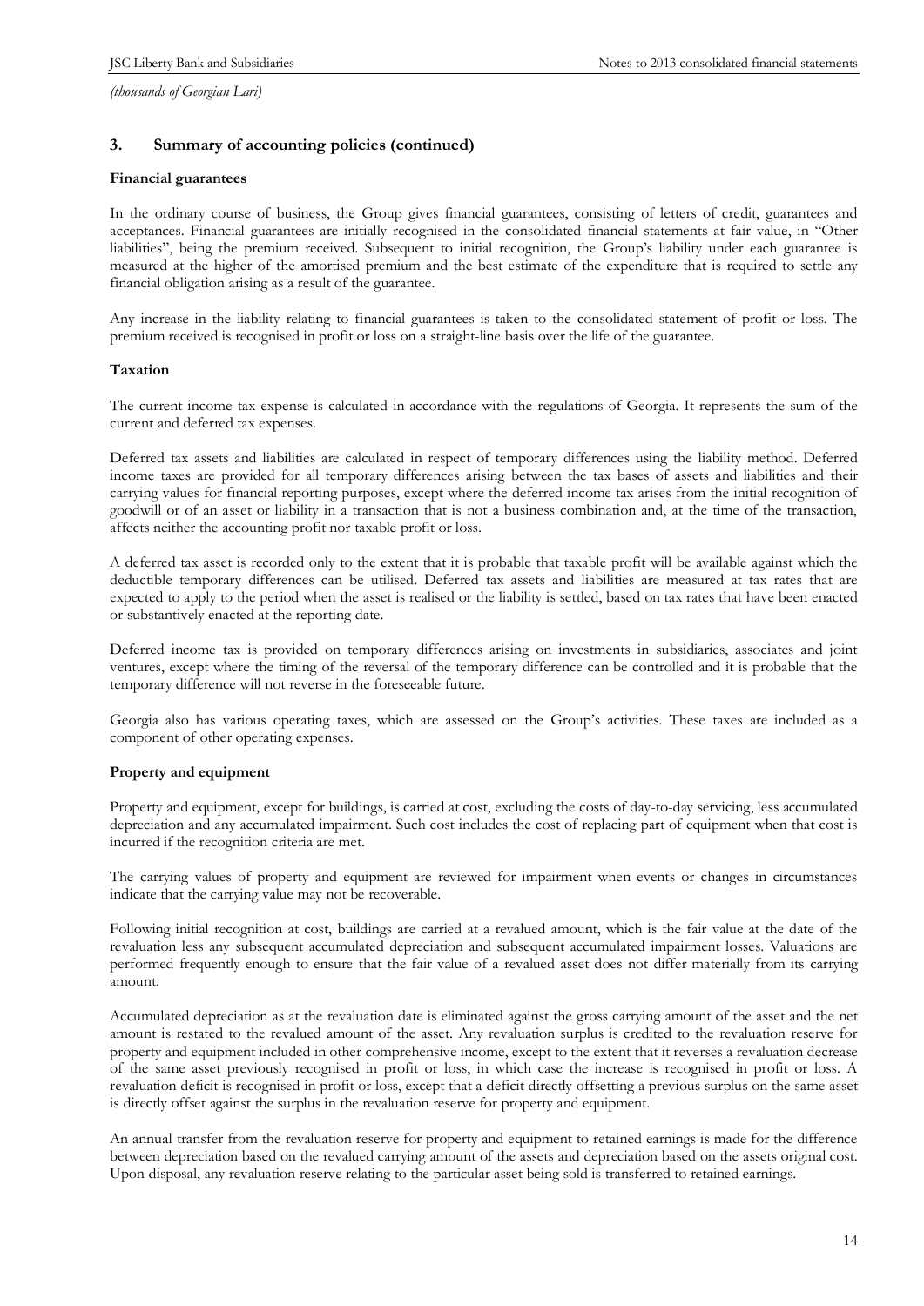*(thousands of Georgian Lari)*

## 3. Summary of accounting policies (continued)

**Financial guarantees**

In the ordinary course of business, the Group gives financial guarantees, consisting of letters of credit, guarantees and acceptances. Financial guarantees are initially recognised in the consolidated financial statements at fair value, in "Other liabilities", being the premium received. Subsequent to initial recognition, the Group's liability under each guarantee is measured at the higher of the amortised premium and the best estimate of the expenditure that is required to settle any financial obligation arising as a result of the guarantee.

Any increase in the liability relating to financial guarantees is taken to the consolidated statement of profit or loss. The premium received is recognised in profit or loss on a straight-line basis over the life of the guarantee.

**Taxation**

The current income tax expense is calculated in accordance with the regulations of Georgia. It represents the sum of the current and deferred tax expenses.

Deferred tax assets and liabilities are calculated in respect of temporary differences using the liability method. Deferred income taxes are provided for all temporary differences arising between the tax bases of assets and liabilities and their carrying values for financial reporting purposes, except where the deferred income tax arises from the initial recognition of goodwill or of an asset or liability in a transaction that is not a business combination and, at the time of the transaction, affects neither the accounting profit nor taxable profit or loss.

A deferred tax asset is recorded only to the extent that it is probable that taxable profit will be available against which the deductible temporary differences can be utilised. Deferred tax assets and liabilities are measured at tax rates that are expected to apply to the period when the asset is realised or the liability is settled, based on tax rates that have been enacted or substantively enacted at the reporting date.

Deferred income tax is provided on temporary differences arising on investments in subsidiaries, associates and joint ventures, except where the timing of the reversal of the temporary difference can be controlled and it is probable that the temporary difference will not reverse in the foreseeable future.

Georgia also has various operating taxes, which are assessed on the Group's activities. These taxes are included as a component of other operating expenses.

**Property and equipment**

Property and equipment, except for buildings, is carried at cost, excluding the costs of day-to-day servicing, less accumulated depreciation and any accumulated impairment. Such cost includes the cost of replacing part of equipment when that cost is incurred if the recognition criteria are met.

The carrying values of property and equipment are reviewed for impairment when events or changes in circumstances indicate that the carrying value may not be recoverable.

Following initial recognition at cost, buildings are carried at a revalued amount, which is the fair value at the date of the revaluation less any subsequent accumulated depreciation and subsequent accumulated impairment losses. Valuations are performed frequently enough to ensure that the fair value of a revalued asset does not differ materially from its carrying amount.

Accumulated depreciation as at the revaluation date is eliminated against the gross carrying amount of the asset and the net amount is restated to the revalued amount of the asset. Any revaluation surplus is credited to the revaluation reserve for property and equipment included in other comprehensive income, except to the extent that it reverses a revaluation decrease of the same asset previously recognised in profit or loss, in which case the increase is recognised in profit or loss. A revaluation deficit is recognised in profit or loss, except that a deficit directly offsetting a previous surplus on the same asset is directly offset against the surplus in the revaluation reserve for property and equipment.

An annual transfer from the revaluation reserve for property and equipment to retained earnings is made for the difference between depreciation based on the revalued carrying amount of the assets and depreciation based on the assets original cost. Upon disposal, any revaluation reserve relating to the particular asset being sold is transferred to retained earnings.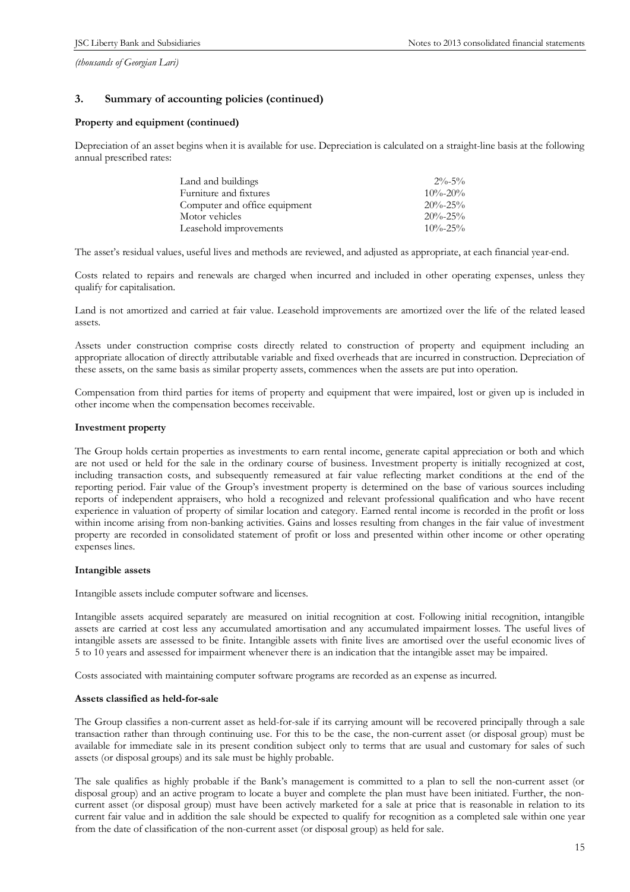*(thousands of Georgian Lari)*

## 3. Summary of accounting policies (continued)

### Property and equipment (continued)

Depreciation of an asset begins when it is available for use. Depreciation is calculated on a straight-line basis at the following annual prescribed rates:

| | |
|---|---|
| Land and buildings | 2%-5% |
| Furniture and fixtures | 10%-20% |
| Computer and office equipment | 20%-25% |
| Motor vehicles | 20%-25% |
| Leasehold improvements | 10%-25% |

The asset's residual values, useful lives and methods are reviewed, and adjusted as appropriate, at each financial year-end.

Costs related to repairs and renewals are charged when incurred and included in other operating expenses, unless they qualify for capitalisation.

Land is not amortized and carried at fair value. Leasehold improvements are amortized over the life of the related leased assets.

Assets under construction comprise costs directly related to construction of property and equipment including an appropriate allocation of directly attributable variable and fixed overheads that are incurred in construction. Depreciation of these assets, on the same basis as similar property assets, commences when the assets are put into operation.

Compensation from third parties for items of property and equipment that were impaired, lost or given up is included in other income when the compensation becomes receivable.

### Investment property

The Group holds certain properties as investments to earn rental income, generate capital appreciation or both and which are not used or held for the sale in the ordinary course of business. Investment property is initially recognized at cost, including transaction costs, and subsequently remeasured at fair value reflecting market conditions at the end of the reporting period. Fair value of the Group's investment property is determined on the base of various sources including reports of independent appraisers, who hold a recognized and relevant professional qualification and who have recent experience in valuation of property of similar location and category. Earned rental income is recorded in the profit or loss within income arising from non-banking activities. Gains and losses resulting from changes in the fair value of investment property are recorded in consolidated statement of profit or loss and presented within other income or other operating expenses lines.

### Intangible assets

Intangible assets include computer software and licenses.

Intangible assets acquired separately are measured on initial recognition at cost. Following initial recognition, intangible assets are carried at cost less any accumulated amortisation and any accumulated impairment losses. The useful lives of intangible assets are assessed to be finite. Intangible assets with finite lives are amortised over the useful economic lives of 5 to 10 years and assessed for impairment whenever there is an indication that the intangible asset may be impaired.

Costs associated with maintaining computer software programs are recorded as an expense as incurred.

### Assets classified as held-for-sale

The Group classifies a non-current asset as held-for-sale if its carrying amount will be recovered principally through a sale transaction rather than through continuing use. For this to be the case, the non-current asset (or disposal group) must be available for immediate sale in its present condition subject only to terms that are usual and customary for sales of such assets (or disposal groups) and its sale must be highly probable.

The sale qualifies as highly probable if the Bank's management is committed to a plan to sell the non-current asset (or disposal group) and an active program to locate a buyer and complete the plan must have been initiated. Further, the non-current asset (or disposal group) must have been actively marketed for a sale at price that is reasonable in relation to its current fair value and in addition the sale should be expected to qualify for recognition as a completed sale within one year from the date of classification of the non-current asset (or disposal group) as held for sale.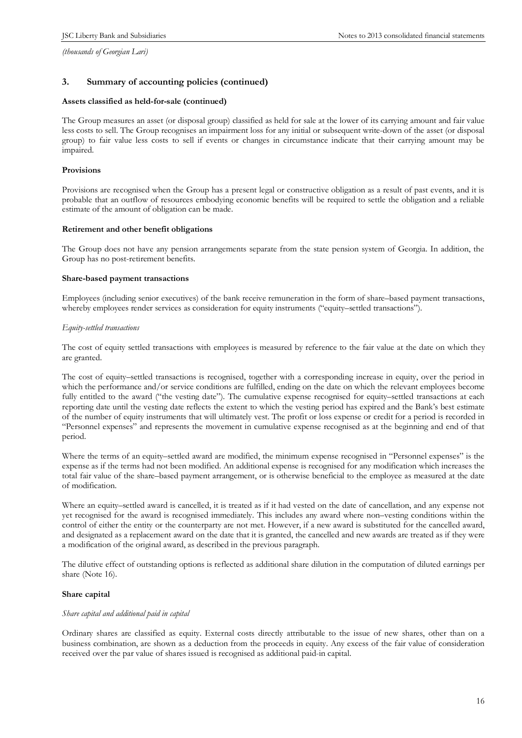*(thousands of Georgian Lari)*

## 3. Summary of accounting policies (continued)

**Assets classified as held-for-sale (continued)**

The Group measures an asset (or disposal group) classified as held for sale at the lower of its carrying amount and fair value less costs to sell. The Group recognises an impairment loss for any initial or subsequent write-down of the asset (or disposal group) to fair value less costs to sell if events or changes in circumstance indicate that their carrying amount may be impaired.

**Provisions**

Provisions are recognised when the Group has a present legal or constructive obligation as a result of past events, and it is probable that an outflow of resources embodying economic benefits will be required to settle the obligation and a reliable estimate of the amount of obligation can be made.

**Retirement and other benefit obligations**

The Group does not have any pension arrangements separate from the state pension system of Georgia. In addition, the Group has no post-retirement benefits.

**Share-based payment transactions**

Employees (including senior executives) of the bank receive remuneration in the form of share–based payment transactions, whereby employees render services as consideration for equity instruments ("equity–settled transactions").

*Equity-settled transactions*

The cost of equity settled transactions with employees is measured by reference to the fair value at the date on which they are granted.

The cost of equity–settled transactions is recognised, together with a corresponding increase in equity, over the period in which the performance and/or service conditions are fulfilled, ending on the date on which the relevant employees become fully entitled to the award ("the vesting date"). The cumulative expense recognised for equity–settled transactions at each reporting date until the vesting date reflects the extent to which the vesting period has expired and the Bank's best estimate of the number of equity instruments that will ultimately vest. The profit or loss expense or credit for a period is recorded in "Personnel expenses" and represents the movement in cumulative expense recognised as at the beginning and end of that period.

Where the terms of an equity–settled award are modified, the minimum expense recognised in "Personnel expenses" is the expense as if the terms had not been modified. An additional expense is recognised for any modification which increases the total fair value of the share–based payment arrangement, or is otherwise beneficial to the employee as measured at the date of modification.

Where an equity–settled award is cancelled, it is treated as if it had vested on the date of cancellation, and any expense not yet recognised for the award is recognised immediately. This includes any award where non–vesting conditions within the control of either the entity or the counterparty are not met. However, if a new award is substituted for the cancelled award, and designated as a replacement award on the date that it is granted, the cancelled and new awards are treated as if they were a modification of the original award, as described in the previous paragraph.

The dilutive effect of outstanding options is reflected as additional share dilution in the computation of diluted earnings per share (Note 16).

**Share capital**

*Share capital and additional paid in capital*

Ordinary shares are classified as equity. External costs directly attributable to the issue of new shares, other than on a business combination, are shown as a deduction from the proceeds in equity. Any excess of the fair value of consideration received over the par value of shares issued is recognised as additional paid-in capital.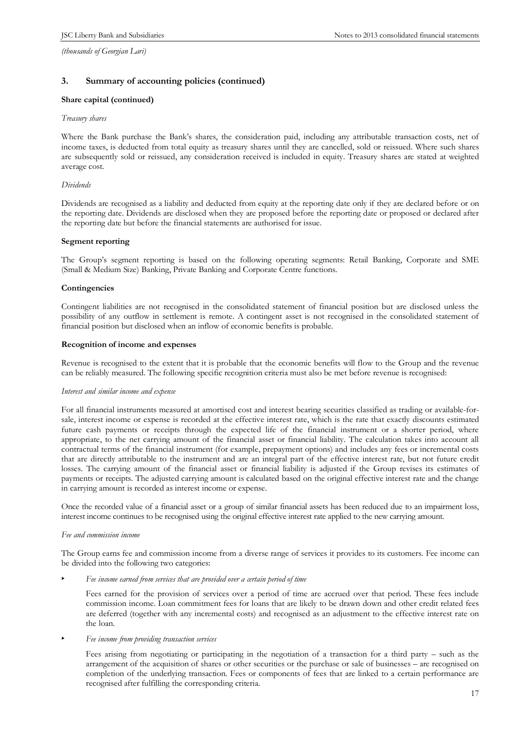*(thousands of Georgian Lari)*

## 3. Summary of accounting policies (continued)

**Share capital (continued)**

*Treasury shares*

Where the Bank purchase the Bank's shares, the consideration paid, including any attributable transaction costs, net of income taxes, is deducted from total equity as treasury shares until they are cancelled, sold or reissued. Where such shares are subsequently sold or reissued, any consideration received is included in equity. Treasury shares are stated at weighted average cost.

*Dividends*

Dividends are recognised as a liability and deducted from equity at the reporting date only if they are declared before or on the reporting date. Dividends are disclosed when they are proposed before the reporting date or proposed or declared after the reporting date but before the financial statements are authorised for issue.

**Segment reporting**

The Group's segment reporting is based on the following operating segments: Retail Banking, Corporate and SME (Small & Medium Size) Banking, Private Banking and Corporate Centre functions.

**Contingencies**

Contingent liabilities are not recognised in the consolidated statement of financial position but are disclosed unless the possibility of any outflow in settlement is remote. A contingent asset is not recognised in the consolidated statement of financial position but disclosed when an inflow of economic benefits is probable.

**Recognition of income and expenses**

Revenue is recognised to the extent that it is probable that the economic benefits will flow to the Group and the revenue can be reliably measured. The following specific recognition criteria must also be met before revenue is recognised:

*Interest and similar income and expense*

For all financial instruments measured at amortised cost and interest bearing securities classified as trading or available-for-sale, interest income or expense is recorded at the effective interest rate, which is the rate that exactly discounts estimated future cash payments or receipts through the expected life of the financial instrument or a shorter period, where appropriate, to the net carrying amount of the financial asset or financial liability. The calculation takes into account all contractual terms of the financial instrument (for example, prepayment options) and includes any fees or incremental costs that are directly attributable to the instrument and are an integral part of the effective interest rate, but not future credit losses. The carrying amount of the financial asset or financial liability is adjusted if the Group revises its estimates of payments or receipts. The adjusted carrying amount is calculated based on the original effective interest rate and the change in carrying amount is recorded as interest income or expense.

Once the recorded value of a financial asset or a group of similar financial assets has been reduced due to an impairment loss, interest income continues to be recognised using the original effective interest rate applied to the new carrying amount.

*Fee and commission income*

The Group earns fee and commission income from a diverse range of services it provides to its customers. Fee income can be divided into the following two categories:

- *Fee income earned from services that are provided over a certain period of time*

  Fees earned for the provision of services over a period of time are accrued over that period. These fees include commission income. Loan commitment fees for loans that are likely to be drawn down and other credit related fees are deferred (together with any incremental costs) and recognised as an adjustment to the effective interest rate on the loan.

- *Fee income from providing transaction services*

  Fees arising from negotiating or participating in the negotiation of a transaction for a third party – such as the arrangement of the acquisition of shares or other securities or the purchase or sale of businesses – are recognised on completion of the underlying transaction. Fees or components of fees that are linked to a certain performance are recognised after fulfilling the corresponding criteria.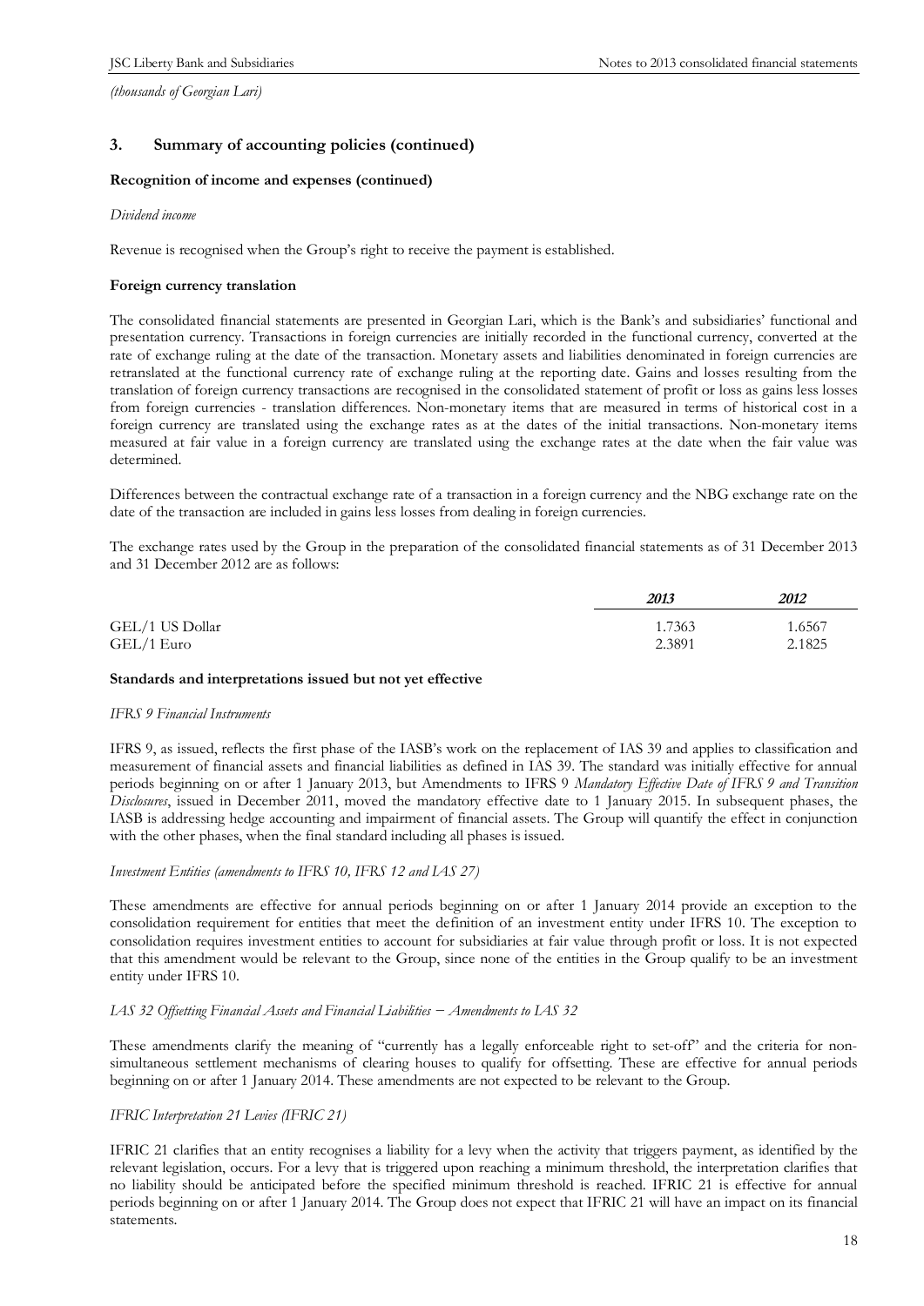*(thousands of Georgian Lari)*

## 3. Summary of accounting policies (continued)

**Recognition of income and expenses (continued)**

*Dividend income*

Revenue is recognised when the Group's right to receive the payment is established.

**Foreign currency translation**

The consolidated financial statements are presented in Georgian Lari, which is the Bank's and subsidiaries' functional and presentation currency. Transactions in foreign currencies are initially recorded in the functional currency, converted at the rate of exchange ruling at the date of the transaction. Monetary assets and liabilities denominated in foreign currencies are retranslated at the functional currency rate of exchange ruling at the reporting date. Gains and losses resulting from the translation of foreign currency transactions are recognised in the consolidated statement of profit or loss as gains less losses from foreign currencies - translation differences. Non-monetary items that are measured in terms of historical cost in a foreign currency are translated using the exchange rates as at the dates of the initial transactions. Non-monetary items measured at fair value in a foreign currency are translated using the exchange rates at the date when the fair value was determined.

Differences between the contractual exchange rate of a transaction in a foreign currency and the NBG exchange rate on the date of the transaction are included in gains less losses from dealing in foreign currencies.

The exchange rates used by the Group in the preparation of the consolidated financial statements as of 31 December 2013 and 31 December 2012 are as follows:

| | *2013* | *2012* |
|---|---|---|
| GEL/1 US Dollar | 1.7363 | 1.6567 |
| GEL/1 Euro | 2.3891 | 2.1825 |

**Standards and interpretations issued but not yet effective**

*IFRS 9 Financial Instruments*

IFRS 9, as issued, reflects the first phase of the IASB's work on the replacement of IAS 39 and applies to classification and measurement of financial assets and financial liabilities as defined in IAS 39. The standard was initially effective for annual periods beginning on or after 1 January 2013, but Amendments to IFRS 9 *Mandatory Effective Date of IFRS 9 and Transition Disclosures*, issued in December 2011, moved the mandatory effective date to 1 January 2015. In subsequent phases, the IASB is addressing hedge accounting and impairment of financial assets. The Group will quantify the effect in conjunction with the other phases, when the final standard including all phases is issued.

*Investment Entities (amendments to IFRS 10, IFRS 12 and IAS 27)*

These amendments are effective for annual periods beginning on or after 1 January 2014 provide an exception to the consolidation requirement for entities that meet the definition of an investment entity under IFRS 10. The exception to consolidation requires investment entities to account for subsidiaries at fair value through profit or loss. It is not expected that this amendment would be relevant to the Group, since none of the entities in the Group qualify to be an investment entity under IFRS 10.

*IAS 32 Offsetting Financial Assets and Financial Liabilities – Amendments to IAS 32*

These amendments clarify the meaning of "currently has a legally enforceable right to set-off" and the criteria for non-simultaneous settlement mechanisms of clearing houses to qualify for offsetting. These are effective for annual periods beginning on or after 1 January 2014. These amendments are not expected to be relevant to the Group.

*IFRIC Interpretation 21 Levies (IFRIC 21)*

IFRIC 21 clarifies that an entity recognises a liability for a levy when the activity that triggers payment, as identified by the relevant legislation, occurs. For a levy that is triggered upon reaching a minimum threshold, the interpretation clarifies that no liability should be anticipated before the specified minimum threshold is reached. IFRIC 21 is effective for annual periods beginning on or after 1 January 2014. The Group does not expect that IFRIC 21 will have an impact on its financial statements.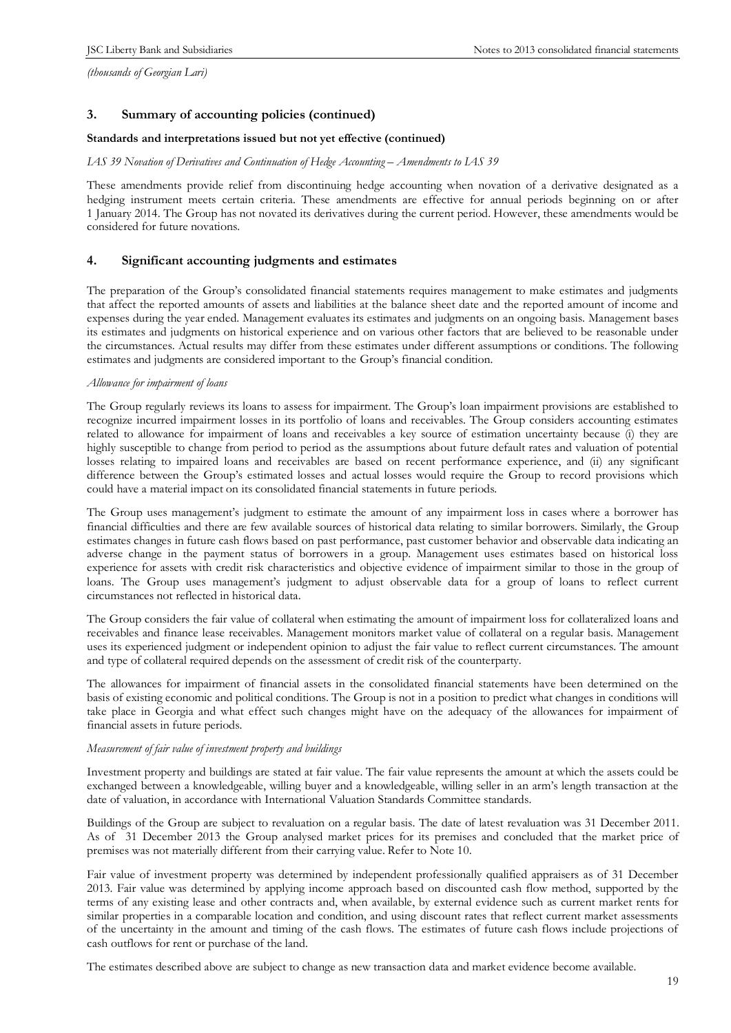*(thousands of Georgian Lari)*

## 3. Summary of accounting policies (continued)

**Standards and interpretations issued but not yet effective (continued)**

*IAS 39 Novation of Derivatives and Continuation of Hedge Accounting – Amendments to IAS 39*

These amendments provide relief from discontinuing hedge accounting when novation of a derivative designated as a hedging instrument meets certain criteria. These amendments are effective for annual periods beginning on or after 1 January 2014. The Group has not novated its derivatives during the current period. However, these amendments would be considered for future novations.

## 4. Significant accounting judgments and estimates

The preparation of the Group's consolidated financial statements requires management to make estimates and judgments that affect the reported amounts of assets and liabilities at the balance sheet date and the reported amount of income and expenses during the year ended. Management evaluates its estimates and judgments on an ongoing basis. Management bases its estimates and judgments on historical experience and on various other factors that are believed to be reasonable under the circumstances. Actual results may differ from these estimates under different assumptions or conditions. The following estimates and judgments are considered important to the Group's financial condition.

*Allowance for impairment of loans*

The Group regularly reviews its loans to assess for impairment. The Group's loan impairment provisions are established to recognize incurred impairment losses in its portfolio of loans and receivables. The Group considers accounting estimates related to allowance for impairment of loans and receivables a key source of estimation uncertainty because (i) they are highly susceptible to change from period to period as the assumptions about future default rates and valuation of potential losses relating to impaired loans and receivables are based on recent performance experience, and (ii) any significant difference between the Group's estimated losses and actual losses would require the Group to record provisions which could have a material impact on its consolidated financial statements in future periods.

The Group uses management's judgment to estimate the amount of any impairment loss in cases where a borrower has financial difficulties and there are few available sources of historical data relating to similar borrowers. Similarly, the Group estimates changes in future cash flows based on past performance, past customer behavior and observable data indicating an adverse change in the payment status of borrowers in a group. Management uses estimates based on historical loss experience for assets with credit risk characteristics and objective evidence of impairment similar to those in the group of loans. The Group uses management's judgment to adjust observable data for a group of loans to reflect current circumstances not reflected in historical data.

The Group considers the fair value of collateral when estimating the amount of impairment loss for collateralized loans and receivables and finance lease receivables. Management monitors market value of collateral on a regular basis. Management uses its experienced judgment or independent opinion to adjust the fair value to reflect current circumstances. The amount and type of collateral required depends on the assessment of credit risk of the counterparty.

The allowances for impairment of financial assets in the consolidated financial statements have been determined on the basis of existing economic and political conditions. The Group is not in a position to predict what changes in conditions will take place in Georgia and what effect such changes might have on the adequacy of the allowances for impairment of financial assets in future periods.

*Measurement of fair value of investment property and buildings*

Investment property and buildings are stated at fair value. The fair value represents the amount at which the assets could be exchanged between a knowledgeable, willing buyer and a knowledgeable, willing seller in an arm's length transaction at the date of valuation, in accordance with International Valuation Standards Committee standards.

Buildings of the Group are subject to revaluation on a regular basis. The date of latest revaluation was 31 December 2011. As of 31 December 2013 the Group analysed market prices for its premises and concluded that the market price of premises was not materially different from their carrying value. Refer to Note 10.

Fair value of investment property was determined by independent professionally qualified appraisers as of 31 December 2013. Fair value was determined by applying income approach based on discounted cash flow method, supported by the terms of any existing lease and other contracts and, when available, by external evidence such as current market rents for similar properties in a comparable location and condition, and using discount rates that reflect current market assessments of the uncertainty in the amount and timing of the cash flows. The estimates of future cash flows include projections of cash outflows for rent or purchase of the land.

The estimates described above are subject to change as new transaction data and market evidence become available.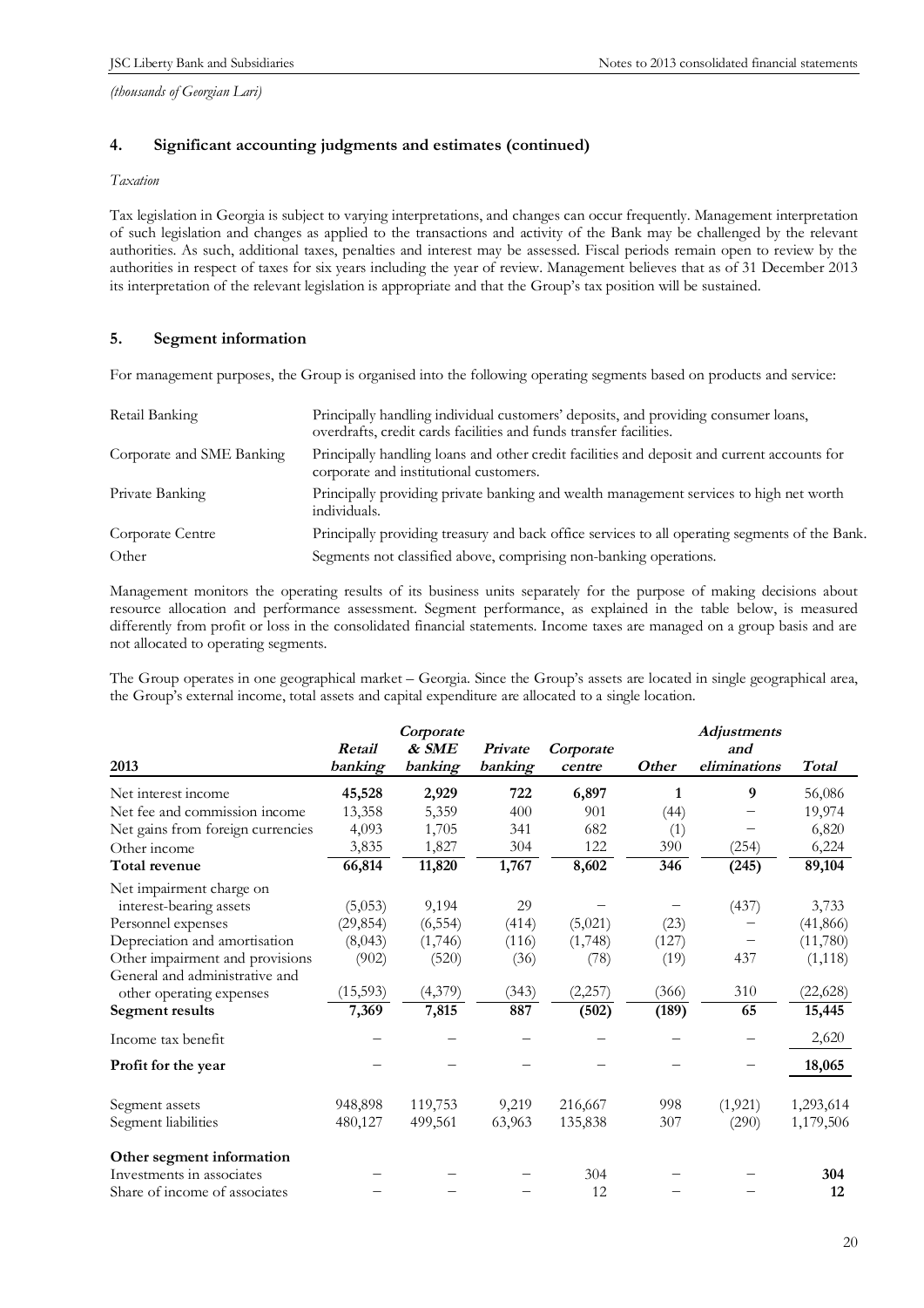*(thousands of Georgian Lari)*

## 4. Significant accounting judgments and estimates (continued)

*Taxation*

Tax legislation in Georgia is subject to varying interpretations, and changes can occur frequently. Management interpretation of such legislation and changes as applied to the transactions and activity of the Bank may be challenged by the relevant authorities. As such, additional taxes, penalties and interest may be assessed. Fiscal periods remain open to review by the authorities in respect of taxes for six years including the year of review. Management believes that as of 31 December 2013 its interpretation of the relevant legislation is appropriate and that the Group's tax position will be sustained.

## 5. Segment information

For management purposes, the Group is organised into the following operating segments based on products and service:

| | |
|---|---|
| Retail Banking | Principally handling individual customers' deposits, and providing consumer loans, overdrafts, credit cards facilities and funds transfer facilities. |
| Corporate and SME Banking | Principally handling loans and other credit facilities and deposit and current accounts for corporate and institutional customers. |
| Private Banking | Principally providing private banking and wealth management services to high net worth individuals. |
| Corporate Centre | Principally providing treasury and back office services to all operating segments of the Bank. |
| Other | Segments not classified above, comprising non-banking operations. |

Management monitors the operating results of its business units separately for the purpose of making decisions about resource allocation and performance assessment. Segment performance, as explained in the table below, is measured differently from profit or loss in the consolidated financial statements. Income taxes are managed on a group basis and are not allocated to operating segments.

The Group operates in one geographical market – Georgia. Since the Group's assets are located in single geographical area, the Group's external income, total assets and capital expenditure are allocated to a single location.

| 2013 | *Retail banking* | *Corporate & SME banking* | *Private banking* | *Corporate centre* | *Other* | *Adjustments and eliminations* | *Total* |
|---|---|---|---|---|---|---|---|
| Net interest income | **45,528** | **2,929** | **722** | **6,897** | **1** | **9** | 56,086 |
| Net fee and commission income | 13,358 | 5,359 | 400 | 901 | (44) | – | 19,974 |
| Net gains from foreign currencies | 4,093 | 1,705 | 341 | 682 | (1) | – | 6,820 |
| Other income | 3,835 | 1,827 | 304 | 122 | 390 | (254) | 6,224 |
| **Total revenue** | **66,814** | **11,820** | **1,767** | **8,602** | **346** | **(245)** | **89,104** |
| Net impairment charge on interest-bearing assets | (5,053) | 9,194 | 29 | – | – | (437) | 3,733 |
| Personnel expenses | (29,854) | (6,554) | (414) | (5,021) | (23) | – | (41,866) |
| Depreciation and amortisation | (8,043) | (1,746) | (116) | (1,748) | (127) | – | (11,780) |
| Other impairment and provisions | (902) | (520) | (36) | (78) | (19) | 437 | (1,118) |
| General and administrative and other operating expenses | (15,593) | (4,379) | (343) | (2,257) | (366) | 310 | (22,628) |
| **Segment results** | **7,369** | **7,815** | **887** | **(502)** | **(189)** | **65** | **15,445** |
| Income tax benefit | – | – | – | – | – | – | 2,620 |
| **Profit for the year** | – | – | – | – | – | – | **18,065** |
| Segment assets | 948,898 | 119,753 | 9,219 | 216,667 | 998 | (1,921) | 1,293,614 |
| Segment liabilities | 480,127 | 499,561 | 63,963 | 135,838 | 307 | (290) | 1,179,506 |
| **Other segment information** | | | | | | | |
| Investments in associates | – | – | – | 304 | – | – | **304** |
| Share of income of associates | – | – | – | 12 | – | – | **12** |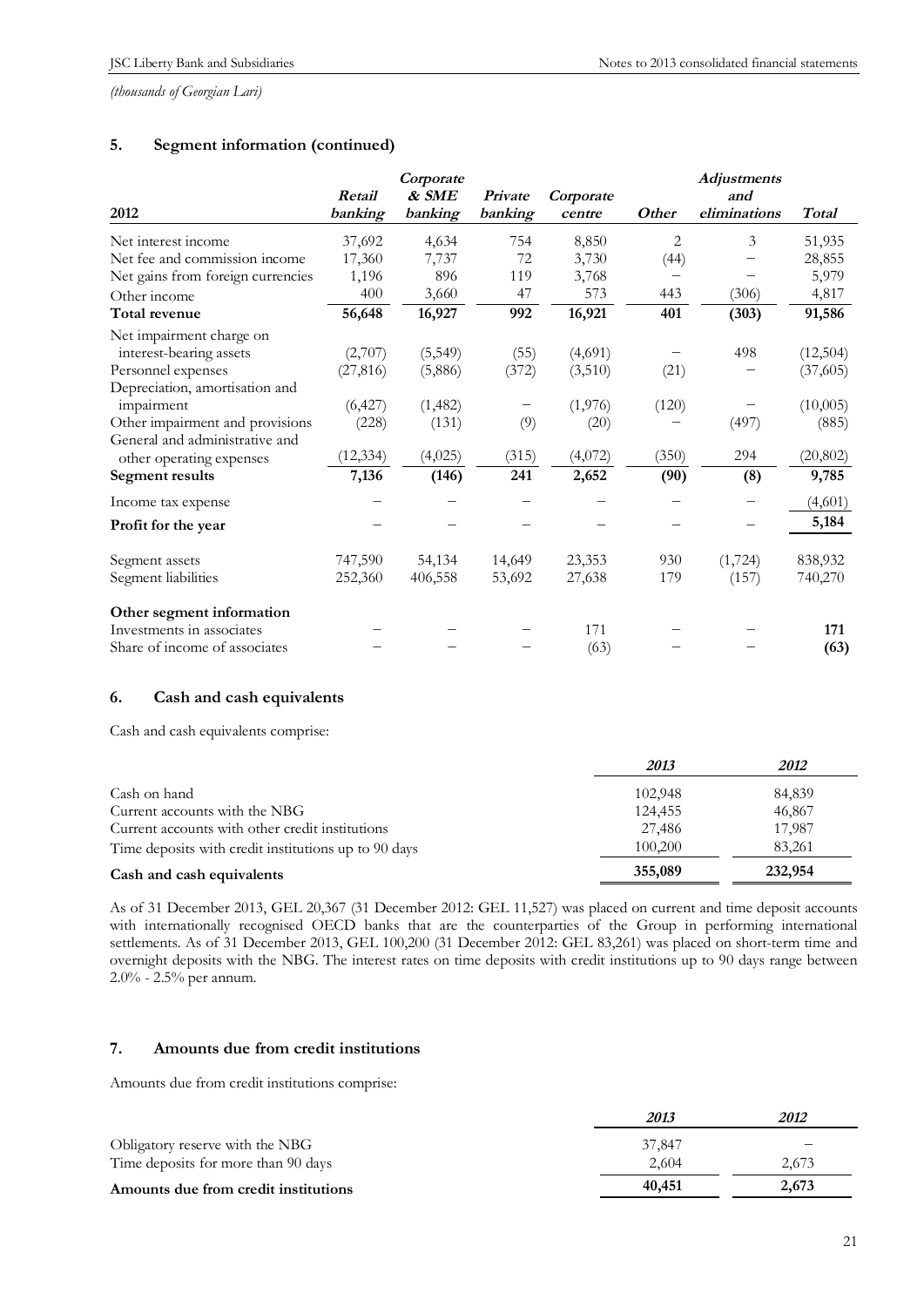*(thousands of Georgian Lari)*

## 5. Segment information (continued)

| 2012 | *Retail banking* | *Corporate & SME banking* | *Private banking* | *Corporate centre* | *Other* | *Adjustments and eliminations* | *Total* |
|---|---|---|---|---|---|---|---|
| Net interest income | 37,692 | 4,634 | 754 | 8,850 | 2 | 3 | 51,935 |
| Net fee and commission income | 17,360 | 7,737 | 72 | 3,730 | (44) | – | 28,855 |
| Net gains from foreign currencies | 1,196 | 896 | 119 | 3,768 | – | – | 5,979 |
| Other income | 400 | 3,660 | 47 | 573 | 443 | (306) | 4,817 |
| **Total revenue** | **56,648** | **16,927** | **992** | **16,921** | **401** | **(303)** | **91,586** |
| Net impairment charge on interest-bearing assets | (2,707) | (5,549) | (55) | (4,691) | – | 498 | (12,504) |
| Personnel expenses | (27,816) | (5,886) | (372) | (3,510) | (21) | – | (37,605) |
| Depreciation, amortisation and impairment | (6,427) | (1,482) | – | (1,976) | (120) | – | (10,005) |
| Other impairment and provisions | (228) | (131) | (9) | (20) | – | (497) | (885) |
| General and administrative and other operating expenses | (12,334) | (4,025) | (315) | (4,072) | (350) | 294 | (20,802) |
| **Segment results** | **7,136** | **(146)** | **241** | **2,652** | **(90)** | **(8)** | **9,785** |
| Income tax expense | – | – | – | – | – | – | (4,601) |
| **Profit for the year** | – | – | – | – | – | – | **5,184** |
| Segment assets | 747,590 | 54,134 | 14,649 | 23,353 | 930 | (1,724) | 838,932 |
| Segment liabilities | 252,360 | 406,558 | 53,692 | 27,638 | 179 | (157) | 740,270 |
| **Other segment information** | | | | | | | |
| Investments in associates | – | – | – | 171 | – | – | **171** |
| Share of income of associates | – | – | – | (63) | – | – | **(63)** |

## 6. Cash and cash equivalents

Cash and cash equivalents comprise:

| | *2013* | *2012* |
|---|---|---|
| Cash on hand | 102,948 | 84,839 |
| Current accounts with the NBG | 124,455 | 46,867 |
| Current accounts with other credit institutions | 27,486 | 17,987 |
| Time deposits with credit institutions up to 90 days | 100,200 | 83,261 |
| **Cash and cash equivalents** | **355,089** | **232,954** |

As of 31 December 2013, GEL 20,367 (31 December 2012: GEL 11,527) was placed on current and time deposit accounts with internationally recognised OECD banks that are the counterparties of the Group in performing international settlements. As of 31 December 2013, GEL 100,200 (31 December 2012: GEL 83,261) was placed on short-term time and overnight deposits with the NBG. The interest rates on time deposits with credit institutions up to 90 days range between 2.0% - 2.5% per annum.

## 7. Amounts due from credit institutions

Amounts due from credit institutions comprise:

| | *2013* | *2012* |
|---|---|---|
| Obligatory reserve with the NBG | 37,847 | – |
| Time deposits for more than 90 days | 2,604 | 2,673 |
| **Amounts due from credit institutions** | **40,451** | **2,673** |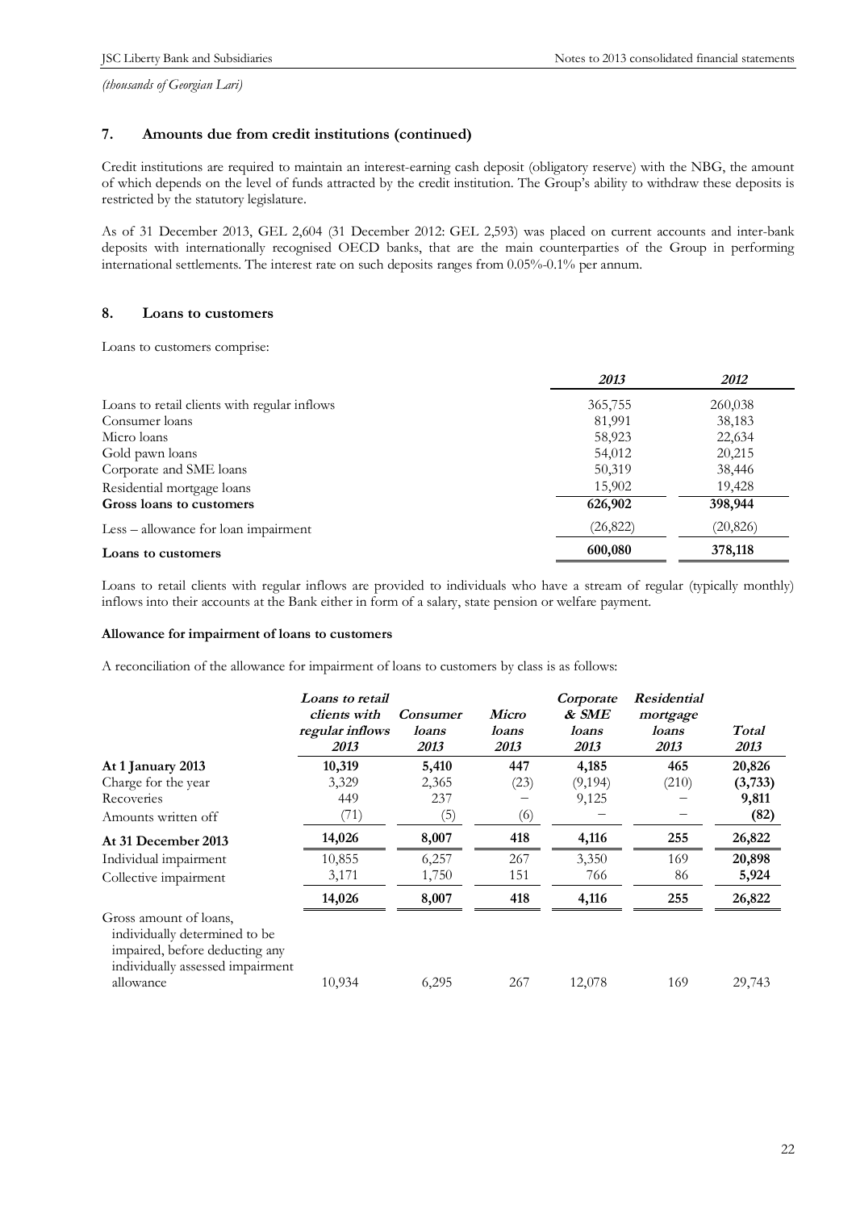*(thousands of Georgian Lari)*

## 7. Amounts due from credit institutions (continued)

Credit institutions are required to maintain an interest-earning cash deposit (obligatory reserve) with the NBG, the amount of which depends on the level of funds attracted by the credit institution. The Group's ability to withdraw these deposits is restricted by the statutory legislature.

As of 31 December 2013, GEL 2,604 (31 December 2012: GEL 2,593) was placed on current accounts and inter-bank deposits with internationally recognised OECD banks, that are the main counterparties of the Group in performing international settlements. The interest rate on such deposits ranges from 0.05%-0.1% per annum.

## 8. Loans to customers

Loans to customers comprise:

| | *2013* | *2012* |
|---|---|---|
| Loans to retail clients with regular inflows | 365,755 | 260,038 |
| Consumer loans | 81,991 | 38,183 |
| Micro loans | 58,923 | 22,634 |
| Gold pawn loans | 54,012 | 20,215 |
| Corporate and SME loans | 50,319 | 38,446 |
| Residential mortgage loans | 15,902 | 19,428 |
| **Gross loans to customers** | **626,902** | **398,944** |
| Less – allowance for loan impairment | (26,822) | (20,826) |
| **Loans to customers** | **600,080** | **378,118** |

Loans to retail clients with regular inflows are provided to individuals who have a stream of regular (typically monthly) inflows into their accounts at the Bank either in form of a salary, state pension or welfare payment.

**Allowance for impairment of loans to customers**

A reconciliation of the allowance for impairment of loans to customers by class is as follows:

| | *Loans to retail clients with regular inflows 2013* | *Consumer loans 2013* | *Micro loans 2013* | *Corporate & SME loans 2013* | *Residential mortgage loans 2013* | *Total 2013* |
|---|---|---|---|---|---|---|
| **At 1 January 2013** | **10,319** | **5,410** | **447** | **4,185** | **465** | **20,826** |
| Charge for the year | 3,329 | 2,365 | (23) | (9,194) | (210) | **(3,733)** |
| Recoveries | 449 | 237 | – | 9,125 | – | **9,811** |
| Amounts written off | (71) | (5) | (6) | – | – | **(82)** |
| **At 31 December 2013** | **14,026** | **8,007** | **418** | **4,116** | **255** | **26,822** |
| Individual impairment | 10,855 | 6,257 | 267 | 3,350 | 169 | **20,898** |
| Collective impairment | 3,171 | 1,750 | 151 | 766 | 86 | **5,924** |
| | **14,026** | **8,007** | **418** | **4,116** | **255** | **26,822** |
| Gross amount of loans, individually determined to be impaired, before deducting any individually assessed impairment allowance | 10,934 | 6,295 | 267 | 12,078 | 169 | 29,743 |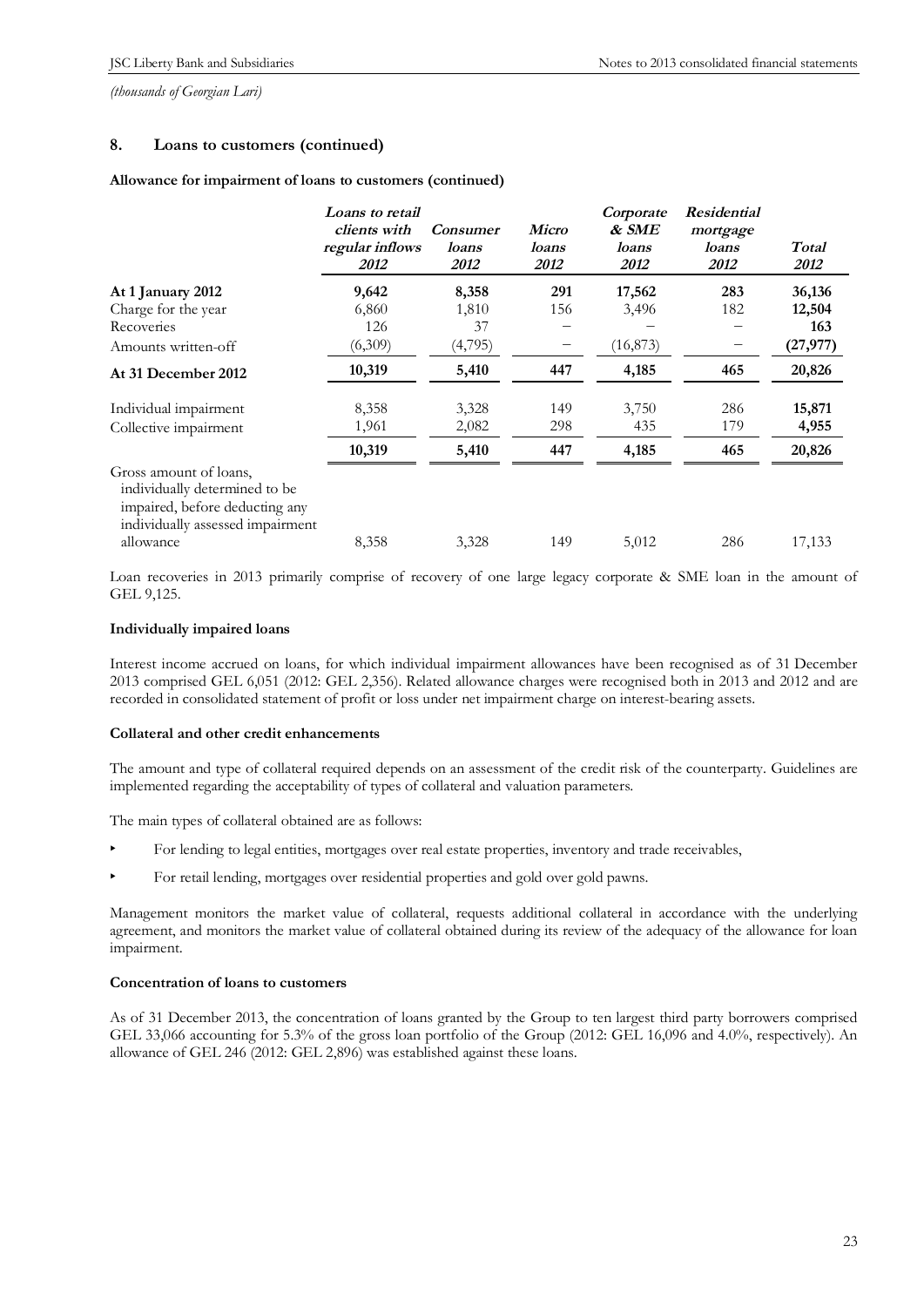*(thousands of Georgian Lari)*

## 8. Loans to customers (continued)

**Allowance for impairment of loans to customers (continued)**

| | *Loans to retail clients with regular inflows 2012* | *Consumer loans 2012* | *Micro loans 2012* | *Corporate & SME loans 2012* | *Residential mortgage loans 2012* | *Total 2012* |
|---|---|---|---|---|---|---|
| **At 1 January 2012** | **9,642** | **8,358** | **291** | **17,562** | **283** | **36,136** |
| Charge for the year | 6,860 | 1,810 | 156 | 3,496 | 182 | **12,504** |
| Recoveries | 126 | 37 | – | – | – | **163** |
| Amounts written-off | (6,309) | (4,795) | – | (16,873) | – | **(27,977)** |
| **At 31 December 2012** | **10,319** | **5,410** | **447** | **4,185** | **465** | **20,826** |
| Individual impairment | 8,358 | 3,328 | 149 | 3,750 | 286 | **15,871** |
| Collective impairment | 1,961 | 2,082 | 298 | 435 | 179 | **4,955** |
| | **10,319** | **5,410** | **447** | **4,185** | **465** | **20,826** |
| Gross amount of loans, individually determined to be impaired, before deducting any individually assessed impairment allowance | 8,358 | 3,328 | 149 | 5,012 | 286 | 17,133 |

Loan recoveries in 2013 primarily comprise of recovery of one large legacy corporate & SME loan in the amount of GEL 9,125.

**Individually impaired loans**

Interest income accrued on loans, for which individual impairment allowances have been recognised as of 31 December 2013 comprised GEL 6,051 (2012: GEL 2,356). Related allowance charges were recognised both in 2013 and 2012 and are recorded in consolidated statement of profit or loss under net impairment charge on interest-bearing assets.

**Collateral and other credit enhancements**

The amount and type of collateral required depends on an assessment of the credit risk of the counterparty. Guidelines are implemented regarding the acceptability of types of collateral and valuation parameters.

The main types of collateral obtained are as follows:

- For lending to legal entities, mortgages over real estate properties, inventory and trade receivables,
- For retail lending, mortgages over residential properties and gold over gold pawns.

Management monitors the market value of collateral, requests additional collateral in accordance with the underlying agreement, and monitors the market value of collateral obtained during its review of the adequacy of the allowance for loan impairment.

**Concentration of loans to customers**

As of 31 December 2013, the concentration of loans granted by the Group to ten largest third party borrowers comprised GEL 33,066 accounting for 5.3% of the gross loan portfolio of the Group (2012: GEL 16,096 and 4.0%, respectively). An allowance of GEL 246 (2012: GEL 2,896) was established against these loans.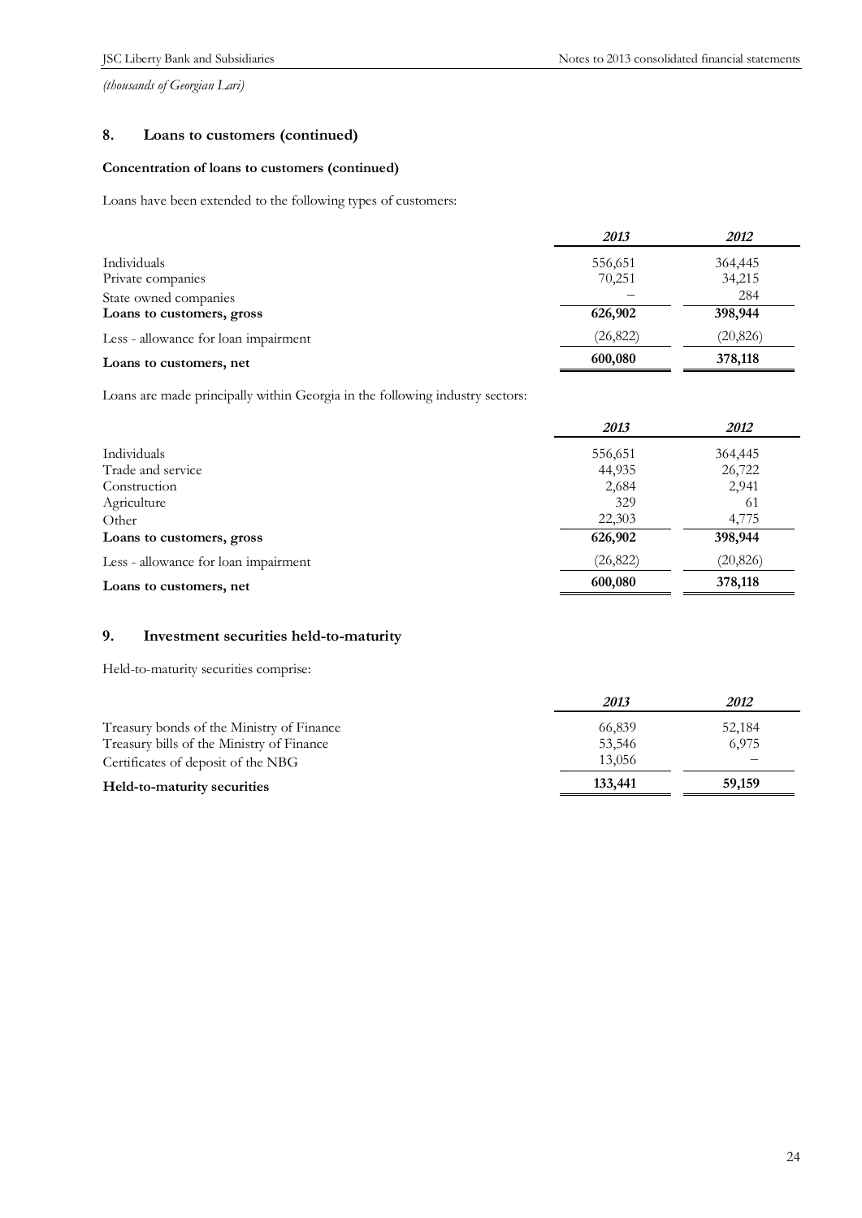*(thousands of Georgian Lari)*

## 8. Loans to customers (continued)

### Concentration of loans to customers (continued)

Loans have been extended to the following types of customers:

| | *2013* | *2012* |
|---|---|---|
| Individuals | 556,651 | 364,445 |
| Private companies | 70,251 | 34,215 |
| State owned companies | – | 284 |
| **Loans to customers, gross** | **626,902** | **398,944** |
| Less - allowance for loan impairment | (26,822) | (20,826) |
| **Loans to customers, net** | **600,080** | **378,118** |

Loans are made principally within Georgia in the following industry sectors:

| | *2013* | *2012* |
|---|---|---|
| Individuals | 556,651 | 364,445 |
| Trade and service | 44,935 | 26,722 |
| Construction | 2,684 | 2,941 |
| Agriculture | 329 | 61 |
| Other | 22,303 | 4,775 |
| **Loans to customers, gross** | **626,902** | **398,944** |
| Less - allowance for loan impairment | (26,822) | (20,826) |
| **Loans to customers, net** | **600,080** | **378,118** |

## 9. Investment securities held-to-maturity

Held-to-maturity securities comprise:

| | *2013* | *2012* |
|---|---|---|
| Treasury bonds of the Ministry of Finance | 66,839 | 52,184 |
| Treasury bills of the Ministry of Finance | 53,546 | 6,975 |
| Certificates of deposit of the NBG | 13,056 | – |
| **Held-to-maturity securities** | **133,441** | **59,159** |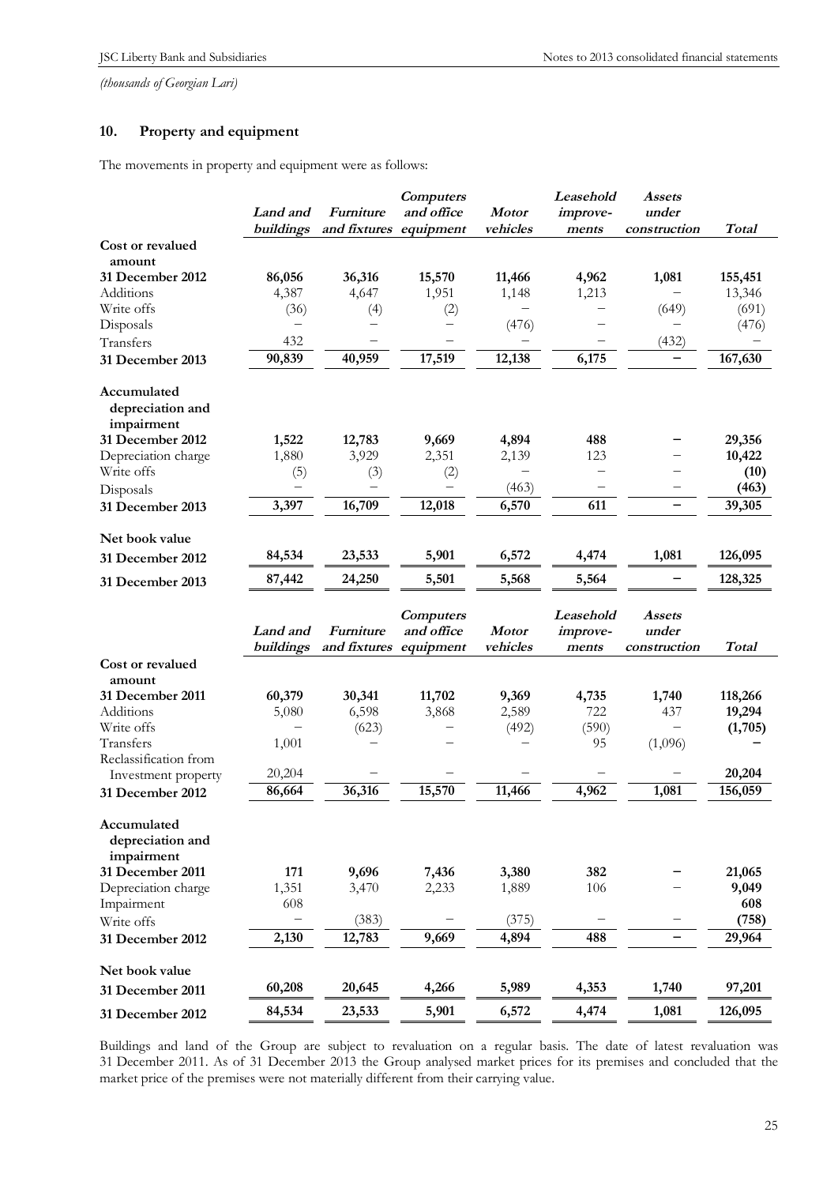*(thousands of Georgian Lari)*

## 10. Property and equipment

The movements in property and equipment were as follows:

| | *Land and buildings* | *Furniture and fixtures* | *Computers and office equipment* | *Motor vehicles* | *Leasehold improve-ments* | *Assets under construction* | *Total* |
|---|---|---|---|---|---|---|---|
| **Cost or revalued amount** | | | | | | | |
| **31 December 2012** | **86,056** | **36,316** | **15,570** | **11,466** | **4,962** | **1,081** | **155,451** |
| Additions | 4,387 | 4,647 | 1,951 | 1,148 | 1,213 | – | 13,346 |
| Write offs | (36) | (4) | (2) | – | – | (649) | (691) |
| Disposals | – | – | – | (476) | – | – | (476) |
| Transfers | 432 | – | – | – | – | (432) | – |
| **31 December 2013** | **90,839** | **40,959** | **17,519** | **12,138** | **6,175** | **–** | **167,630** |
| **Accumulated depreciation and impairment** | | | | | | | |
| **31 December 2012** | **1,522** | **12,783** | **9,669** | **4,894** | **488** | **–** | **29,356** |
| Depreciation charge | 1,880 | 3,929 | 2,351 | 2,139 | 123 | – | **10,422** |
| Write offs | (5) | (3) | (2) | – | – | – | **(10)** |
| Disposals | – | – | – | (463) | – | – | **(463)** |
| **31 December 2013** | **3,397** | **16,709** | **12,018** | **6,570** | **611** | **–** | **39,305** |
| **Net book value** | | | | | | | |
| **31 December 2012** | **84,534** | **23,533** | **5,901** | **6,572** | **4,474** | **1,081** | **126,095** |
| **31 December 2013** | **87,442** | **24,250** | **5,501** | **5,568** | **5,564** | **–** | **128,325** |

| | *Land and buildings* | *Furniture and fixtures* | *Computers and office equipment* | *Motor vehicles* | *Leasehold improve-ments* | *Assets under construction* | *Total* |
|---|---|---|---|---|---|---|---|
| **Cost or revalued amount** | | | | | | | |
| **31 December 2011** | **60,379** | **30,341** | **11,702** | **9,369** | **4,735** | **1,740** | **118,266** |
| Additions | 5,080 | 6,598 | 3,868 | 2,589 | 722 | 437 | **19,294** |
| Write offs | – | (623) | – | (492) | (590) | – | **(1,705)** |
| Transfers | 1,001 | – | – | – | 95 | (1,096) | **–** |
| Reclassification from Investment property | 20,204 | – | – | – | – | – | **20,204** |
| **31 December 2012** | **86,664** | **36,316** | **15,570** | **11,466** | **4,962** | **1,081** | **156,059** |
| **Accumulated depreciation and impairment** | | | | | | | |
| **31 December 2011** | **171** | **9,696** | **7,436** | **3,380** | **382** | **–** | **21,065** |
| Depreciation charge | 1,351 | 3,470 | 2,233 | 1,889 | 106 | – | **9,049** |
| Impairment | 608 | | | | | | **608** |
| Write offs | – | (383) | – | (375) | – | – | **(758)** |
| **31 December 2012** | **2,130** | **12,783** | **9,669** | **4,894** | **488** | **–** | **29,964** |
| **Net book value** | | | | | | | |
| **31 December 2011** | **60,208** | **20,645** | **4,266** | **5,989** | **4,353** | **1,740** | **97,201** |
| **31 December 2012** | **84,534** | **23,533** | **5,901** | **6,572** | **4,474** | **1,081** | **126,095** |

Buildings and land of the Group are subject to revaluation on a regular basis. The date of latest revaluation was 31 December 2011. As of 31 December 2013 the Group analysed market prices for its premises and concluded that the market price of the premises were not materially different from their carrying value.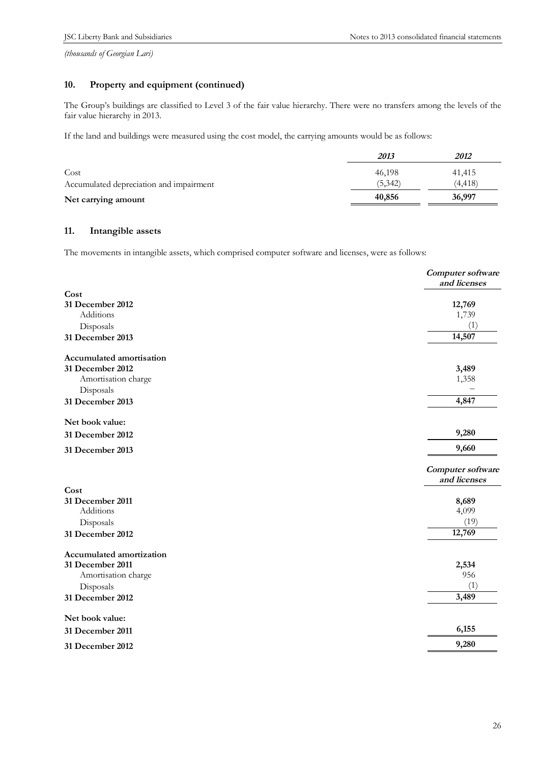*(thousands of Georgian Lari)*

## 10. Property and equipment (continued)

The Group's buildings are classified to Level 3 of the fair value hierarchy. There were no transfers among the levels of the fair value hierarchy in 2013.

If the land and buildings were measured using the cost model, the carrying amounts would be as follows:

| | *2013* | *2012* |
|---|---|---|
| Cost | 46,198 | 41,415 |
| Accumulated depreciation and impairment | (5,342) | (4,418) |
| **Net carrying amount** | **40,856** | **36,997** |

## 11. Intangible assets

The movements in intangible assets, which comprised computer software and licenses, were as follows:

| | *Computer software and licenses* |
|---|---|
| **Cost** | |
| **31 December 2012** | **12,769** |
| Additions | 1,739 |
| Disposals | (1) |
| **31 December 2013** | **14,507** |
| **Accumulated amortisation** | |
| **31 December 2012** | **3,489** |
| Amortisation charge | 1,358 |
| Disposals | – |
| **31 December 2013** | **4,847** |
| **Net book value:** | |
| **31 December 2012** | **9,280** |
| **31 December 2013** | **9,660** |

| | *Computer software and licenses* |
|---|---|
| **Cost** | |
| **31 December 2011** | **8,689** |
| Additions | 4,099 |
| Disposals | (19) |
| **31 December 2012** | **12,769** |
| **Accumulated amortization** | |
| **31 December 2011** | **2,534** |
| Amortisation charge | 956 |
| Disposals | (1) |
| **31 December 2012** | **3,489** |
| **Net book value:** | |
| **31 December 2011** | **6,155** |
| **31 December 2012** | **9,280** |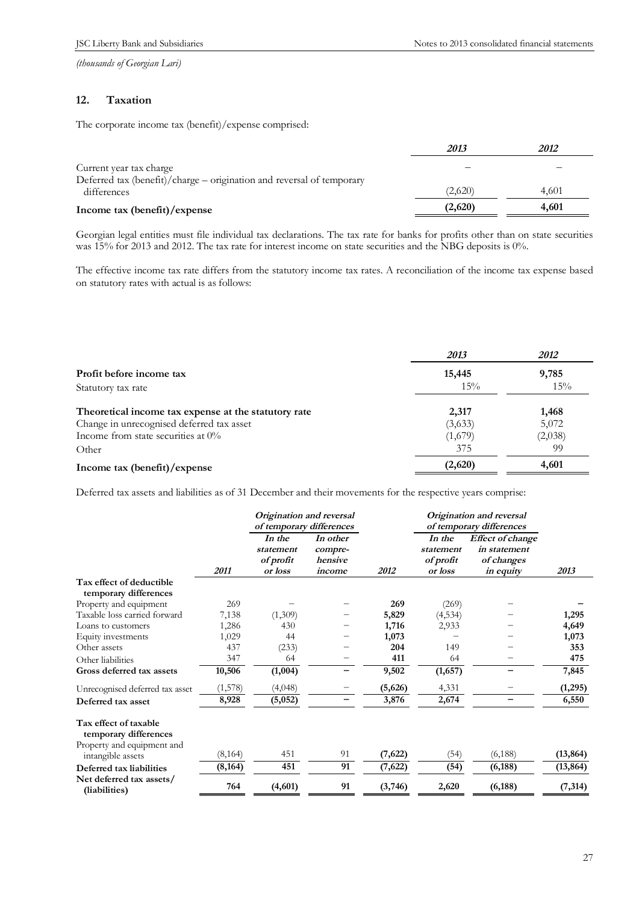*(thousands of Georgian Lari)*

## 12. Taxation

The corporate income tax (benefit)/expense comprised:

| | *2013* | *2012* |
|---|---|---|
| Current year tax charge | – | – |
| Deferred tax (benefit)/charge – origination and reversal of temporary differences | (2,620) | 4,601 |
| **Income tax (benefit)/expense** | **(2,620)** | **4,601** |

Georgian legal entities must file individual tax declarations. The tax rate for banks for profits other than on state securities was 15% for 2013 and 2012. The tax rate for interest income on state securities and the NBG deposits is 0%.

The effective income tax rate differs from the statutory income tax rates. A reconciliation of the income tax expense based on statutory rates with actual is as follows:

| | *2013* | *2012* |
|---|---|---|
| **Profit before income tax** | **15,445** | **9,785** |
| Statutory tax rate | 15% | 15% |
| **Theoretical income tax expense at the statutory rate** | **2,317** | **1,468** |
| Change in unrecognised deferred tax asset | (3,633) | 5,072 |
| Income from state securities at 0% | (1,679) | (2,038) |
| Other | 375 | 99 |
| **Income tax (benefit)/expense** | **(2,620)** | **4,601** |

Deferred tax assets and liabilities as of 31 December and their movements for the respective years comprise:

| | | *Origination and reversal of temporary differences* | | | *Origination and reversal of temporary differences* | | |
|---|---|---|---|---|---|---|---|
| | *2011* | *In the statement of profit or loss* | *In other comprehensive income* | *2012* | *In the statement of profit or loss* | *Effect of change in statement of changes in equity* | *2013* |
| **Tax effect of deductible temporary differences** | | | | | | | |
| Property and equipment | 269 | – | – | **269** | (269) | – | **–** |
| Taxable loss carried forward | 7,138 | (1,309) | – | **5,829** | (4,534) | – | **1,295** |
| Loans to customers | 1,286 | 430 | – | **1,716** | 2,933 | – | **4,649** |
| Equity investments | 1,029 | 44 | – | **1,073** | – | – | **1,073** |
| Other assets | 437 | (233) | – | **204** | 149 | – | **353** |
| Other liabilities | 347 | 64 | – | **411** | 64 | – | **475** |
| **Gross deferred tax assets** | **10,506** | **(1,004)** | **–** | **9,502** | **(1,657)** | **–** | **7,845** |
| Unrecognised deferred tax asset | (1,578) | (4,048) | – | **(5,626)** | 4,331 | – | **(1,295)** |
| **Deferred tax asset** | **8,928** | **(5,052)** | **–** | **3,876** | **2,674** | **–** | **6,550** |
| **Tax effect of taxable temporary differences** | | | | | | | |
| Property and equipment and intangible assets | (8,164) | 451 | 91 | **(7,622)** | (54) | (6,188) | **(13,864)** |
| **Deferred tax liabilities** | **(8,164)** | **451** | **91** | **(7,622)** | **(54)** | **(6,188)** | **(13,864)** |
| **Net deferred tax assets/ (liabilities)** | **764** | **(4,601)** | **91** | **(3,746)** | **2,620** | **(6,188)** | **(7,314)** |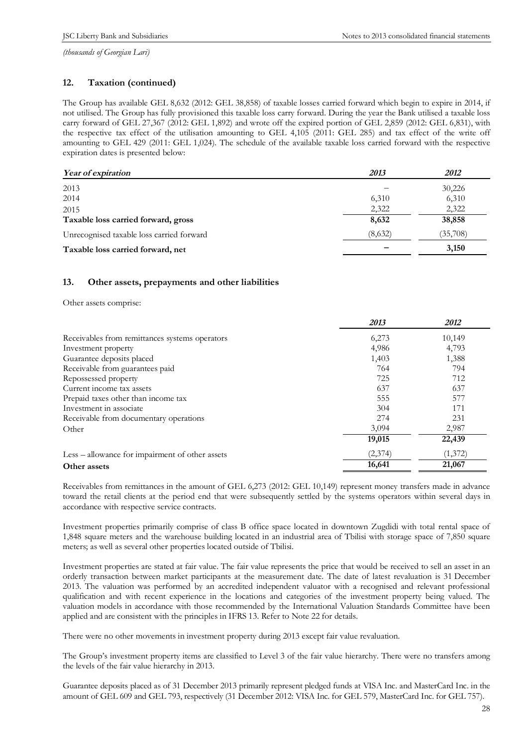*(thousands of Georgian Lari)*

## 12. Taxation (continued)

The Group has available GEL 8,632 (2012: GEL 38,858) of taxable losses carried forward which begin to expire in 2014, if not utilised. The Group has fully provisioned this taxable loss carry forward. During the year the Bank utilised a taxable loss carry forward of GEL 27,367 (2012: GEL 1,892) and wrote off the expired portion of GEL 2,859 (2012: GEL 6,831), with the respective tax effect of the utilisation amounting to GEL 4,105 (2011: GEL 285) and tax effect of the write off amounting to GEL 429 (2011: GEL 1,024). The schedule of the available taxable loss carried forward with the respective expiration dates is presented below:

| *Year of expiration* | *2013* | *2012* |
|---|---|---|
| 2013 | – | 30,226 |
| 2014 | 6,310 | 6,310 |
| 2015 | 2,322 | 2,322 |
| **Taxable loss carried forward, gross** | **8,632** | **38,858** |
| Unrecognised taxable loss carried forward | (8,632) | (35,708) |
| **Taxable loss carried forward, net** | **–** | **3,150** |

## 13. Other assets, prepayments and other liabilities

Other assets comprise:

| | *2013* | *2012* |
|---|---|---|
| Receivables from remittances systems operators | 6,273 | 10,149 |
| Investment property | 4,986 | 4,793 |
| Guarantee deposits placed | 1,403 | 1,388 |
| Receivable from guarantees paid | 764 | 794 |
| Repossessed property | 725 | 712 |
| Current income tax assets | 637 | 637 |
| Prepaid taxes other than income tax | 555 | 577 |
| Investment in associate | 304 | 171 |
| Receivable from documentary operations | 274 | 231 |
| Other | 3,094 | 2,987 |
| | **19,015** | **22,439** |
| Less – allowance for impairment of other assets | (2,374) | (1,372) |
| **Other assets** | **16,641** | **21,067** |

Receivables from remittances in the amount of GEL 6,273 (2012: GEL 10,149) represent money transfers made in advance toward the retail clients at the period end that were subsequently settled by the systems operators within several days in accordance with respective service contracts.

Investment properties primarily comprise of class B office space located in downtown Zugdidi with total rental space of 1,848 square meters and the warehouse building located in an industrial area of Tbilisi with storage space of 7,850 square meters; as well as several other properties located outside of Tbilisi.

Investment properties are stated at fair value. The fair value represents the price that would be received to sell an asset in an orderly transaction between market participants at the measurement date. The date of latest revaluation is 31 December 2013. The valuation was performed by an accredited independent valuator with a recognised and relevant professional qualification and with recent experience in the locations and categories of the investment property being valued. The valuation models in accordance with those recommended by the International Valuation Standards Committee have been applied and are consistent with the principles in IFRS 13. Refer to Note 22 for details.

There were no other movements in investment property during 2013 except fair value revaluation.

The Group's investment property items are classified to Level 3 of the fair value hierarchy. There were no transfers among the levels of the fair value hierarchy in 2013.

Guarantee deposits placed as of 31 December 2013 primarily represent pledged funds at VISA Inc. and MasterCard Inc. in the amount of GEL 609 and GEL 793, respectively (31 December 2012: VISA Inc. for GEL 579, MasterCard Inc. for GEL 757).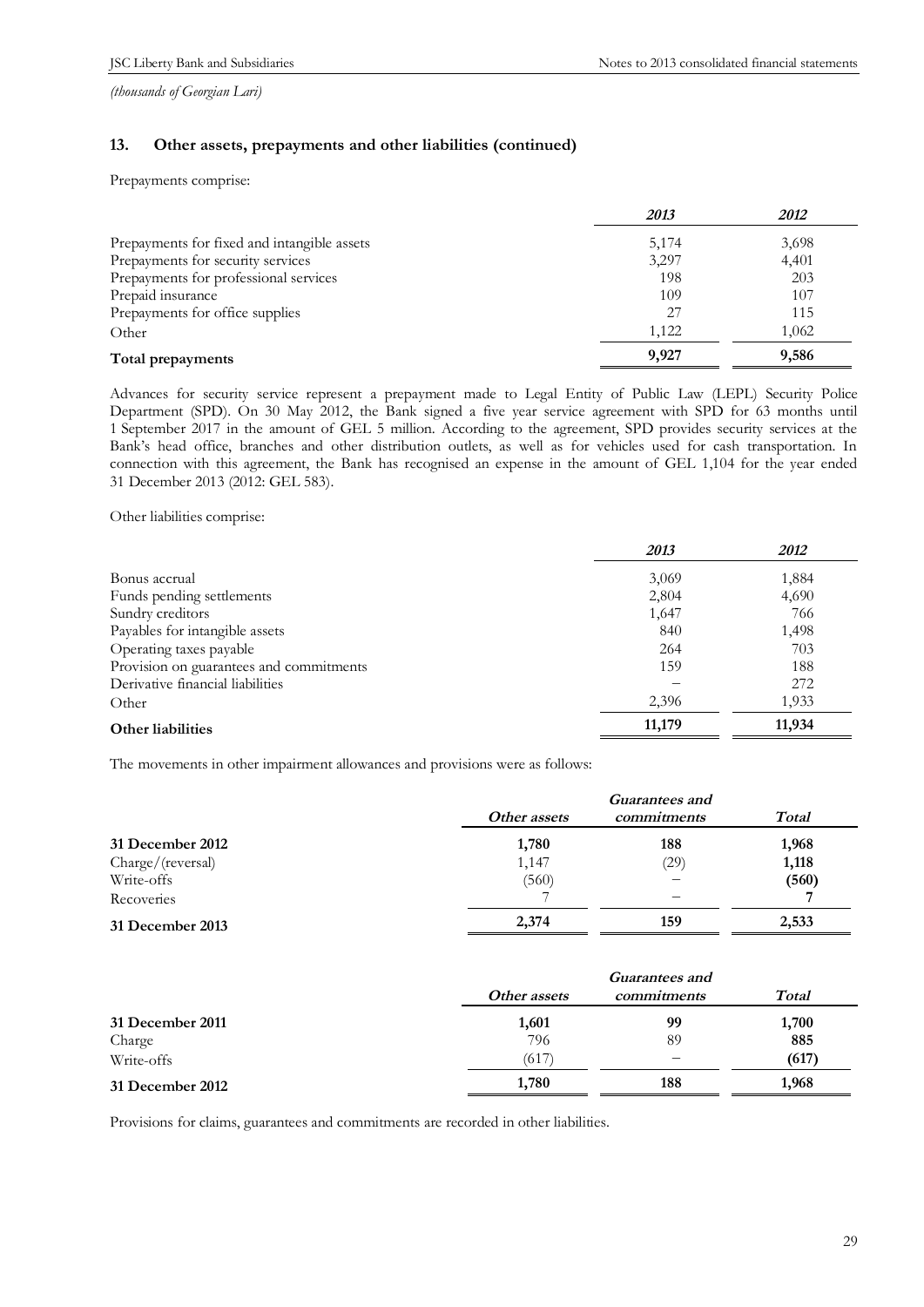*(thousands of Georgian Lari)*

## 13. Other assets, prepayments and other liabilities (continued)

Prepayments comprise:

| | *2013* | *2012* |
|---|---|---|
| Prepayments for fixed and intangible assets | 5,174 | 3,698 |
| Prepayments for security services | 3,297 | 4,401 |
| Prepayments for professional services | 198 | 203 |
| Prepaid insurance | 109 | 107 |
| Prepayments for office supplies | 27 | 115 |
| Other | 1,122 | 1,062 |
| **Total prepayments** | **9,927** | **9,586** |

Advances for security service represent a prepayment made to Legal Entity of Public Law (LEPL) Security Police Department (SPD). On 30 May 2012, the Bank signed a five year service agreement with SPD for 63 months until 1 September 2017 in the amount of GEL 5 million. According to the agreement, SPD provides security services at the Bank's head office, branches and other distribution outlets, as well as for vehicles used for cash transportation. In connection with this agreement, the Bank has recognised an expense in the amount of GEL 1,104 for the year ended 31 December 2013 (2012: GEL 583).

Other liabilities comprise:

| | *2013* | *2012* |
|---|---|---|
| Bonus accrual | 3,069 | 1,884 |
| Funds pending settlements | 2,804 | 4,690 |
| Sundry creditors | 1,647 | 766 |
| Payables for intangible assets | 840 | 1,498 |
| Operating taxes payable | 264 | 703 |
| Provision on guarantees and commitments | 159 | 188 |
| Derivative financial liabilities | – | 272 |
| Other | 2,396 | 1,933 |
| **Other liabilities** | **11,179** | **11,934** |

The movements in other impairment allowances and provisions were as follows:

| | *Other assets* | *Guarantees and commitments* | *Total* |
|---|---|---|---|
| **31 December 2012** | **1,780** | **188** | **1,968** |
| Charge/(reversal) | 1,147 | (29) | **1,118** |
| Write-offs | (560) | – | **(560)** |
| Recoveries | 7 | – | **7** |
| **31 December 2013** | **2,374** | **159** | **2,533** |

| | *Other assets* | *Guarantees and commitments* | *Total* |
|---|---|---|---|
| **31 December 2011** | **1,601** | **99** | **1,700** |
| Charge | 796 | 89 | **885** |
| Write-offs | (617) | – | **(617)** |
| **31 December 2012** | **1,780** | **188** | **1,968** |

Provisions for claims, guarantees and commitments are recorded in other liabilities.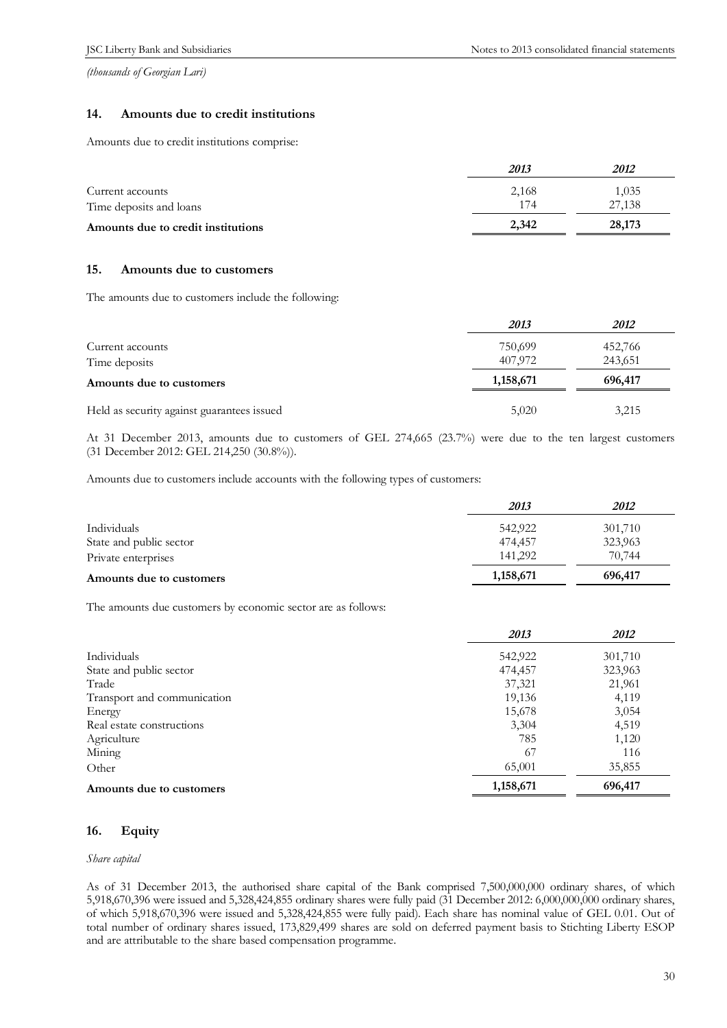*(thousands of Georgian Lari)*

## 14. Amounts due to credit institutions

Amounts due to credit institutions comprise:

| | *2013* | *2012* |
|---|---|---|
| Current accounts | 2,168 | 1,035 |
| Time deposits and loans | 174 | 27,138 |
| **Amounts due to credit institutions** | **2,342** | **28,173** |

## 15. Amounts due to customers

The amounts due to customers include the following:

| | *2013* | *2012* |
|---|---|---|
| Current accounts | 750,699 | 452,766 |
| Time deposits | 407,972 | 243,651 |
| **Amounts due to customers** | **1,158,671** | **696,417** |
| Held as security against guarantees issued | 5,020 | 3,215 |

At 31 December 2013, amounts due to customers of GEL 274,665 (23.7%) were due to the ten largest customers (31 December 2012: GEL 214,250 (30.8%)).

Amounts due to customers include accounts with the following types of customers:

| | *2013* | *2012* |
|---|---|---|
| Individuals | 542,922 | 301,710 |
| State and public sector | 474,457 | 323,963 |
| Private enterprises | 141,292 | 70,744 |
| **Amounts due to customers** | **1,158,671** | **696,417** |

The amounts due customers by economic sector are as follows:

| | *2013* | *2012* |
|---|---|---|
| Individuals | 542,922 | 301,710 |
| State and public sector | 474,457 | 323,963 |
| Trade | 37,321 | 21,961 |
| Transport and communication | 19,136 | 4,119 |
| Energy | 15,678 | 3,054 |
| Real estate constructions | 3,304 | 4,519 |
| Agriculture | 785 | 1,120 |
| Mining | 67 | 116 |
| Other | 65,001 | 35,855 |
| **Amounts due to customers** | **1,158,671** | **696,417** |

## 16. Equity

*Share capital*

As of 31 December 2013, the authorised share capital of the Bank comprised 7,500,000,000 ordinary shares, of which 5,918,670,396 were issued and 5,328,424,855 ordinary shares were fully paid (31 December 2012: 6,000,000,000 ordinary shares, of which 5,918,670,396 were issued and 5,328,424,855 were fully paid). Each share has nominal value of GEL 0.01. Out of total number of ordinary shares issued, 173,829,499 shares are sold on deferred payment basis to Stichting Liberty ESOP and are attributable to the share based compensation programme.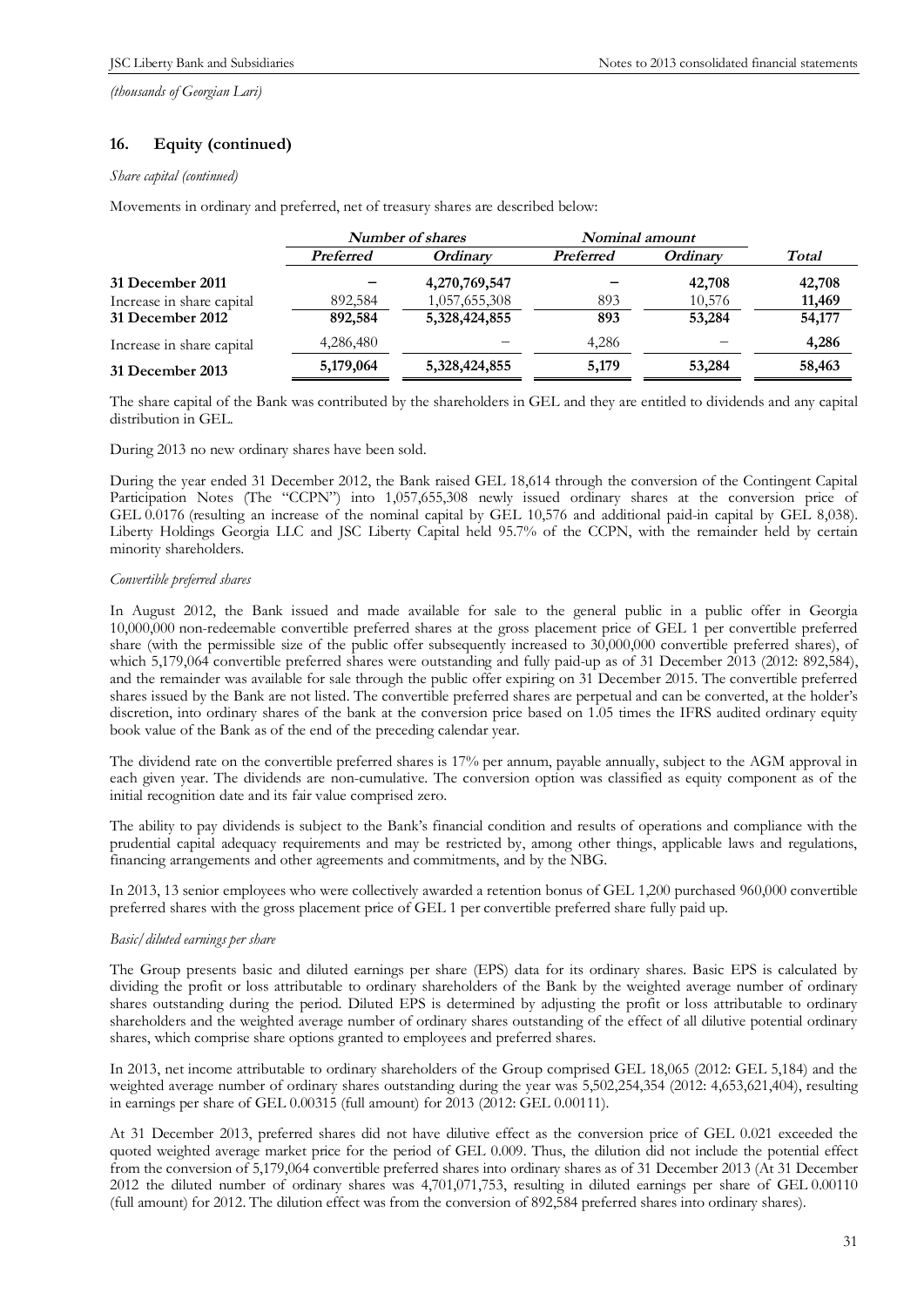*(thousands of Georgian Lari)*

## 16. Equity (continued)

*Share capital (continued)*

Movements in ordinary and preferred, net of treasury shares are described below:

| | *Number of shares* | | *Nominal amount* | | |
|---|---|---|---|---|---|
| | ***Preferred*** | ***Ordinary*** | ***Preferred*** | ***Ordinary*** | ***Total*** |
| **31 December 2011** | **–** | **4,270,769,547** | **–** | **42,708** | **42,708** |
| Increase in share capital | 892,584 | 1,057,655,308 | 893 | 10,576 | **11,469** |
| **31 December 2012** | **892,584** | **5,328,424,855** | **893** | **53,284** | **54,177** |
| Increase in share capital | 4,286,480 | – | 4,286 | – | **4,286** |
| **31 December 2013** | **5,179,064** | **5,328,424,855** | **5,179** | **53,284** | **58,463** |

The share capital of the Bank was contributed by the shareholders in GEL and they are entitled to dividends and any capital distribution in GEL.

During 2013 no new ordinary shares have been sold.

During the year ended 31 December 2012, the Bank raised GEL 18,614 through the conversion of the Contingent Capital Participation Notes (The "CCPN") into 1,057,655,308 newly issued ordinary shares at the conversion price of GEL 0.0176 (resulting an increase of the nominal capital by GEL 10,576 and additional paid-in capital by GEL 8,038). Liberty Holdings Georgia LLC and JSC Liberty Capital held 95.7% of the CCPN, with the remainder held by certain minority shareholders.

*Convertible preferred shares*

In August 2012, the Bank issued and made available for sale to the general public in a public offer in Georgia 10,000,000 non-redeemable convertible preferred shares at the gross placement price of GEL 1 per convertible preferred share (with the permissible size of the public offer subsequently increased to 30,000,000 convertible preferred shares), of which 5,179,064 convertible preferred shares were outstanding and fully paid-up as of 31 December 2013 (2012: 892,584), and the remainder was available for sale through the public offer expiring on 31 December 2015. The convertible preferred shares issued by the Bank are not listed. The convertible preferred shares are perpetual and can be converted, at the holder's discretion, into ordinary shares of the bank at the conversion price based on 1.05 times the IFRS audited ordinary equity book value of the Bank as of the end of the preceding calendar year.

The dividend rate on the convertible preferred shares is 17% per annum, payable annually, subject to the AGM approval in each given year. The dividends are non-cumulative. The conversion option was classified as equity component as of the initial recognition date and its fair value comprised zero.

The ability to pay dividends is subject to the Bank's financial condition and results of operations and compliance with the prudential capital adequacy requirements and may be restricted by, among other things, applicable laws and regulations, financing arrangements and other agreements and commitments, and by the NBG.

In 2013, 13 senior employees who were collectively awarded a retention bonus of GEL 1,200 purchased 960,000 convertible preferred shares with the gross placement price of GEL 1 per convertible preferred share fully paid up.

*Basic/diluted earnings per share*

The Group presents basic and diluted earnings per share (EPS) data for its ordinary shares. Basic EPS is calculated by dividing the profit or loss attributable to ordinary shareholders of the Bank by the weighted average number of ordinary shares outstanding during the period. Diluted EPS is determined by adjusting the profit or loss attributable to ordinary shareholders and the weighted average number of ordinary shares outstanding of the effect of all dilutive potential ordinary shares, which comprise share options granted to employees and preferred shares.

In 2013, net income attributable to ordinary shareholders of the Group comprised GEL 18,065 (2012: GEL 5,184) and the weighted average number of ordinary shares outstanding during the year was 5,502,254,354 (2012: 4,653,621,404), resulting in earnings per share of GEL 0.00315 (full amount) for 2013 (2012: GEL 0.00111).

At 31 December 2013, preferred shares did not have dilutive effect as the conversion price of GEL 0.021 exceeded the quoted weighted average market price for the period of GEL 0.009. Thus, the dilution did not include the potential effect from the conversion of 5,179,064 convertible preferred shares into ordinary shares as of 31 December 2013 (At 31 December 2012 the diluted number of ordinary shares was 4,701,071,753, resulting in diluted earnings per share of GEL 0.00110 (full amount) for 2012. The dilution effect was from the conversion of 892,584 preferred shares into ordinary shares).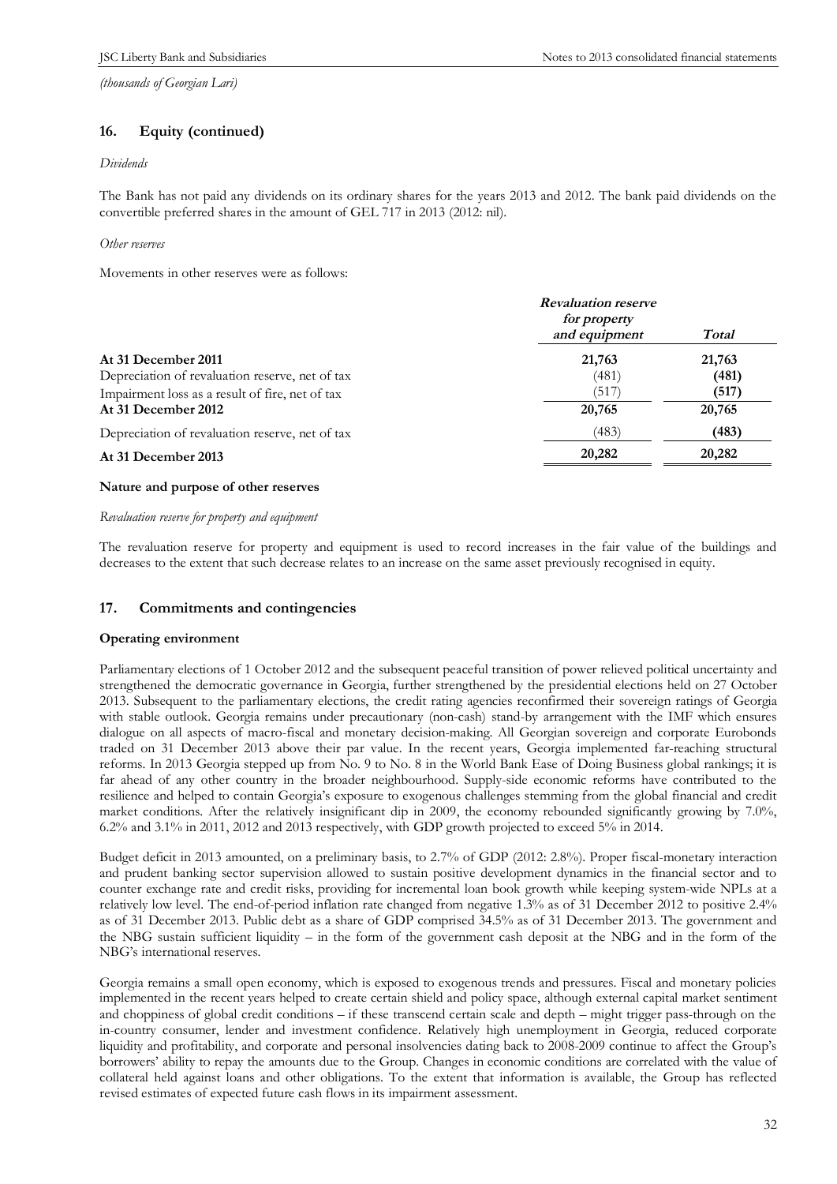*(thousands of Georgian Lari)*

## 16. Equity (continued)

*Dividends*

The Bank has not paid any dividends on its ordinary shares for the years 2013 and 2012. The bank paid dividends on the convertible preferred shares in the amount of GEL 717 in 2013 (2012: nil).

*Other reserves*

Movements in other reserves were as follows:

| | *Revaluation reserve for property and equipment* | *Total* |
|---|---|---|
| **At 31 December 2011** | **21,763** | **21,763** |
| Depreciation of revaluation reserve, net of tax | (481) | **(481)** |
| Impairment loss as a result of fire, net of tax | (517) | **(517)** |
| **At 31 December 2012** | **20,765** | **20,765** |
| Depreciation of revaluation reserve, net of tax | (483) | **(483)** |
| **At 31 December 2013** | **20,282** | **20,282** |

**Nature and purpose of other reserves**

*Revaluation reserve for property and equipment*

The revaluation reserve for property and equipment is used to record increases in the fair value of the buildings and decreases to the extent that such decrease relates to an increase on the same asset previously recognised in equity.

## 17. Commitments and contingencies

**Operating environment**

Parliamentary elections of 1 October 2012 and the subsequent peaceful transition of power relieved political uncertainty and strengthened the democratic governance in Georgia, further strengthened by the presidential elections held on 27 October 2013. Subsequent to the parliamentary elections, the credit rating agencies reconfirmed their sovereign ratings of Georgia with stable outlook. Georgia remains under precautionary (non-cash) stand-by arrangement with the IMF which ensures dialogue on all aspects of macro-fiscal and monetary decision-making. All Georgian sovereign and corporate Eurobonds traded on 31 December 2013 above their par value. In the recent years, Georgia implemented far-reaching structural reforms. In 2013 Georgia stepped up from No. 9 to No. 8 in the World Bank Ease of Doing Business global rankings; it is far ahead of any other country in the broader neighbourhood. Supply-side economic reforms have contributed to the resilience and helped to contain Georgia's exposure to exogenous challenges stemming from the global financial and credit market conditions. After the relatively insignificant dip in 2009, the economy rebounded significantly growing by 7.0%, 6.2% and 3.1% in 2011, 2012 and 2013 respectively, with GDP growth projected to exceed 5% in 2014.

Budget deficit in 2013 amounted, on a preliminary basis, to 2.7% of GDP (2012: 2.8%). Proper fiscal-monetary interaction and prudent banking sector supervision allowed to sustain positive development dynamics in the financial sector and to counter exchange rate and credit risks, providing for incremental loan book growth while keeping system-wide NPLs at a relatively low level. The end-of-period inflation rate changed from negative 1.3% as of 31 December 2012 to positive 2.4% as of 31 December 2013. Public debt as a share of GDP comprised 34.5% as of 31 December 2013. The government and the NBG sustain sufficient liquidity – in the form of the government cash deposit at the NBG and in the form of the NBG's international reserves.

Georgia remains a small open economy, which is exposed to exogenous trends and pressures. Fiscal and monetary policies implemented in the recent years helped to create certain shield and policy space, although external capital market sentiment and choppiness of global credit conditions – if these transcend certain scale and depth – might trigger pass-through on the in-country consumer, lender and investment confidence. Relatively high unemployment in Georgia, reduced corporate liquidity and profitability, and corporate and personal insolvencies dating back to 2008-2009 continue to affect the Group's borrowers' ability to repay the amounts due to the Group. Changes in economic conditions are correlated with the value of collateral held against loans and other obligations. To the extent that information is available, the Group has reflected revised estimates of expected future cash flows in its impairment assessment.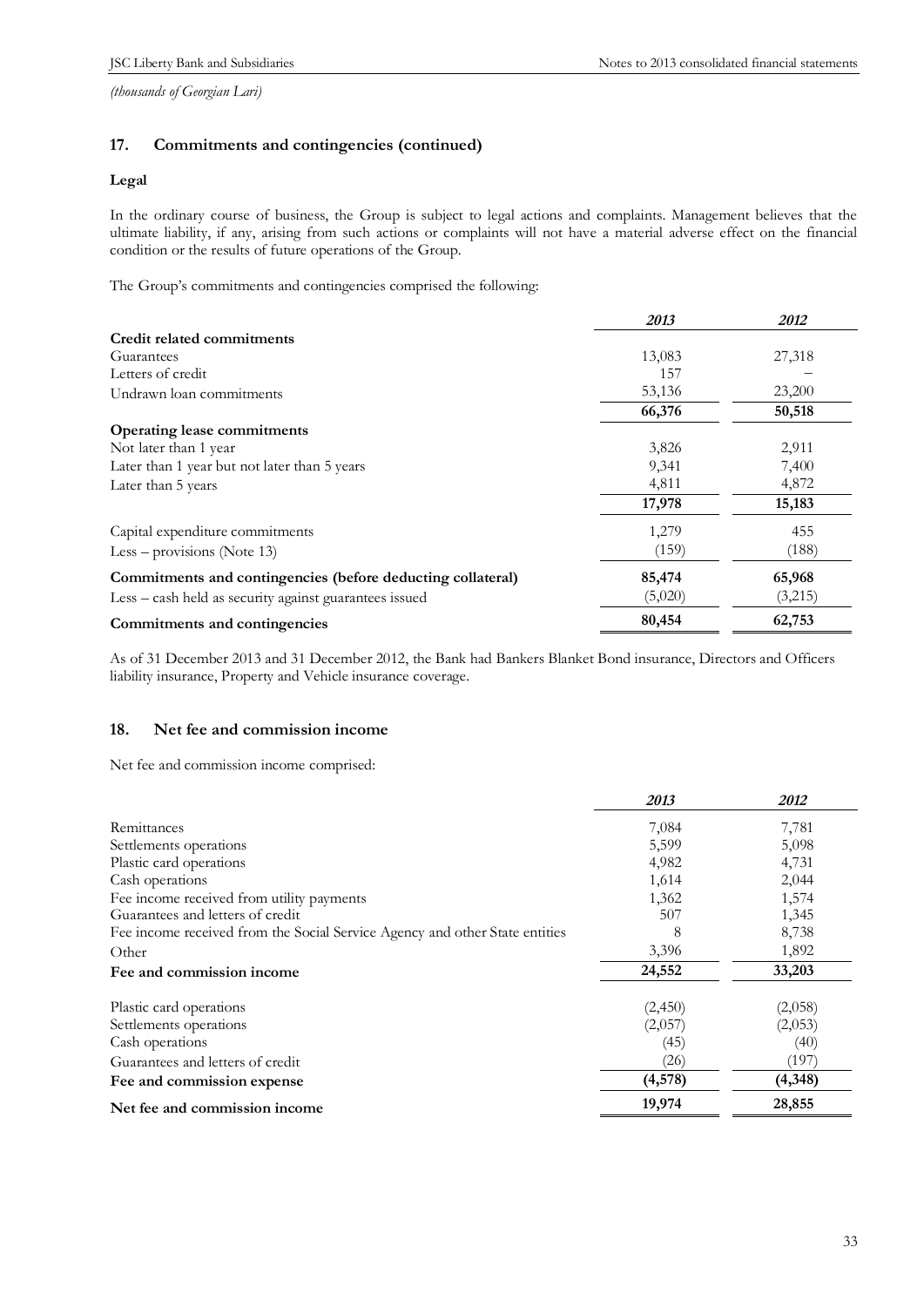*(thousands of Georgian Lari)*

## 17. Commitments and contingencies (continued)

### Legal

In the ordinary course of business, the Group is subject to legal actions and complaints. Management believes that the ultimate liability, if any, arising from such actions or complaints will not have a material adverse effect on the financial condition or the results of future operations of the Group.

The Group's commitments and contingencies comprised the following:

| | *2013* | *2012* |
|---|---|---|
| **Credit related commitments** | | |
| Guarantees | 13,083 | 27,318 |
| Letters of credit | 157 | – |
| Undrawn loan commitments | 53,136 | 23,200 |
| | **66,376** | **50,518** |
| **Operating lease commitments** | | |
| Not later than 1 year | 3,826 | 2,911 |
| Later than 1 year but not later than 5 years | 9,341 | 7,400 |
| Later than 5 years | 4,811 | 4,872 |
| | **17,978** | **15,183** |
| Capital expenditure commitments | 1,279 | 455 |
| Less – provisions (Note 13) | (159) | (188) |
| **Commitments and contingencies (before deducting collateral)** | **85,474** | **65,968** |
| Less – cash held as security against guarantees issued | (5,020) | (3,215) |
| **Commitments and contingencies** | **80,454** | **62,753** |

As of 31 December 2013 and 31 December 2012, the Bank had Bankers Blanket Bond insurance, Directors and Officers liability insurance, Property and Vehicle insurance coverage.

## 18. Net fee and commission income

Net fee and commission income comprised:

| | *2013* | *2012* |
|---|---|---|
| Remittances | 7,084 | 7,781 |
| Settlements operations | 5,599 | 5,098 |
| Plastic card operations | 4,982 | 4,731 |
| Cash operations | 1,614 | 2,044 |
| Fee income received from utility payments | 1,362 | 1,574 |
| Guarantees and letters of credit | 507 | 1,345 |
| Fee income received from the Social Service Agency and other State entities | 8 | 8,738 |
| Other | 3,396 | 1,892 |
| **Fee and commission income** | **24,552** | **33,203** |
| Plastic card operations | (2,450) | (2,058) |
| Settlements operations | (2,057) | (2,053) |
| Cash operations | (45) | (40) |
| Guarantees and letters of credit | (26) | (197) |
| **Fee and commission expense** | **(4,578)** | **(4,348)** |
| **Net fee and commission income** | **19,974** | **28,855** |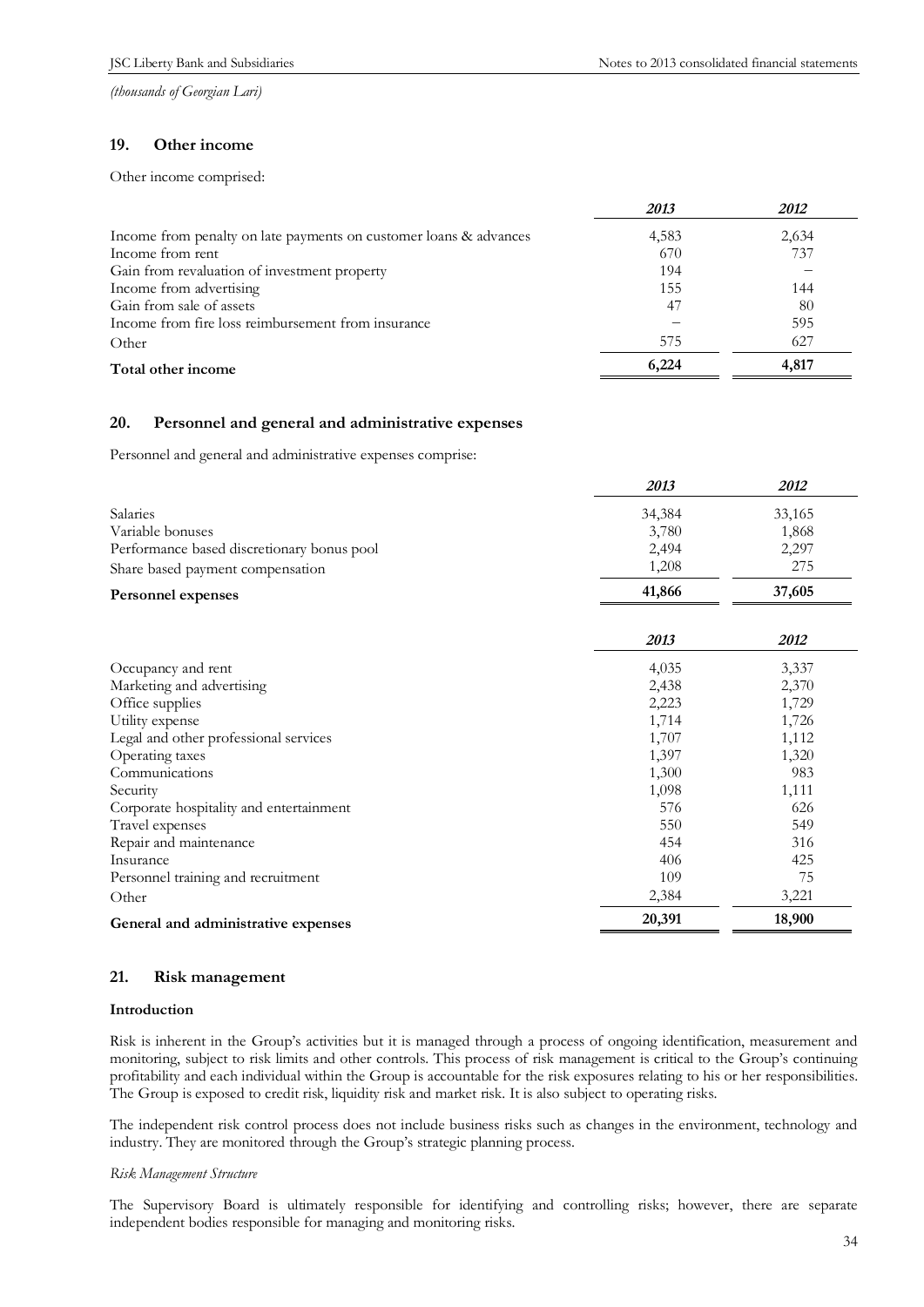*(thousands of Georgian Lari)*

## 19. Other income

Other income comprised:

| | *2013* | *2012* |
|---|---|---|
| Income from penalty on late payments on customer loans & advances | 4,583 | 2,634 |
| Income from rent | 670 | 737 |
| Gain from revaluation of investment property | 194 | – |
| Income from advertising | 155 | 144 |
| Gain from sale of assets | 47 | 80 |
| Income from fire loss reimbursement from insurance | – | 595 |
| Other | 575 | 627 |
| **Total other income** | **6,224** | **4,817** |

## 20. Personnel and general and administrative expenses

Personnel and general and administrative expenses comprise:

| | *2013* | *2012* |
|---|---|---|
| Salaries | 34,384 | 33,165 |
| Variable bonuses | 3,780 | 1,868 |
| Performance based discretionary bonus pool | 2,494 | 2,297 |
| Share based payment compensation | 1,208 | 275 |
| **Personnel expenses** | **41,866** | **37,605** |

| | *2013* | *2012* |
|---|---|---|
| Occupancy and rent | 4,035 | 3,337 |
| Marketing and advertising | 2,438 | 2,370 |
| Office supplies | 2,223 | 1,729 |
| Utility expense | 1,714 | 1,726 |
| Legal and other professional services | 1,707 | 1,112 |
| Operating taxes | 1,397 | 1,320 |
| Communications | 1,300 | 983 |
| Security | 1,098 | 1,111 |
| Corporate hospitality and entertainment | 576 | 626 |
| Travel expenses | 550 | 549 |
| Repair and maintenance | 454 | 316 |
| Insurance | 406 | 425 |
| Personnel training and recruitment | 109 | 75 |
| Other | 2,384 | 3,221 |
| **General and administrative expenses** | **20,391** | **18,900** |

## 21. Risk management

### Introduction

Risk is inherent in the Group's activities but it is managed through a process of ongoing identification, measurement and monitoring, subject to risk limits and other controls. This process of risk management is critical to the Group's continuing profitability and each individual within the Group is accountable for the risk exposures relating to his or her responsibilities. The Group is exposed to credit risk, liquidity risk and market risk. It is also subject to operating risks.

The independent risk control process does not include business risks such as changes in the environment, technology and industry. They are monitored through the Group's strategic planning process.

*Risk Management Structure*

The Supervisory Board is ultimately responsible for identifying and controlling risks; however, there are separate independent bodies responsible for managing and monitoring risks.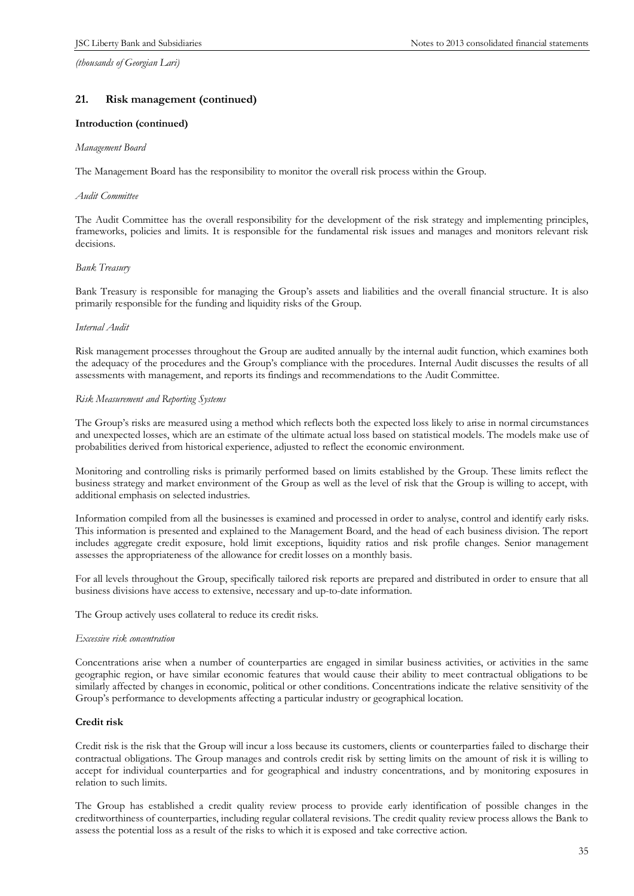*(thousands of Georgian Lari)*

## 21. Risk management (continued)

### Introduction (continued)

*Management Board*

The Management Board has the responsibility to monitor the overall risk process within the Group.

*Audit Committee*

The Audit Committee has the overall responsibility for the development of the risk strategy and implementing principles, frameworks, policies and limits. It is responsible for the fundamental risk issues and manages and monitors relevant risk decisions.

*Bank Treasury*

Bank Treasury is responsible for managing the Group's assets and liabilities and the overall financial structure. It is also primarily responsible for the funding and liquidity risks of the Group.

*Internal Audit*

Risk management processes throughout the Group are audited annually by the internal audit function, which examines both the adequacy of the procedures and the Group's compliance with the procedures. Internal Audit discusses the results of all assessments with management, and reports its findings and recommendations to the Audit Committee.

*Risk Measurement and Reporting Systems*

The Group's risks are measured using a method which reflects both the expected loss likely to arise in normal circumstances and unexpected losses, which are an estimate of the ultimate actual loss based on statistical models. The models make use of probabilities derived from historical experience, adjusted to reflect the economic environment.

Monitoring and controlling risks is primarily performed based on limits established by the Group. These limits reflect the business strategy and market environment of the Group as well as the level of risk that the Group is willing to accept, with additional emphasis on selected industries.

Information compiled from all the businesses is examined and processed in order to analyse, control and identify early risks. This information is presented and explained to the Management Board, and the head of each business division. The report includes aggregate credit exposure, hold limit exceptions, liquidity ratios and risk profile changes. Senior management assesses the appropriateness of the allowance for credit losses on a monthly basis.

For all levels throughout the Group, specifically tailored risk reports are prepared and distributed in order to ensure that all business divisions have access to extensive, necessary and up-to-date information.

The Group actively uses collateral to reduce its credit risks.

*Excessive risk concentration*

Concentrations arise when a number of counterparties are engaged in similar business activities, or activities in the same geographic region, or have similar economic features that would cause their ability to meet contractual obligations to be similarly affected by changes in economic, political or other conditions. Concentrations indicate the relative sensitivity of the Group's performance to developments affecting a particular industry or geographical location.

### Credit risk

Credit risk is the risk that the Group will incur a loss because its customers, clients or counterparties failed to discharge their contractual obligations. The Group manages and controls credit risk by setting limits on the amount of risk it is willing to accept for individual counterparties and for geographical and industry concentrations, and by monitoring exposures in relation to such limits.

The Group has established a credit quality review process to provide early identification of possible changes in the creditworthiness of counterparties, including regular collateral revisions. The credit quality review process allows the Bank to assess the potential loss as a result of the risks to which it is exposed and take corrective action.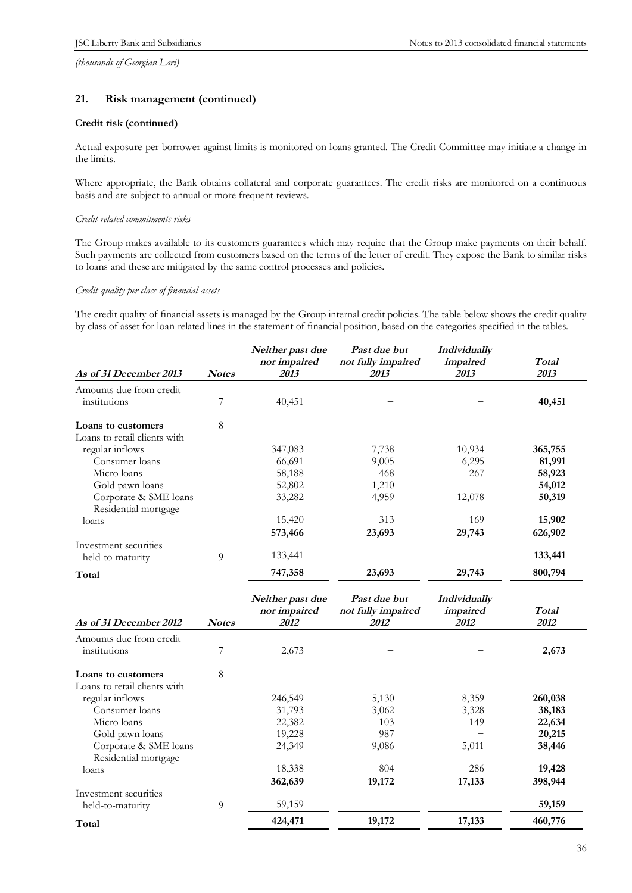*(thousands of Georgian Lari)*

## 21. Risk management (continued)

### Credit risk (continued)

Actual exposure per borrower against limits is monitored on loans granted. The Credit Committee may initiate a change in the limits.

Where appropriate, the Bank obtains collateral and corporate guarantees. The credit risks are monitored on a continuous basis and are subject to annual or more frequent reviews.

*Credit-related commitments risks*

The Group makes available to its customers guarantees which may require that the Group make payments on their behalf. Such payments are collected from customers based on the terms of the letter of credit. They expose the Bank to similar risks to loans and these are mitigated by the same control processes and policies.

*Credit quality per class of financial assets*

The credit quality of financial assets is managed by the Group internal credit policies. The table below shows the credit quality by class of asset for loan-related lines in the statement of financial position, based on the categories specified in the tables.

| *As of 31 December 2013* | *Notes* | *Neither past due nor impaired 2013* | *Past due but not fully impaired 2013* | *Individually impaired 2013* | *Total 2013* |
|---|---|---|---|---|---|
| Amounts due from credit institutions | 7 | 40,451 | – | – | **40,451** |
| **Loans to customers** | 8 | | | | |
| Loans to retail clients with regular inflows | | 347,083 | 7,738 | 10,934 | **365,755** |
| Consumer loans | | 66,691 | 9,005 | 6,295 | **81,991** |
| Micro loans | | 58,188 | 468 | 267 | **58,923** |
| Gold pawn loans | | 52,802 | 1,210 | – | **54,012** |
| Corporate & SME loans | | 33,282 | 4,959 | 12,078 | **50,319** |
| Residential mortgage loans | | 15,420 | 313 | 169 | **15,902** |
| | | **573,466** | **23,693** | **29,743** | **626,902** |
| Investment securities held-to-maturity | 9 | 133,441 | – | – | **133,441** |
| **Total** | | **747,358** | **23,693** | **29,743** | **800,794** |

| *As of 31 December 2012* | *Notes* | *Neither past due nor impaired 2012* | *Past due but not fully impaired 2012* | *Individually impaired 2012* | *Total 2012* |
|---|---|---|---|---|---|
| Amounts due from credit institutions | 7 | 2,673 | – | – | **2,673** |
| **Loans to customers** | 8 | | | | |
| Loans to retail clients with regular inflows | | 246,549 | 5,130 | 8,359 | **260,038** |
| Consumer loans | | 31,793 | 3,062 | 3,328 | **38,183** |
| Micro loans | | 22,382 | 103 | 149 | **22,634** |
| Gold pawn loans | | 19,228 | 987 | – | **20,215** |
| Corporate & SME loans | | 24,349 | 9,086 | 5,011 | **38,446** |
| Residential mortgage loans | | 18,338 | 804 | 286 | **19,428** |
| | | **362,639** | **19,172** | **17,133** | **398,944** |
| Investment securities held-to-maturity | 9 | 59,159 | – | – | **59,159** |
| **Total** | | **424,471** | **19,172** | **17,133** | **460,776** |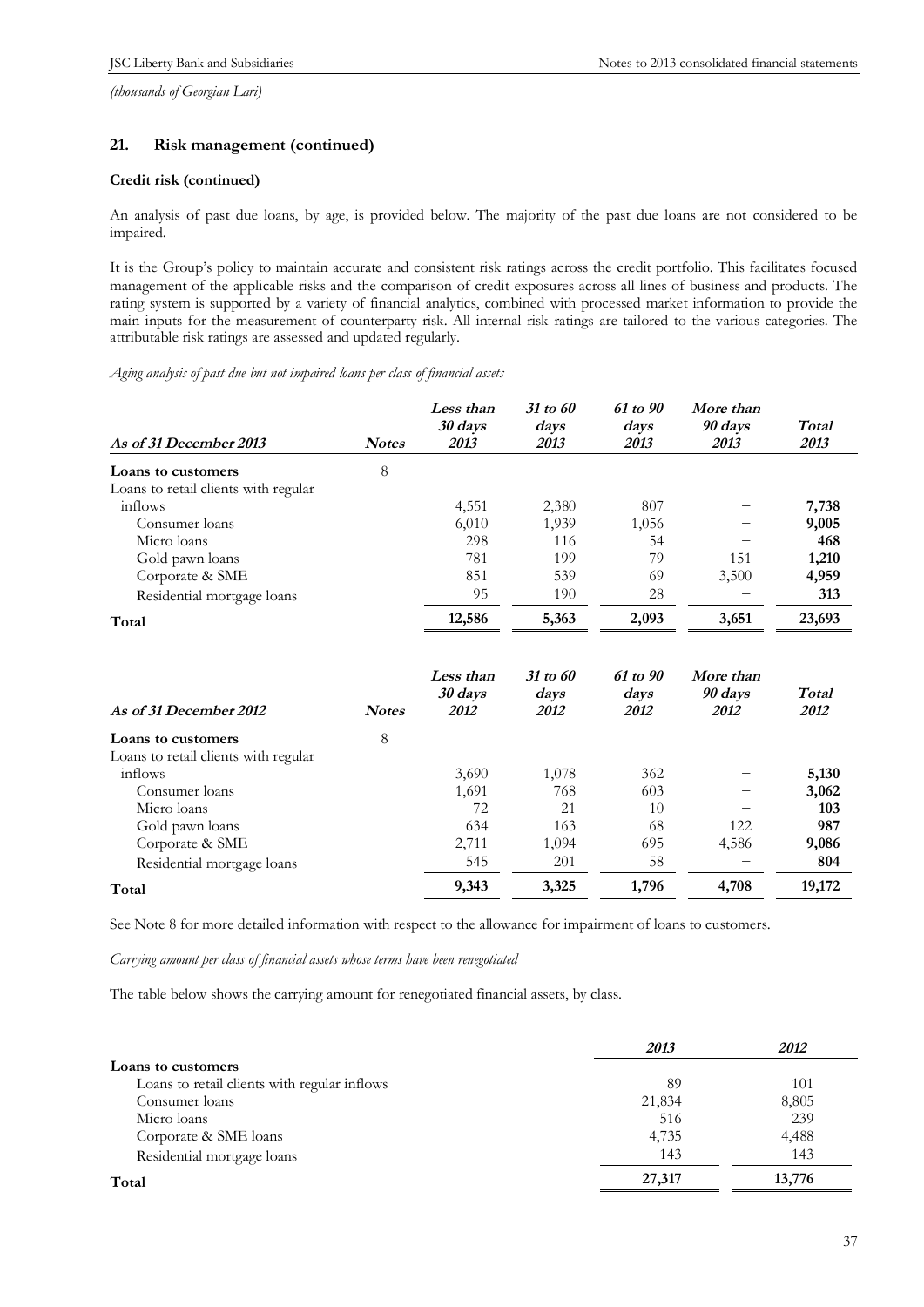*(thousands of Georgian Lari)*

## 21. Risk management (continued)

### Credit risk (continued)

An analysis of past due loans, by age, is provided below. The majority of the past due loans are not considered to be impaired.

It is the Group's policy to maintain accurate and consistent risk ratings across the credit portfolio. This facilitates focused management of the applicable risks and the comparison of credit exposures across all lines of business and products. The rating system is supported by a variety of financial analytics, combined with processed market information to provide the main inputs for the measurement of counterparty risk. All internal risk ratings are tailored to the various categories. The attributable risk ratings are assessed and updated regularly.

*Aging analysis of past due but not impaired loans per class of financial assets*

| *As of 31 December 2013* | *Notes* | *Less than 30 days 2013* | *31 to 60 days 2013* | *61 to 90 days 2013* | *More than 90 days 2013* | *Total 2013* |
|---|---|---|---|---|---|---|
| **Loans to customers** | 8 | | | | | |
| Loans to retail clients with regular inflows | | 4,551 | 2,380 | 807 | – | **7,738** |
| Consumer loans | | 6,010 | 1,939 | 1,056 | – | **9,005** |
| Micro loans | | 298 | 116 | 54 | – | **468** |
| Gold pawn loans | | 781 | 199 | 79 | 151 | **1,210** |
| Corporate & SME | | 851 | 539 | 69 | 3,500 | **4,959** |
| Residential mortgage loans | | 95 | 190 | 28 | – | **313** |
| **Total** | | **12,586** | **5,363** | **2,093** | **3,651** | **23,693** |

| *As of 31 December 2012* | *Notes* | *Less than 30 days 2012* | *31 to 60 days 2012* | *61 to 90 days 2012* | *More than 90 days 2012* | *Total 2012* |
|---|---|---|---|---|---|---|
| **Loans to customers** | 8 | | | | | |
| Loans to retail clients with regular inflows | | 3,690 | 1,078 | 362 | – | **5,130** |
| Consumer loans | | 1,691 | 768 | 603 | – | **3,062** |
| Micro loans | | 72 | 21 | 10 | – | **103** |
| Gold pawn loans | | 634 | 163 | 68 | 122 | **987** |
| Corporate & SME | | 2,711 | 1,094 | 695 | 4,586 | **9,086** |
| Residential mortgage loans | | 545 | 201 | 58 | – | **804** |
| **Total** | | **9,343** | **3,325** | **1,796** | **4,708** | **19,172** |

See Note 8 for more detailed information with respect to the allowance for impairment of loans to customers.

*Carrying amount per class of financial assets whose terms have been renegotiated*

The table below shows the carrying amount for renegotiated financial assets, by class.

| | *2013* | *2012* |
|---|---|---|
| **Loans to customers** | | |
| Loans to retail clients with regular inflows | 89 | 101 |
| Consumer loans | 21,834 | 8,805 |
| Micro loans | 516 | 239 |
| Corporate & SME loans | 4,735 | 4,488 |
| Residential mortgage loans | 143 | 143 |
| **Total** | **27,317** | **13,776** |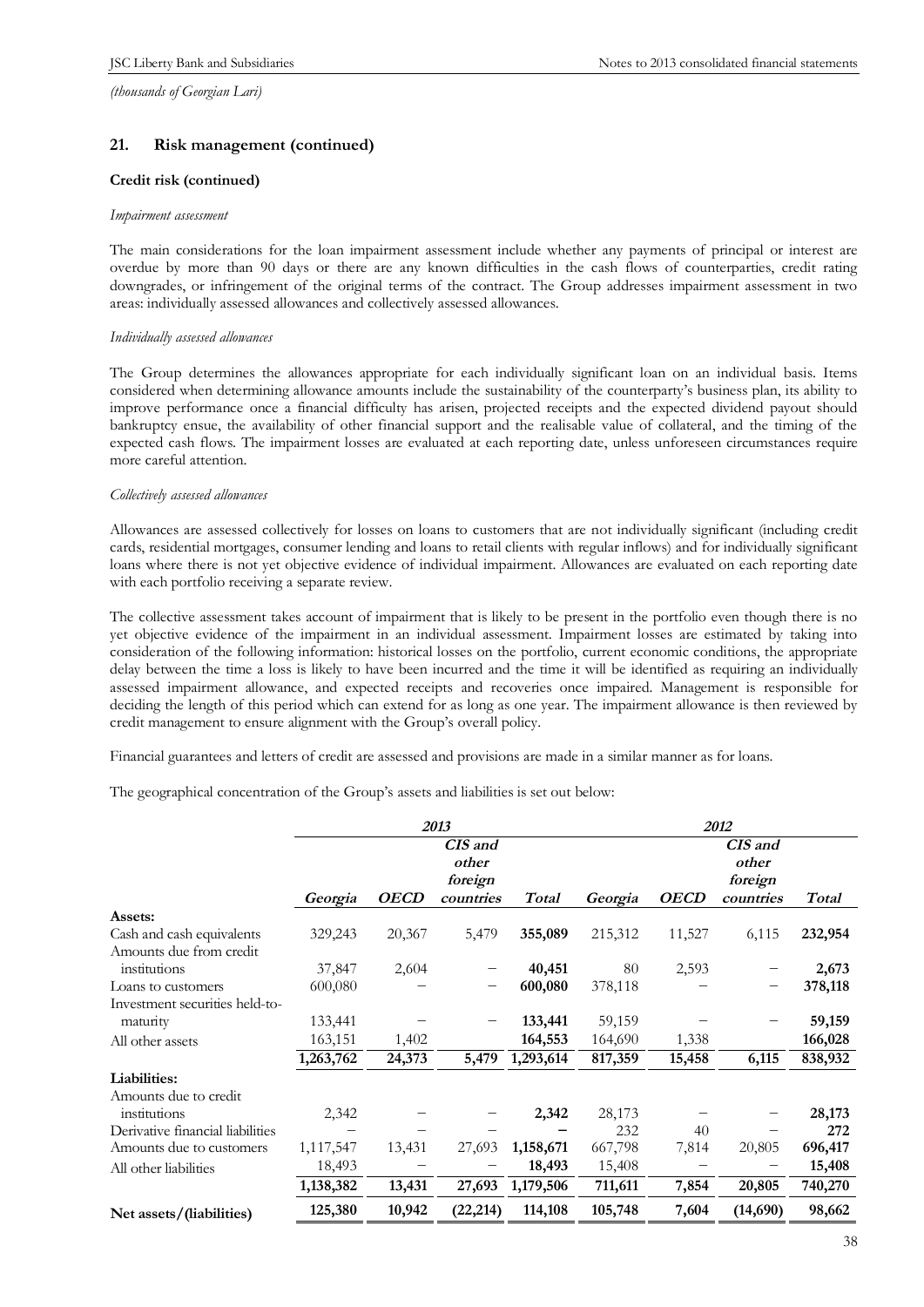*(thousands of Georgian Lari)*

## 21. Risk management (continued)

### Credit risk (continued)

*Impairment assessment*

The main considerations for the loan impairment assessment include whether any payments of principal or interest are overdue by more than 90 days or there are any known difficulties in the cash flows of counterparties, credit rating downgrades, or infringement of the original terms of the contract. The Group addresses impairment assessment in two areas: individually assessed allowances and collectively assessed allowances.

*Individually assessed allowances*

The Group determines the allowances appropriate for each individually significant loan on an individual basis. Items considered when determining allowance amounts include the sustainability of the counterparty's business plan, its ability to improve performance once a financial difficulty has arisen, projected receipts and the expected dividend payout should bankruptcy ensue, the availability of other financial support and the realisable value of collateral, and the timing of the expected cash flows. The impairment losses are evaluated at each reporting date, unless unforeseen circumstances require more careful attention.

*Collectively assessed allowances*

Allowances are assessed collectively for losses on loans to customers that are not individually significant (including credit cards, residential mortgages, consumer lending and loans to retail clients with regular inflows) and for individually significant loans where there is not yet objective evidence of individual impairment. Allowances are evaluated on each reporting date with each portfolio receiving a separate review.

The collective assessment takes account of impairment that is likely to be present in the portfolio even though there is no yet objective evidence of the impairment in an individual assessment. Impairment losses are estimated by taking into consideration of the following information: historical losses on the portfolio, current economic conditions, the appropriate delay between the time a loss is likely to have been incurred and the time it will be identified as requiring an individually assessed impairment allowance, and expected receipts and recoveries once impaired. Management is responsible for deciding the length of this period which can extend for as long as one year. The impairment allowance is then reviewed by credit management to ensure alignment with the Group's overall policy.

Financial guarantees and letters of credit are assessed and provisions are made in a similar manner as for loans.

The geographical concentration of the Group's assets and liabilities is set out below:

| | *2013* | | | | *2012* | | | |
|---|---|---|---|---|---|---|---|---|
| | *Georgia* | *OECD* | *CIS and other foreign countries* | *Total* | *Georgia* | *OECD* | *CIS and other foreign countries* | *Total* |
| **Assets:** | | | | | | | | |
| Cash and cash equivalents | 329,243 | 20,367 | 5,479 | **355,089** | 215,312 | 11,527 | 6,115 | **232,954** |
| Amounts due from credit institutions | 37,847 | 2,604 | – | **40,451** | 80 | 2,593 | – | **2,673** |
| Loans to customers | 600,080 | – | – | **600,080** | 378,118 | – | – | **378,118** |
| Investment securities held-to-maturity | 133,441 | – | – | **133,441** | 59,159 | – | – | **59,159** |
| All other assets | 163,151 | 1,402 | | **164,553** | 164,690 | 1,338 | | **166,028** |
| | **1,263,762** | **24,373** | **5,479** | **1,293,614** | **817,359** | **15,458** | **6,115** | **838,932** |
| **Liabilities:** | | | | | | | | |
| Amounts due to credit institutions | 2,342 | – | – | **2,342** | 28,173 | – | – | **28,173** |
| Derivative financial liabilities | – | – | – | **–** | 232 | 40 | – | **272** |
| Amounts due to customers | 1,117,547 | 13,431 | 27,693 | **1,158,671** | 667,798 | 7,814 | 20,805 | **696,417** |
| All other liabilities | 18,493 | – | – | **18,493** | 15,408 | – | – | **15,408** |
| | **1,138,382** | **13,431** | **27,693** | **1,179,506** | **711,611** | **7,854** | **20,805** | **740,270** |
| **Net assets/(liabilities)** | **125,380** | **10,942** | **(22,214)** | **114,108** | **105,748** | **7,604** | **(14,690)** | **98,662** |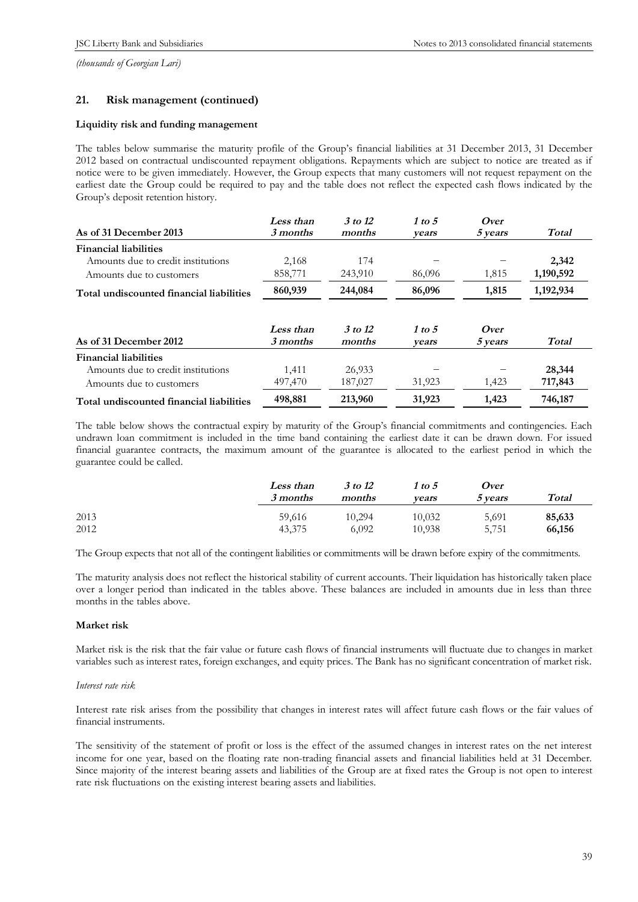*(thousands of Georgian Lari)*

## 21. Risk management (continued)

### Liquidity risk and funding management

The tables below summarise the maturity profile of the Group's financial liabilities at 31 December 2013, 31 December 2012 based on contractual undiscounted repayment obligations. Repayments which are subject to notice are treated as if notice were to be given immediately. However, the Group expects that many customers will not request repayment on the earliest date the Group could be required to pay and the table does not reflect the expected cash flows indicated by the Group's deposit retention history.

| As of 31 December 2013 | *Less than 3 months* | *3 to 12 months* | *1 to 5 years* | *Over 5 years* | *Total* |
|---|---|---|---|---|---|
| **Financial liabilities** | | | | | |
| Amounts due to credit institutions | 2,168 | 174 | – | – | **2,342** |
| Amounts due to customers | 858,771 | 243,910 | 86,096 | 1,815 | **1,190,592** |
| **Total undiscounted financial liabilities** | **860,939** | **244,084** | **86,096** | **1,815** | **1,192,934** |

| As of 31 December 2012 | *Less than 3 months* | *3 to 12 months* | *1 to 5 years* | *Over 5 years* | *Total* |
|---|---|---|---|---|---|
| **Financial liabilities** | | | | | |
| Amounts due to credit institutions | 1,411 | 26,933 | – | – | **28,344** |
| Amounts due to customers | 497,470 | 187,027 | 31,923 | 1,423 | **717,843** |
| **Total undiscounted financial liabilities** | **498,881** | **213,960** | **31,923** | **1,423** | **746,187** |

The table below shows the contractual expiry by maturity of the Group's financial commitments and contingencies. Each undrawn loan commitment is included in the time band containing the earliest date it can be drawn down. For issued financial guarantee contracts, the maximum amount of the guarantee is allocated to the earliest period in which the guarantee could be called.

| | *Less than 3 months* | *3 to 12 months* | *1 to 5 years* | *Over 5 years* | *Total* |
|---|---|---|---|---|---|
| 2013 | 59,616 | 10,294 | 10,032 | 5,691 | **85,633** |
| 2012 | 43,375 | 6,092 | 10,938 | 5,751 | **66,156** |

The Group expects that not all of the contingent liabilities or commitments will be drawn before expiry of the commitments.

The maturity analysis does not reflect the historical stability of current accounts. Their liquidation has historically taken place over a longer period than indicated in the tables above. These balances are included in amounts due in less than three months in the tables above.

### Market risk

Market risk is the risk that the fair value or future cash flows of financial instruments will fluctuate due to changes in market variables such as interest rates, foreign exchanges, and equity prices. The Bank has no significant concentration of market risk.

*Interest rate risk*

Interest rate risk arises from the possibility that changes in interest rates will affect future cash flows or the fair values of financial instruments.

The sensitivity of the statement of profit or loss is the effect of the assumed changes in interest rates on the net interest income for one year, based on the floating rate non-trading financial assets and financial liabilities held at 31 December. Since majority of the interest bearing assets and liabilities of the Group are at fixed rates the Group is not open to interest rate risk fluctuations on the existing interest bearing assets and liabilities.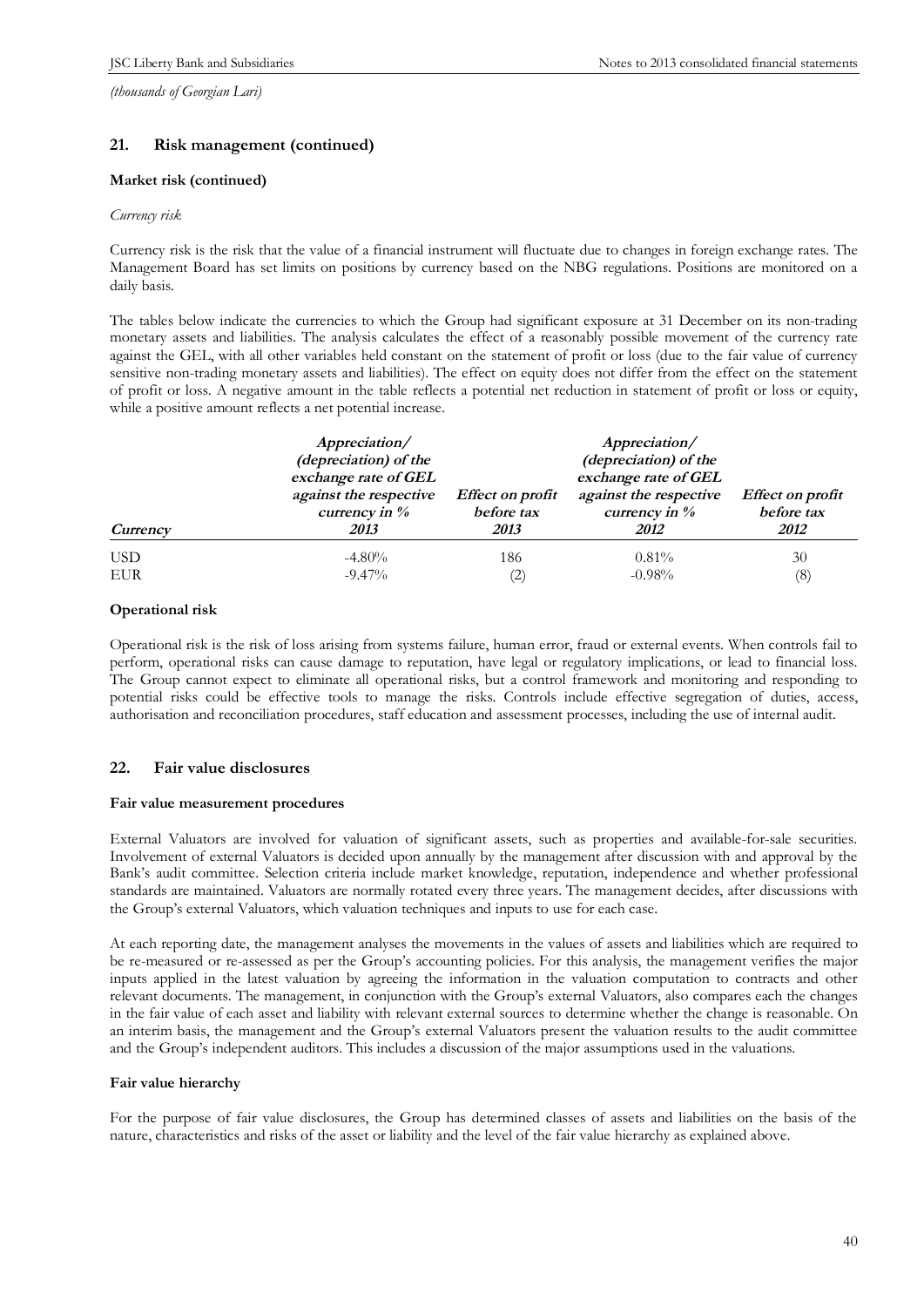*(thousands of Georgian Lari)*

## 21. Risk management (continued)

### Market risk (continued)

*Currency risk*

Currency risk is the risk that the value of a financial instrument will fluctuate due to changes in foreign exchange rates. The Management Board has set limits on positions by currency based on the NBG regulations. Positions are monitored on a daily basis.

The tables below indicate the currencies to which the Group had significant exposure at 31 December on its non-trading monetary assets and liabilities. The analysis calculates the effect of a reasonably possible movement of the currency rate against the GEL, with all other variables held constant on the statement of profit or loss (due to the fair value of currency sensitive non-trading monetary assets and liabilities). The effect on equity does not differ from the effect on the statement of profit or loss. A negative amount in the table reflects a potential net reduction in statement of profit or loss or equity, while a positive amount reflects a net potential increase.

| *Currency* | *Appreciation/ (depreciation) of the exchange rate of GEL against the respective currency in % 2013* | *Effect on profit before tax 2013* | *Appreciation/ (depreciation) of the exchange rate of GEL against the respective currency in % 2012* | *Effect on profit before tax 2012* |
|---|---|---|---|---|
| USD | -4.80% | 186 | 0.81% | 30 |
| EUR | -9.47% | (2) | -0.98% | (8) |

### Operational risk

Operational risk is the risk of loss arising from systems failure, human error, fraud or external events. When controls fail to perform, operational risks can cause damage to reputation, have legal or regulatory implications, or lead to financial loss. The Group cannot expect to eliminate all operational risks, but a control framework and monitoring and responding to potential risks could be effective tools to manage the risks. Controls include effective segregation of duties, access, authorisation and reconciliation procedures, staff education and assessment processes, including the use of internal audit.

## 22. Fair value disclosures

### Fair value measurement procedures

External Valuators are involved for valuation of significant assets, such as properties and available-for-sale securities. Involvement of external Valuators is decided upon annually by the management after discussion with and approval by the Bank's audit committee. Selection criteria include market knowledge, reputation, independence and whether professional standards are maintained. Valuators are normally rotated every three years. The management decides, after discussions with the Group's external Valuators, which valuation techniques and inputs to use for each case.

At each reporting date, the management analyses the movements in the values of assets and liabilities which are required to be re-measured or re-assessed as per the Group's accounting policies. For this analysis, the management verifies the major inputs applied in the latest valuation by agreeing the information in the valuation computation to contracts and other relevant documents. The management, in conjunction with the Group's external Valuators, also compares each the changes in the fair value of each asset and liability with relevant external sources to determine whether the change is reasonable. On an interim basis, the management and the Group's external Valuators present the valuation results to the audit committee and the Group's independent auditors. This includes a discussion of the major assumptions used in the valuations.

### Fair value hierarchy

For the purpose of fair value disclosures, the Group has determined classes of assets and liabilities on the basis of the nature, characteristics and risks of the asset or liability and the level of the fair value hierarchy as explained above.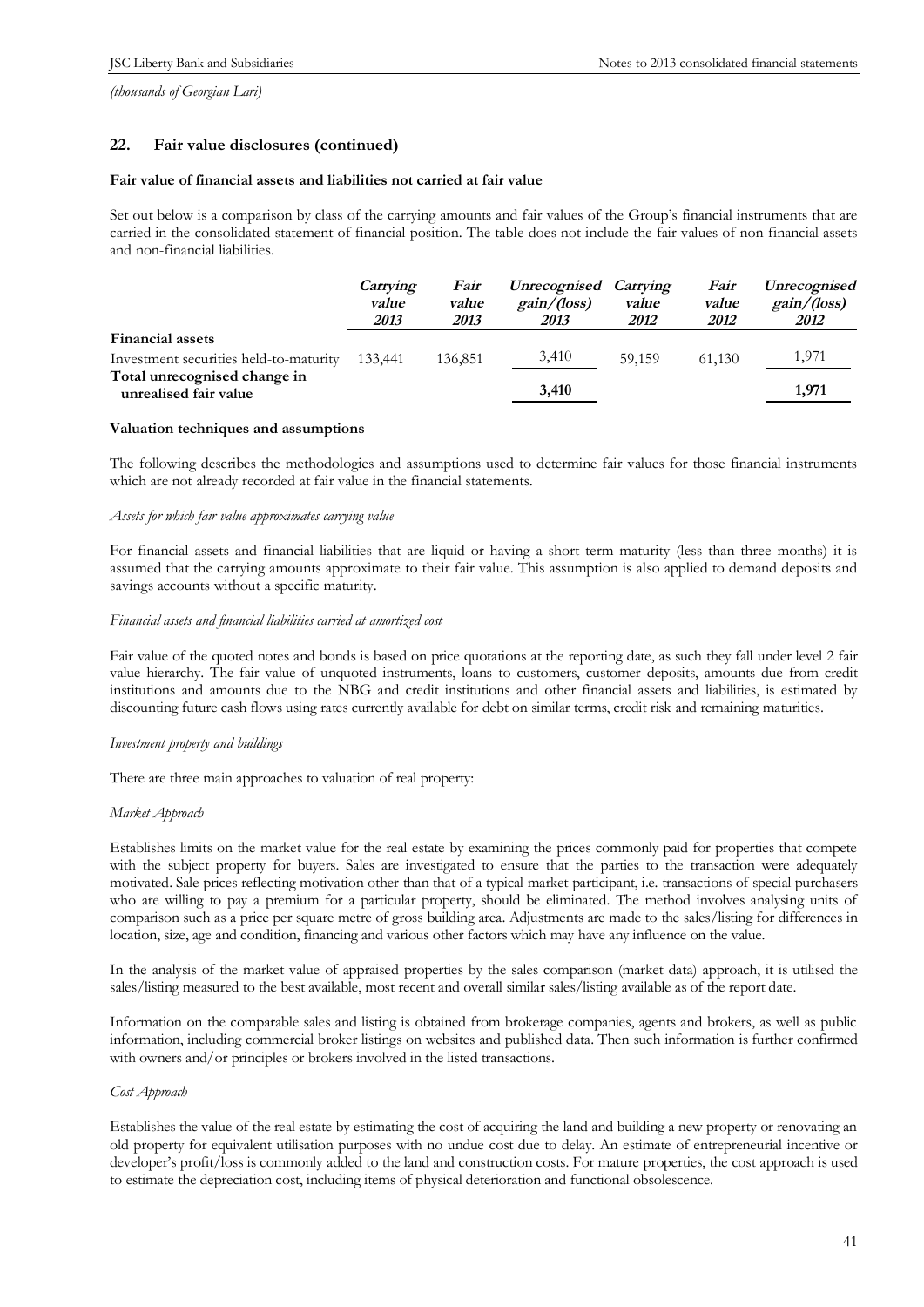*(thousands of Georgian Lari)*

## 22. Fair value disclosures (continued)

**Fair value of financial assets and liabilities not carried at fair value**

Set out below is a comparison by class of the carrying amounts and fair values of the Group's financial instruments that are carried in the consolidated statement of financial position. The table does not include the fair values of non-financial assets and non-financial liabilities.

| | *Carrying value 2013* | *Fair value 2013* | *Unrecognised gain/(loss) 2013* | *Carrying value 2012* | *Fair value 2012* | *Unrecognised gain/(loss) 2012* |
|---|---|---|---|---|---|---|
| **Financial assets** | | | | | | |
| Investment securities held-to-maturity | 133,441 | 136,851 | 3,410 | 59,159 | 61,130 | 1,971 |
| **Total unrecognised change in unrealised fair value** | | | **3,410** | | | **1,971** |

**Valuation techniques and assumptions**

The following describes the methodologies and assumptions used to determine fair values for those financial instruments which are not already recorded at fair value in the financial statements.

*Assets for which fair value approximates carrying value*

For financial assets and financial liabilities that are liquid or having a short term maturity (less than three months) it is assumed that the carrying amounts approximate to their fair value. This assumption is also applied to demand deposits and savings accounts without a specific maturity.

*Financial assets and financial liabilities carried at amortized cost*

Fair value of the quoted notes and bonds is based on price quotations at the reporting date, as such they fall under level 2 fair value hierarchy. The fair value of unquoted instruments, loans to customers, customer deposits, amounts due from credit institutions and amounts due to the NBG and credit institutions and other financial assets and liabilities, is estimated by discounting future cash flows using rates currently available for debt on similar terms, credit risk and remaining maturities.

*Investment property and buildings*

There are three main approaches to valuation of real property:

*Market Approach*

Establishes limits on the market value for the real estate by examining the prices commonly paid for properties that compete with the subject property for buyers. Sales are investigated to ensure that the parties to the transaction were adequately motivated. Sale prices reflecting motivation other than that of a typical market participant, i.e. transactions of special purchasers who are willing to pay a premium for a particular property, should be eliminated. The method involves analysing units of comparison such as a price per square metre of gross building area. Adjustments are made to the sales/listing for differences in location, size, age and condition, financing and various other factors which may have any influence on the value.

In the analysis of the market value of appraised properties by the sales comparison (market data) approach, it is utilised the sales/listing measured to the best available, most recent and overall similar sales/listing available as of the report date.

Information on the comparable sales and listing is obtained from brokerage companies, agents and brokers, as well as public information, including commercial broker listings on websites and published data. Then such information is further confirmed with owners and/or principles or brokers involved in the listed transactions.

*Cost Approach*

Establishes the value of the real estate by estimating the cost of acquiring the land and building a new property or renovating an old property for equivalent utilisation purposes with no undue cost due to delay. An estimate of entrepreneurial incentive or developer's profit/loss is commonly added to the land and construction costs. For mature properties, the cost approach is used to estimate the depreciation cost, including items of physical deterioration and functional obsolescence.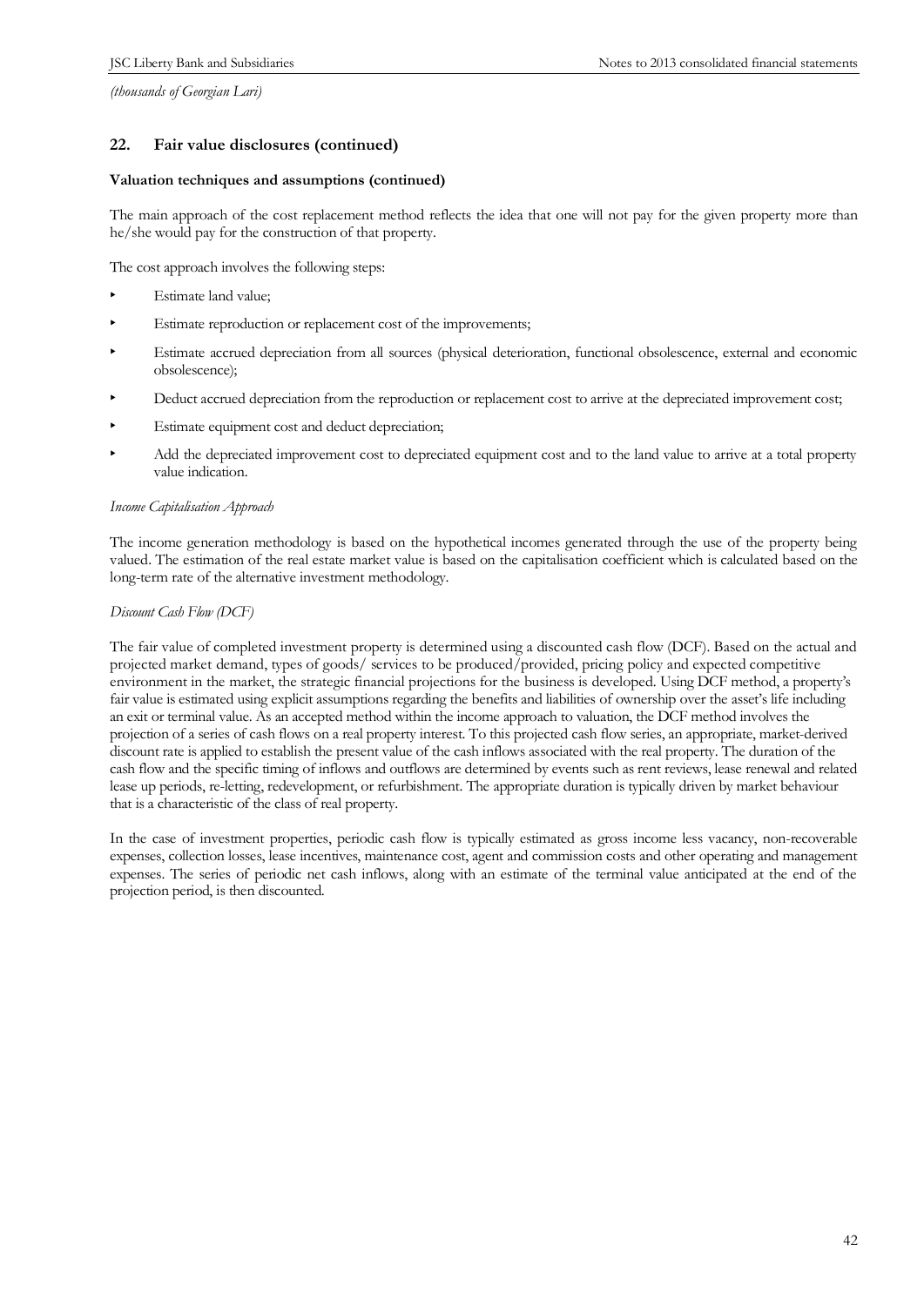*(thousands of Georgian Lari)*

## 22. Fair value disclosures (continued)

### Valuation techniques and assumptions (continued)

The main approach of the cost replacement method reflects the idea that one will not pay for the given property more than he/she would pay for the construction of that property.

The cost approach involves the following steps:

- Estimate land value;
- Estimate reproduction or replacement cost of the improvements;
- Estimate accrued depreciation from all sources (physical deterioration, functional obsolescence, external and economic obsolescence);
- Deduct accrued depreciation from the reproduction or replacement cost to arrive at the depreciated improvement cost;
- Estimate equipment cost and deduct depreciation;
- Add the depreciated improvement cost to depreciated equipment cost and to the land value to arrive at a total property value indication.

*Income Capitalisation Approach*

The income generation methodology is based on the hypothetical incomes generated through the use of the property being valued. The estimation of the real estate market value is based on the capitalisation coefficient which is calculated based on the long-term rate of the alternative investment methodology.

*Discount Cash Flow (DCF)*

The fair value of completed investment property is determined using a discounted cash flow (DCF). Based on the actual and projected market demand, types of goods/ services to be produced/provided, pricing policy and expected competitive environment in the market, the strategic financial projections for the business is developed. Using DCF method, a property's fair value is estimated using explicit assumptions regarding the benefits and liabilities of ownership over the asset's life including an exit or terminal value. As an accepted method within the income approach to valuation, the DCF method involves the projection of a series of cash flows on a real property interest. To this projected cash flow series, an appropriate, market-derived discount rate is applied to establish the present value of the cash inflows associated with the real property. The duration of the cash flow and the specific timing of inflows and outflows are determined by events such as rent reviews, lease renewal and related lease up periods, re-letting, redevelopment, or refurbishment. The appropriate duration is typically driven by market behaviour that is a characteristic of the class of real property.

In the case of investment properties, periodic cash flow is typically estimated as gross income less vacancy, non-recoverable expenses, collection losses, lease incentives, maintenance cost, agent and commission costs and other operating and management expenses. The series of periodic net cash inflows, along with an estimate of the terminal value anticipated at the end of the projection period, is then discounted.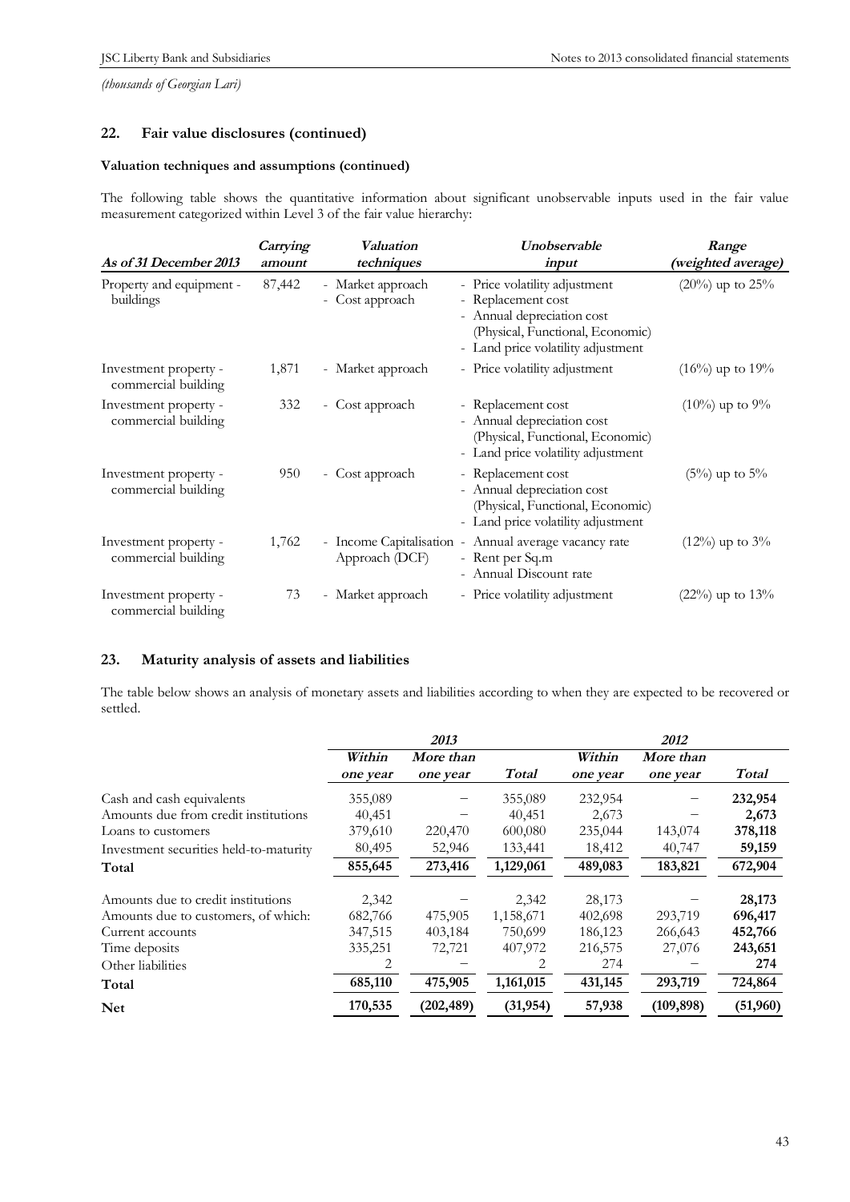*(thousands of Georgian Lari)*

## 22. Fair value disclosures (continued)

### Valuation techniques and assumptions (continued)

The following table shows the quantitative information about significant unobservable inputs used in the fair value measurement categorized within Level 3 of the fair value hierarchy:

| *As of 31 December 2013* | *Carrying amount* | *Valuation techniques* | *Unobservable input* | *Range (weighted average)* |
|---|---|---|---|---|
| Property and equipment - buildings | 87,442 | - Market approach<br>- Cost approach | - Price volatility adjustment<br>- Replacement cost<br>- Annual depreciation cost (Physical, Functional, Economic)<br>- Land price volatility adjustment | (20%) up to 25% |
| Investment property - commercial building | 1,871 | - Market approach | - Price volatility adjustment | (16%) up to 19% |
| Investment property - commercial building | 332 | - Cost approach | - Replacement cost<br>- Annual depreciation cost (Physical, Functional, Economic)<br>- Land price volatility adjustment | (10%) up to 9% |
| Investment property - commercial building | 950 | - Cost approach | - Replacement cost<br>- Annual depreciation cost (Physical, Functional, Economic)<br>- Land price volatility adjustment | (5%) up to 5% |
| Investment property - commercial building | 1,762 | - Income Capitalisation Approach (DCF) | - Annual average vacancy rate<br>- Rent per Sq.m<br>- Annual Discount rate | (12%) up to 3% |
| Investment property - commercial building | 73 | - Market approach | - Price volatility adjustment | (22%) up to 13% |

## 23. Maturity analysis of assets and liabilities

The table below shows an analysis of monetary assets and liabilities according to when they are expected to be recovered or settled.

| | *2013* | | | *2012* | | |
|---|---|---|---|---|---|---|
| | *Within one year* | *More than one year* | *Total* | *Within one year* | *More than one year* | *Total* |
| Cash and cash equivalents | 355,089 | – | 355,089 | 232,954 | – | **232,954** |
| Amounts due from credit institutions | 40,451 | – | 40,451 | 2,673 | – | **2,673** |
| Loans to customers | 379,610 | 220,470 | 600,080 | 235,044 | 143,074 | **378,118** |
| Investment securities held-to-maturity | 80,495 | 52,946 | 133,441 | 18,412 | 40,747 | **59,159** |
| **Total** | **855,645** | **273,416** | **1,129,061** | **489,083** | **183,821** | **672,904** |
| | | | | | | |
| Amounts due to credit institutions | 2,342 | – | 2,342 | 28,173 | – | **28,173** |
| Amounts due to customers, of which: | 682,766 | 475,905 | 1,158,671 | 402,698 | 293,719 | **696,417** |
| Current accounts | 347,515 | 403,184 | 750,699 | 186,123 | 266,643 | **452,766** |
| Time deposits | 335,251 | 72,721 | 407,972 | 216,575 | 27,076 | **243,651** |
| Other liabilities | 2 | – | 2 | 274 | – | **274** |
| **Total** | **685,110** | **475,905** | **1,161,015** | **431,145** | **293,719** | **724,864** |
| **Net** | **170,535** | **(202,489)** | **(31,954)** | **57,938** | **(109,898)** | **(51,960)** |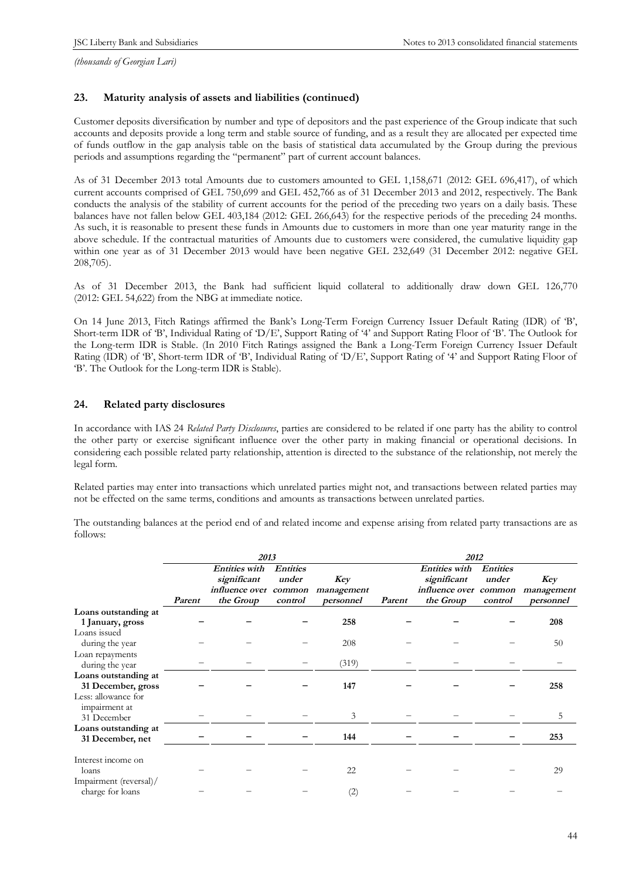*(thousands of Georgian Lari)*

## 23. Maturity analysis of assets and liabilities (continued)

Customer deposits diversification by number and type of depositors and the past experience of the Group indicate that such accounts and deposits provide a long term and stable source of funding, and as a result they are allocated per expected time of funds outflow in the gap analysis table on the basis of statistical data accumulated by the Group during the previous periods and assumptions regarding the "permanent" part of current account balances.

As of 31 December 2013 total Amounts due to customers amounted to GEL 1,158,671 (2012: GEL 696,417), of which current accounts comprised of GEL 750,699 and GEL 452,766 as of 31 December 2013 and 2012, respectively. The Bank conducts the analysis of the stability of current accounts for the period of the preceding two years on a daily basis. These balances have not fallen below GEL 403,184 (2012: GEL 266,643) for the respective periods of the preceding 24 months. As such, it is reasonable to present these funds in Amounts due to customers in more than one year maturity range in the above schedule. If the contractual maturities of Amounts due to customers were considered, the cumulative liquidity gap within one year as of 31 December 2013 would have been negative GEL 232,649 (31 December 2012: negative GEL 208,705).

As of 31 December 2013, the Bank had sufficient liquid collateral to additionally draw down GEL 126,770 (2012: GEL 54,622) from the NBG at immediate notice.

On 14 June 2013, Fitch Ratings affirmed the Bank's Long-Term Foreign Currency Issuer Default Rating (IDR) of 'B', Short-term IDR of 'B', Individual Rating of 'D/E', Support Rating of '4' and Support Rating Floor of 'B'. The Outlook for the Long-term IDR is Stable. (In 2010 Fitch Ratings assigned the Bank a Long-Term Foreign Currency Issuer Default Rating (IDR) of 'B', Short-term IDR of 'B', Individual Rating of 'D/E', Support Rating of '4' and Support Rating Floor of 'B'. The Outlook for the Long-term IDR is Stable).

## 24. Related party disclosures

In accordance with IAS 24 *Related Party Disclosures*, parties are considered to be related if one party has the ability to control the other party or exercise significant influence over the other party in making financial or operational decisions. In considering each possible related party relationship, attention is directed to the substance of the relationship, not merely the legal form.

Related parties may enter into transactions which unrelated parties might not, and transactions between related parties may not be effected on the same terms, conditions and amounts as transactions between unrelated parties.

The outstanding balances at the period end of and related income and expense arising from related party transactions are as follows:

| | *2013* | | | | *2012* | | | |
|---|---|---|---|---|---|---|---|---|
| | *Parent* | *Entities with significant influence over the Group* | *Entities under common control* | *Key management personnel* | *Parent* | *Entities with significant influence over the Group* | *Entities under common control* | *Key management personnel* |
| **Loans outstanding at 1 January, gross** | **–** | **–** | **–** | **258** | **–** | **–** | **–** | **208** |
| Loans issued during the year | – | – | – | 208 | – | – | – | 50 |
| Loan repayments during the year | – | – | – | (319) | – | – | – | – |
| **Loans outstanding at 31 December, gross** | **–** | **–** | **–** | **147** | **–** | **–** | **–** | **258** |
| Less: allowance for impairment at 31 December | – | – | – | 3 | – | – | – | 5 |
| **Loans outstanding at 31 December, net** | **–** | **–** | **–** | **144** | **–** | **–** | **–** | **253** |
| Interest income on loans | – | – | – | 22 | – | – | – | 29 |
| Impairment (reversal)/ charge for loans | – | – | – | (2) | – | – | – | – |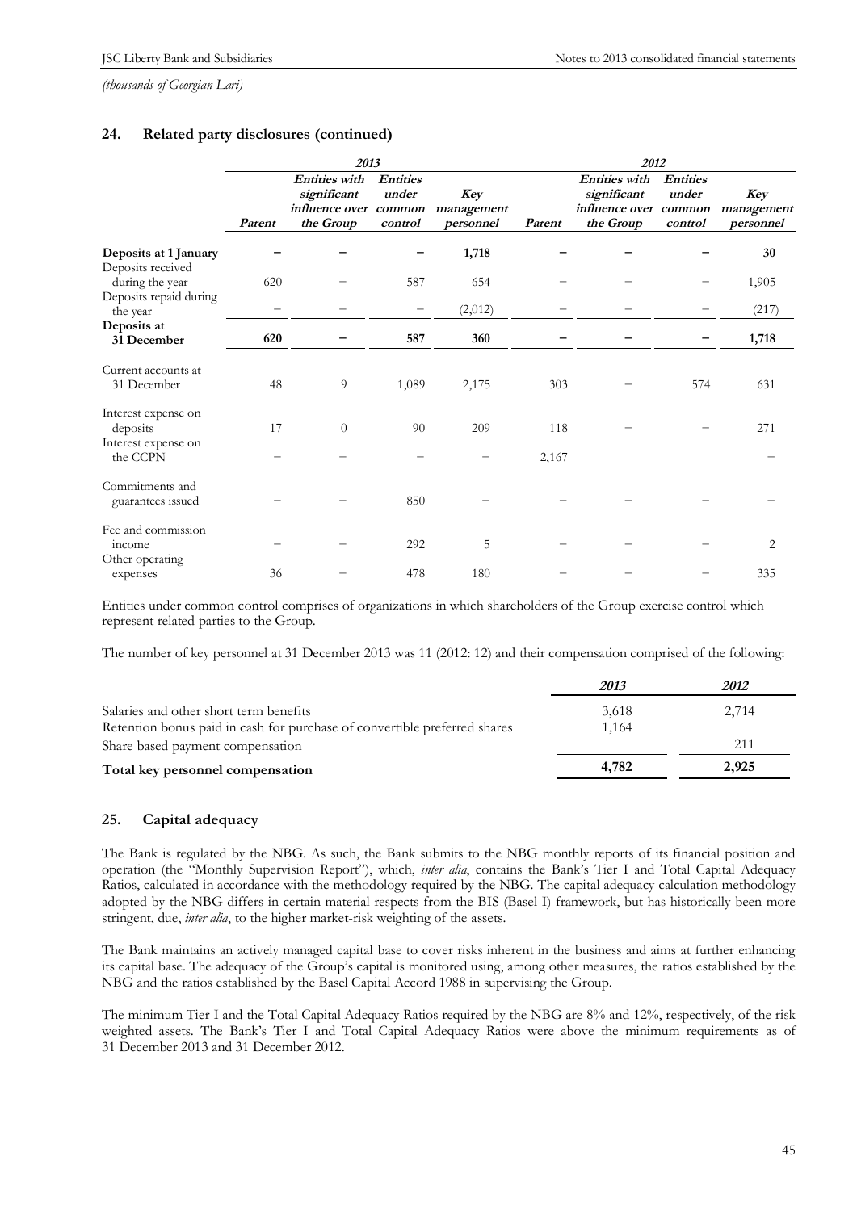*(thousands of Georgian Lari)*

## 24. Related party disclosures (continued)

| | 2013 | | | | 2012 | | | |
|---|---|---|---|---|---|---|---|---|
| | *Parent* | *Entities with significant influence over the Group* | *Entities under common control* | *Key management personnel* | *Parent* | *Entities with significant influence over the Group* | *Entities under common control* | *Key management personnel* |
| **Deposits at 1 January** | – | – | – | **1,718** | – | – | – | **30** |
| Deposits received during the year | 620 | – | 587 | 654 | – | – | – | 1,905 |
| Deposits repaid during the year | – | – | – | (2,012) | – | – | – | (217) |
| **Deposits at 31 December** | **620** | – | **587** | **360** | – | – | – | **1,718** |
| Current accounts at 31 December | 48 | 9 | 1,089 | 2,175 | 303 | – | 574 | 631 |
| Interest expense on deposits | 17 | 0 | 90 | 209 | 118 | – | – | 271 |
| Interest expense on the CCPN | – | – | – | – | 2,167 | | | – |
| Commitments and guarantees issued | – | – | 850 | – | – | – | – | – |
| Fee and commission income | – | – | 292 | 5 | – | – | – | 2 |
| Other operating expenses | 36 | – | 478 | 180 | – | – | – | 335 |

Entities under common control comprises of organizations in which shareholders of the Group exercise control which represent related parties to the Group.

The number of key personnel at 31 December 2013 was 11 (2012: 12) and their compensation comprised of the following:

| | *2013* | *2012* |
|---|---|---|
| Salaries and other short term benefits | 3,618 | 2,714 |
| Retention bonus paid in cash for purchase of convertible preferred shares | 1,164 | – |
| Share based payment compensation | – | 211 |
| **Total key personnel compensation** | **4,782** | **2,925** |

## 25. Capital adequacy

The Bank is regulated by the NBG. As such, the Bank submits to the NBG monthly reports of its financial position and operation (the "Monthly Supervision Report"), which, *inter alia*, contains the Bank's Tier I and Total Capital Adequacy Ratios, calculated in accordance with the methodology required by the NBG. The capital adequacy calculation methodology adopted by the NBG differs in certain material respects from the BIS (Basel I) framework, but has historically been more stringent, due, *inter alia*, to the higher market-risk weighting of the assets.

The Bank maintains an actively managed capital base to cover risks inherent in the business and aims at further enhancing its capital base. The adequacy of the Group's capital is monitored using, among other measures, the ratios established by the NBG and the ratios established by the Basel Capital Accord 1988 in supervising the Group.

The minimum Tier I and the Total Capital Adequacy Ratios required by the NBG are 8% and 12%, respectively, of the risk weighted assets. The Bank's Tier I and Total Capital Adequacy Ratios were above the minimum requirements as of 31 December 2013 and 31 December 2012.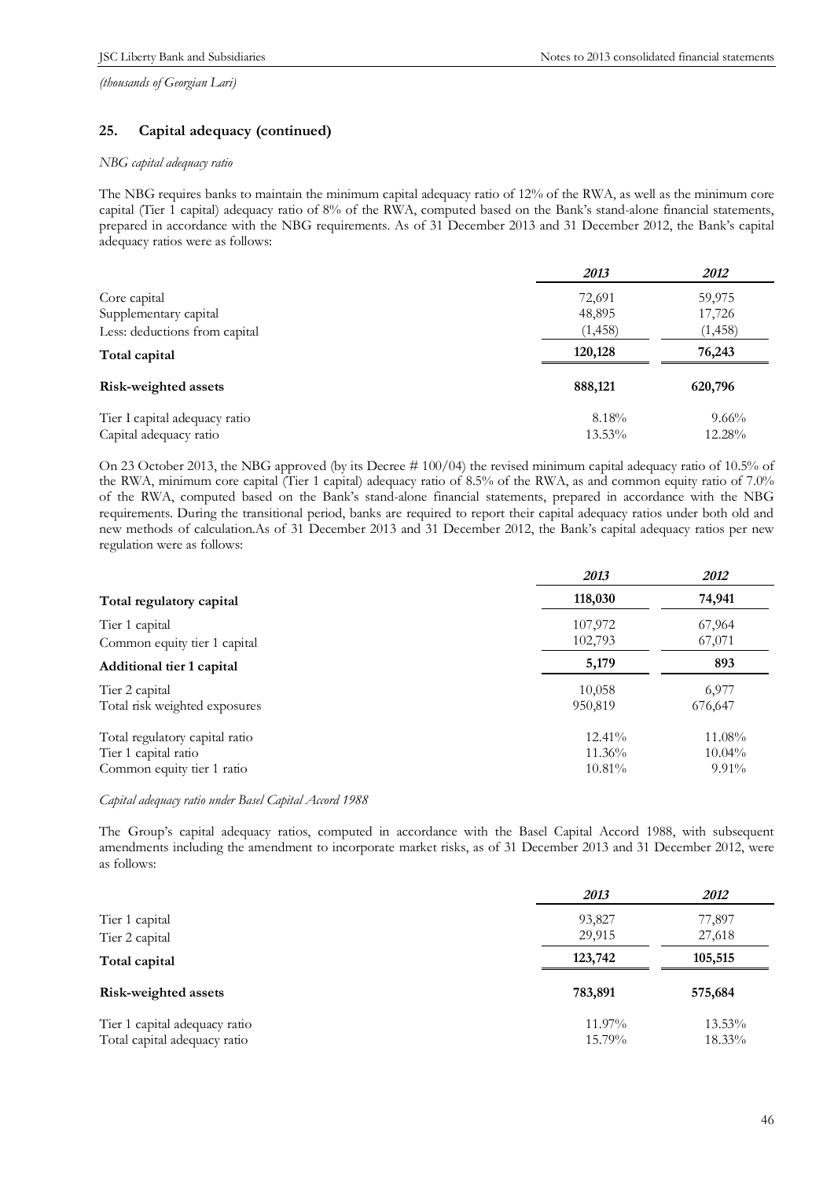*(thousands of Georgian Lari)*

## 25. Capital adequacy (continued)

*NBG capital adequacy ratio*

The NBG requires banks to maintain the minimum capital adequacy ratio of 12% of the RWA, as well as the minimum core capital (Tier 1 capital) adequacy ratio of 8% of the RWA, computed based on the Bank's stand-alone financial statements, prepared in accordance with the NBG requirements. As of 31 December 2013 and 31 December 2012, the Bank's capital adequacy ratios were as follows:

| | *2013* | *2012* |
|---|---|---|
| Core capital | 72,691 | 59,975 |
| Supplementary capital | 48,895 | 17,726 |
| Less: deductions from capital | (1,458) | (1,458) |
| **Total capital** | **120,128** | **76,243** |
| **Risk-weighted assets** | **888,121** | **620,796** |
| Tier I capital adequacy ratio | 8.18% | 9.66% |
| Capital adequacy ratio | 13.53% | 12.28% |

On 23 October 2013, the NBG approved (by its Decree # 100/04) the revised minimum capital adequacy ratio of 10.5% of the RWA, minimum core capital (Tier 1 capital) adequacy ratio of 8.5% of the RWA, as and common equity ratio of 7.0% of the RWA, computed based on the Bank's stand-alone financial statements, prepared in accordance with the NBG requirements. During the transitional period, banks are required to report their capital adequacy ratios under both old and new methods of calculation.As of 31 December 2013 and 31 December 2012, the Bank's capital adequacy ratios per new regulation were as follows:

| | *2013* | *2012* |
|---|---|---|
| **Total regulatory capital** | **118,030** | **74,941** |
| Tier 1 capital | 107,972 | 67,964 |
| Common equity tier 1 capital | 102,793 | 67,071 |
| **Additional tier 1 capital** | **5,179** | **893** |
| Tier 2 capital | 10,058 | 6,977 |
| Total risk weighted exposures | 950,819 | 676,647 |
| Total regulatory capital ratio | 12.41% | 11.08% |
| Tier 1 capital ratio | 11.36% | 10.04% |
| Common equity tier 1 ratio | 10.81% | 9.91% |

*Capital adequacy ratio under Basel Capital Accord 1988*

The Group's capital adequacy ratios, computed in accordance with the Basel Capital Accord 1988, with subsequent amendments including the amendment to incorporate market risks, as of 31 December 2013 and 31 December 2012, were as follows:

| | *2013* | *2012* |
|---|---|---|
| Tier 1 capital | 93,827 | 77,897 |
| Tier 2 capital | 29,915 | 27,618 |
| **Total capital** | **123,742** | **105,515** |
| **Risk-weighted assets** | **783,891** | **575,684** |
| Tier 1 capital adequacy ratio | 11.97% | 13.53% |
| Total capital adequacy ratio | 15.79% | 18.33% |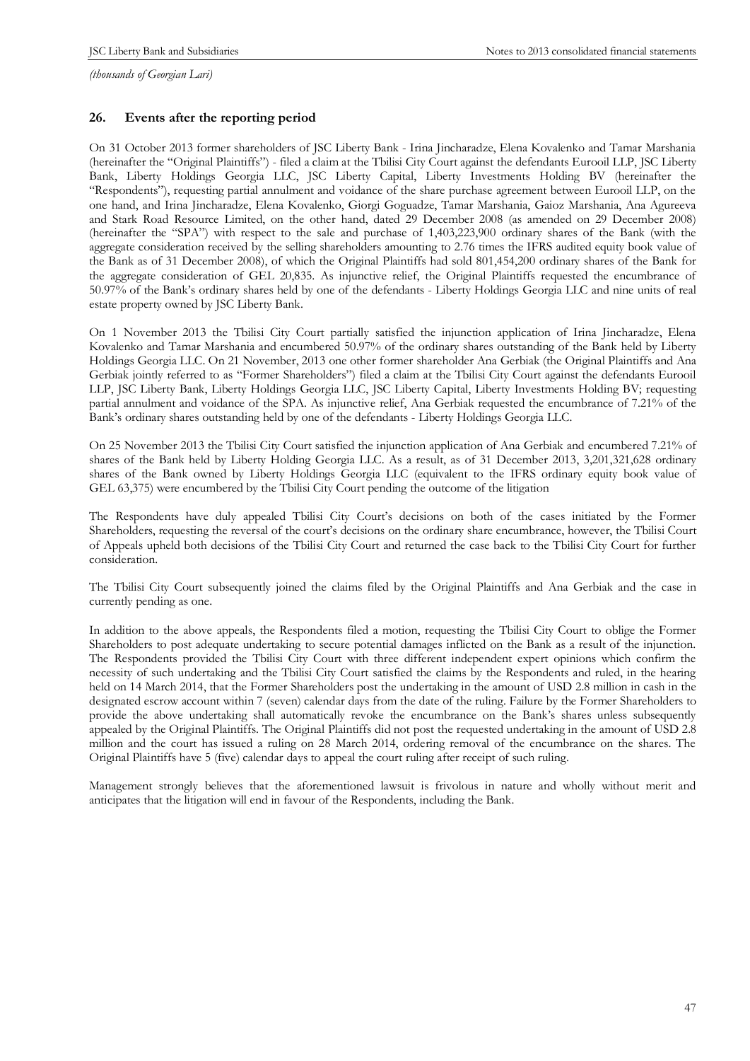*(thousands of Georgian Lari)*

## 26. Events after the reporting period

On 31 October 2013 former shareholders of JSC Liberty Bank - Irina Jincharadze, Elena Kovalenko and Tamar Marshania (hereinafter the "Original Plaintiffs") - filed a claim at the Tbilisi City Court against the defendants Eurooil LLP, JSC Liberty Bank, Liberty Holdings Georgia LLC, JSC Liberty Capital, Liberty Investments Holding BV (hereinafter the "Respondents"), requesting partial annulment and voidance of the share purchase agreement between Eurooil LLP, on the one hand, and Irina Jincharadze, Elena Kovalenko, Giorgi Goguadze, Tamar Marshania, Gaioz Marshania, Ana Agureeva and Stark Road Resource Limited, on the other hand, dated 29 December 2008 (as amended on 29 December 2008) (hereinafter the "SPA") with respect to the sale and purchase of 1,403,223,900 ordinary shares of the Bank (with the aggregate consideration received by the selling shareholders amounting to 2.76 times the IFRS audited equity book value of the Bank as of 31 December 2008), of which the Original Plaintiffs had sold 801,454,200 ordinary shares of the Bank for the aggregate consideration of GEL 20,835. As injunctive relief, the Original Plaintiffs requested the encumbrance of 50.97% of the Bank's ordinary shares held by one of the defendants - Liberty Holdings Georgia LLC and nine units of real estate property owned by JSC Liberty Bank.

On 1 November 2013 the Tbilisi City Court partially satisfied the injunction application of Irina Jincharadze, Elena Kovalenko and Tamar Marshania and encumbered 50.97% of the ordinary shares outstanding of the Bank held by Liberty Holdings Georgia LLC. On 21 November, 2013 one other former shareholder Ana Gerbiak (the Original Plaintiffs and Ana Gerbiak jointly referred to as "Former Shareholders") filed a claim at the Tbilisi City Court against the defendants Eurooil LLP, JSC Liberty Bank, Liberty Holdings Georgia LLC, JSC Liberty Capital, Liberty Investments Holding BV; requesting partial annulment and voidance of the SPA. As injunctive relief, Ana Gerbiak requested the encumbrance of 7.21% of the Bank's ordinary shares outstanding held by one of the defendants - Liberty Holdings Georgia LLC.

On 25 November 2013 the Tbilisi City Court satisfied the injunction application of Ana Gerbiak and encumbered 7.21% of shares of the Bank held by Liberty Holding Georgia LLC. As a result, as of 31 December 2013, 3,201,321,628 ordinary shares of the Bank owned by Liberty Holdings Georgia LLC (equivalent to the IFRS ordinary equity book value of GEL 63,375) were encumbered by the Tbilisi City Court pending the outcome of the litigation

The Respondents have duly appealed Tbilisi City Court's decisions on both of the cases initiated by the Former Shareholders, requesting the reversal of the court's decisions on the ordinary share encumbrance, however, the Tbilisi Court of Appeals upheld both decisions of the Tbilisi City Court and returned the case back to the Tbilisi City Court for further consideration.

The Tbilisi City Court subsequently joined the claims filed by the Original Plaintiffs and Ana Gerbiak and the case in currently pending as one.

In addition to the above appeals, the Respondents filed a motion, requesting the Tbilisi City Court to oblige the Former Shareholders to post adequate undertaking to secure potential damages inflicted on the Bank as a result of the injunction. The Respondents provided the Tbilisi City Court with three different independent expert opinions which confirm the necessity of such undertaking and the Tbilisi City Court satisfied the claims by the Respondents and ruled, in the hearing held on 14 March 2014, that the Former Shareholders post the undertaking in the amount of USD 2.8 million in cash in the designated escrow account within 7 (seven) calendar days from the date of the ruling. Failure by the Former Shareholders to provide the above undertaking shall automatically revoke the encumbrance on the Bank's shares unless subsequently appealed by the Original Plaintiffs. The Original Plaintiffs did not post the requested undertaking in the amount of USD 2.8 million and the court has issued a ruling on 28 March 2014, ordering removal of the encumbrance on the shares. The Original Plaintiffs have 5 (five) calendar days to appeal the court ruling after receipt of such ruling.

Management strongly believes that the aforementioned lawsuit is frivolous in nature and wholly without merit and anticipates that the litigation will end in favour of the Respondents, including the Bank.